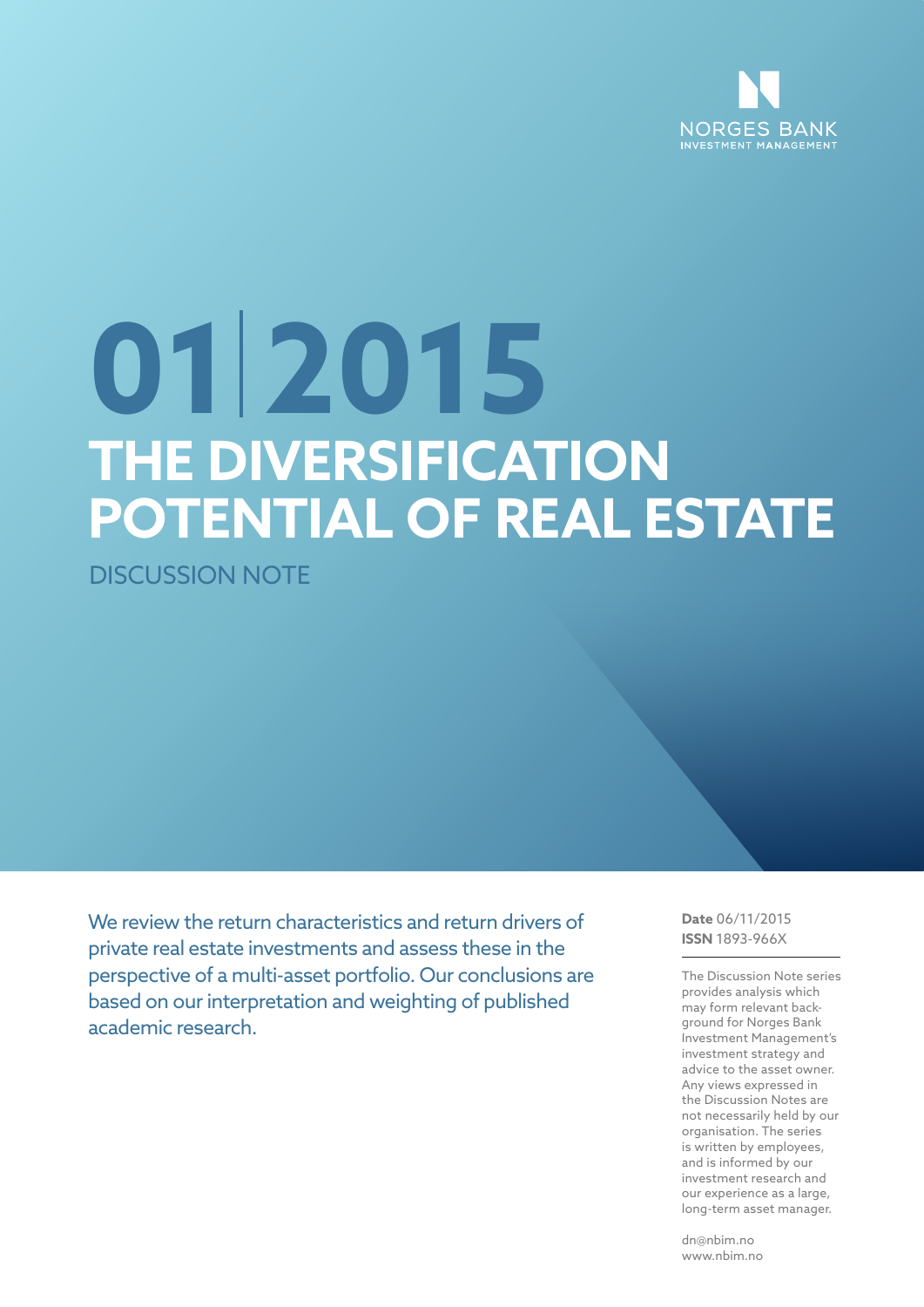NORGES BANK
INVESTMENT MANAGEMENT

# 01|2015

# THE DIVERSIFICATION POTENTIAL OF REAL ESTATE

## DISCUSSION NOTE

We review the return characteristics and return drivers of private real estate investments and assess these in the perspective of a multi-asset portfolio. Our conclusions are based on our interpretation and weighting of published academic research.

**Date** 06/11/2015
**ISSN** 1893-966X

The Discussion Note series provides analysis which may form relevant background for Norges Bank Investment Management's investment strategy and advice to the asset owner. Any views expressed in the Discussion Notes are not necessarily held by our organisation. The series is written by employees, and is informed by our investment research and our experience as a large, long-term asset manager.

dn@nbim.no
www.nbim.no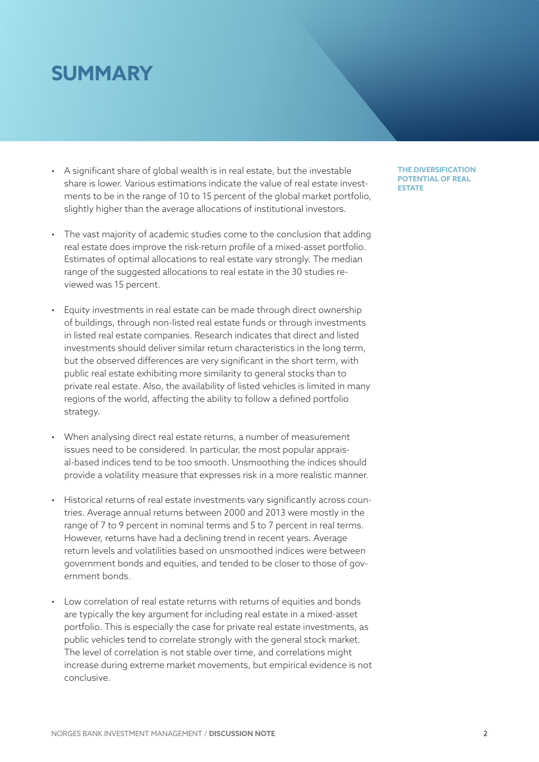# SUMMARY

THE DIVERSIFICATION POTENTIAL OF REAL ESTATE

- A significant share of global wealth is in real estate, but the investable share is lower. Various estimations indicate the value of real estate investments to be in the range of 10 to 15 percent of the global market portfolio, slightly higher than the average allocations of institutional investors.
- The vast majority of academic studies come to the conclusion that adding real estate does improve the risk-return profile of a mixed-asset portfolio. Estimates of optimal allocations to real estate vary strongly. The median range of the suggested allocations to real estate in the 30 studies reviewed was 15 percent.
- Equity investments in real estate can be made through direct ownership of buildings, through non-listed real estate funds or through investments in listed real estate companies. Research indicates that direct and listed investments should deliver similar return characteristics in the long term, but the observed differences are very significant in the short term, with public real estate exhibiting more similarity to general stocks than to private real estate. Also, the availability of listed vehicles is limited in many regions of the world, affecting the ability to follow a defined portfolio strategy.
- When analysing direct real estate returns, a number of measurement issues need to be considered. In particular, the most popular appraisal-based indices tend to be too smooth. Unsmoothing the indices should provide a volatility measure that expresses risk in a more realistic manner.
- Historical returns of real estate investments vary significantly across countries. Average annual returns between 2000 and 2013 were mostly in the range of 7 to 9 percent in nominal terms and 5 to 7 percent in real terms. However, returns have had a declining trend in recent years. Average return levels and volatilities based on unsmoothed indices were between government bonds and equities, and tended to be closer to those of government bonds.
- Low correlation of real estate returns with returns of equities and bonds are typically the key argument for including real estate in a mixed-asset portfolio. This is especially the case for private real estate investments, as public vehicles tend to correlate strongly with the general stock market. The level of correlation is not stable over time, and correlations might increase during extreme market movements, but empirical evidence is not conclusive.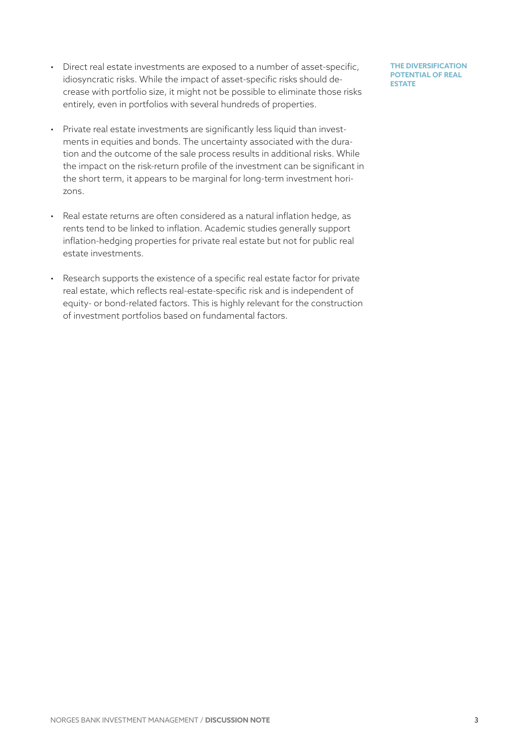- Direct real estate investments are exposed to a number of asset-specific, idiosyncratic risks. While the impact of asset-specific risks should decrease with portfolio size, it might not be possible to eliminate those risks entirely, even in portfolios with several hundreds of properties.

- Private real estate investments are significantly less liquid than investments in equities and bonds. The uncertainty associated with the duration and the outcome of the sale process results in additional risks. While the impact on the risk-return profile of the investment can be significant in the short term, it appears to be marginal for long-term investment horizons.

- Real estate returns are often considered as a natural inflation hedge, as rents tend to be linked to inflation. Academic studies generally support inflation-hedging properties for private real estate but not for public real estate investments.

- Research supports the existence of a specific real estate factor for private real estate, which reflects real-estate-specific risk and is independent of equity- or bond-related factors. This is highly relevant for the construction of investment portfolios based on fundamental factors.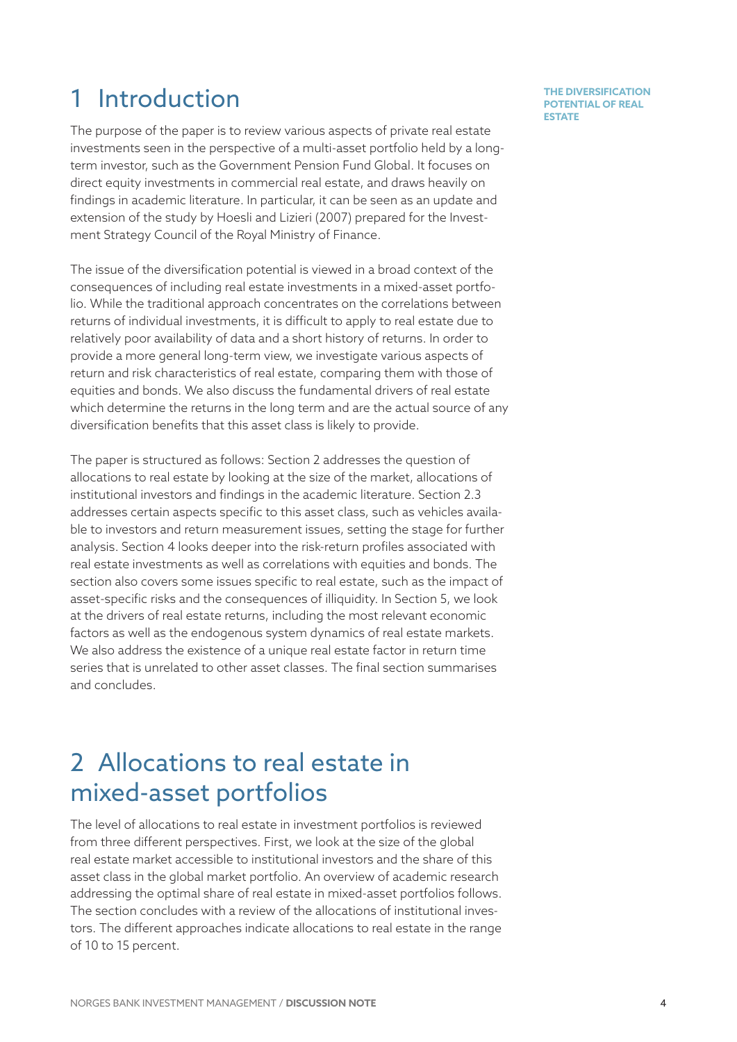# 1 Introduction

The purpose of the paper is to review various aspects of private real estate investments seen in the perspective of a multi-asset portfolio held by a long-term investor, such as the Government Pension Fund Global. It focuses on direct equity investments in commercial real estate, and draws heavily on findings in academic literature. In particular, it can be seen as an update and extension of the study by Hoesli and Lizieri (2007) prepared for the Investment Strategy Council of the Royal Ministry of Finance.

The issue of the diversification potential is viewed in a broad context of the consequences of including real estate investments in a mixed-asset portfolio. While the traditional approach concentrates on the correlations between returns of individual investments, it is difficult to apply to real estate due to relatively poor availability of data and a short history of returns. In order to provide a more general long-term view, we investigate various aspects of return and risk characteristics of real estate, comparing them with those of equities and bonds. We also discuss the fundamental drivers of real estate which determine the returns in the long term and are the actual source of any diversification benefits that this asset class is likely to provide.

The paper is structured as follows: Section 2 addresses the question of allocations to real estate by looking at the size of the market, allocations of institutional investors and findings in the academic literature. Section 2.3 addresses certain aspects specific to this asset class, such as vehicles available to investors and return measurement issues, setting the stage for further analysis. Section 4 looks deeper into the risk-return profiles associated with real estate investments as well as correlations with equities and bonds. The section also covers some issues specific to real estate, such as the impact of asset-specific risks and the consequences of illiquidity. In Section 5, we look at the drivers of real estate returns, including the most relevant economic factors as well as the endogenous system dynamics of real estate markets. We also address the existence of a unique real estate factor in return time series that is unrelated to other asset classes. The final section summarises and concludes.

# 2 Allocations to real estate in mixed-asset portfolios

The level of allocations to real estate in investment portfolios is reviewed from three different perspectives. First, we look at the size of the global real estate market accessible to institutional investors and the share of this asset class in the global market portfolio. An overview of academic research addressing the optimal share of real estate in mixed-asset portfolios follows. The section concludes with a review of the allocations of institutional investors. The different approaches indicate allocations to real estate in the range of 10 to 15 percent.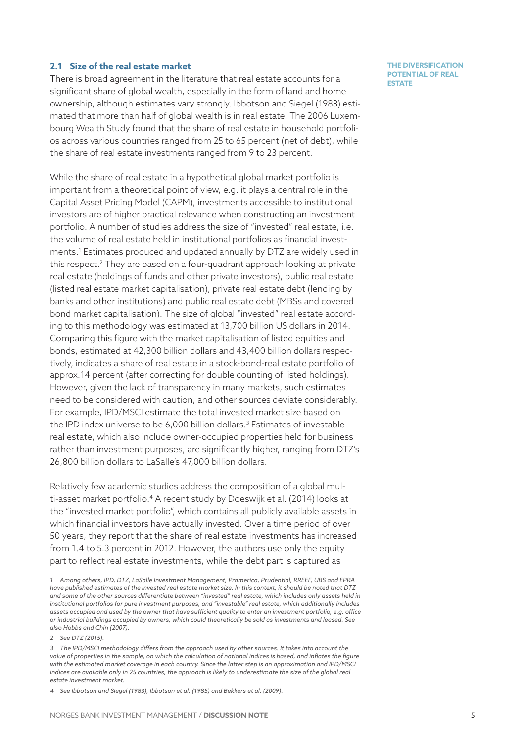## 2.1 Size of the real estate market

There is broad agreement in the literature that real estate accounts for a significant share of global wealth, especially in the form of land and home ownership, although estimates vary strongly. Ibbotson and Siegel (1983) estimated that more than half of global wealth is in real estate. The 2006 Luxembourg Wealth Study found that the share of real estate in household portfolios across various countries ranged from 25 to 65 percent (net of debt), while the share of real estate investments ranged from 9 to 23 percent.

While the share of real estate in a hypothetical global market portfolio is important from a theoretical point of view, e.g. it plays a central role in the Capital Asset Pricing Model (CAPM), investments accessible to institutional investors are of higher practical relevance when constructing an investment portfolio. A number of studies address the size of "invested" real estate, i.e. the volume of real estate held in institutional portfolios as financial investments.[1] Estimates produced and updated annually by DTZ are widely used in this respect.[2] They are based on a four-quadrant approach looking at private real estate (holdings of funds and other private investors), public real estate (listed real estate market capitalisation), private real estate debt (lending by banks and other institutions) and public real estate debt (MBSs and covered bond market capitalisation). The size of global "invested" real estate according to this methodology was estimated at 13,700 billion US dollars in 2014. Comparing this figure with the market capitalisation of listed equities and bonds, estimated at 42,300 billion dollars and 43,400 billion dollars respectively, indicates a share of real estate in a stock-bond-real estate portfolio of approx.14 percent (after correcting for double counting of listed holdings). However, given the lack of transparency in many markets, such estimates need to be considered with caution, and other sources deviate considerably. For example, IPD/MSCI estimate the total invested market size based on the IPD index universe to be 6,000 billion dollars.[3] Estimates of investable real estate, which also include owner-occupied properties held for business rather than investment purposes, are significantly higher, ranging from DTZ's 26,800 billion dollars to LaSalle's 47,000 billion dollars.

Relatively few academic studies address the composition of a global multi-asset market portfolio.[4] A recent study by Doeswijk et al. (2014) looks at the "invested market portfolio", which contains all publicly available assets in which financial investors have actually invested. Over a time period of over 50 years, they report that the share of real estate investments has increased from 1.4 to 5.3 percent in 2012. However, the authors use only the equity part to reflect real estate investments, while the debt part is captured as

*1 Among others, IPD, DTZ, LaSalle Investment Management, Pramerica, Prudential, RREEF, UBS and EPRA have published estimates of the invested real estate market size. In this context, it should be noted that DTZ and some of the other sources differentiate between "invested" real estate, which includes only assets held in institutional portfolios for pure investment purposes, and "investable" real estate, which additionally includes assets occupied and used by the owner that have sufficient quality to enter an investment portfolio, e.g. office or industrial buildings occupied by owners, which could theoretically be sold as investments and leased. See also Hobbs and Chin (2007).*

*2 See DTZ (2015).*

*3 The IPD/MSCI methodology differs from the approach used by other sources. It takes into account the value of properties in the sample, on which the calculation of national indices is based, and inflates the figure with the estimated market coverage in each country. Since the latter step is an approximation and IPD/MSCI indices are available only in 25 countries, the approach is likely to underestimate the size of the global real estate investment market.*

*4 See Ibbotson and Siegel (1983), Ibbotson et al. (1985) and Bekkers et al. (2009).*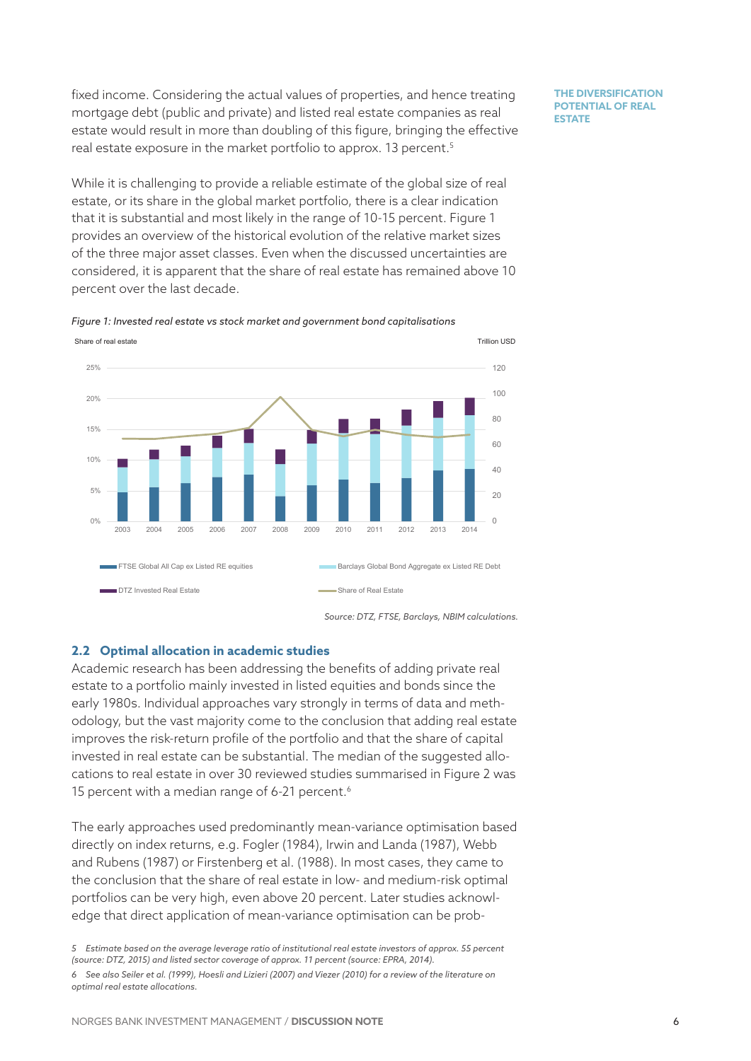fixed income. Considering the actual values of properties, and hence treating mortgage debt (public and private) and listed real estate companies as real estate would result in more than doubling of this figure, bringing the effective real estate exposure in the market portfolio to approx. 13 percent.[5]

While it is challenging to provide a reliable estimate of the global size of real estate, or its share in the global market portfolio, there is a clear indication that it is substantial and most likely in the range of 10-15 percent. Figure 1 provides an overview of the historical evolution of the relative market sizes of the three major asset classes. Even when the discussed uncertainties are considered, it is apparent that the share of real estate has remained above 10 percent over the last decade.

*Figure 1: Invested real estate vs stock market and government bond capitalisations*

*Source: DTZ, FTSE, Barclays, NBIM calculations.*

## 2.2 Optimal allocation in academic studies

Academic research has been addressing the benefits of adding private real estate to a portfolio mainly invested in listed equities and bonds since the early 1980s. Individual approaches vary strongly in terms of data and methodology, but the vast majority come to the conclusion that adding real estate improves the risk-return profile of the portfolio and that the share of capital invested in real estate can be substantial. The median of the suggested allocations to real estate in over 30 reviewed studies summarised in Figure 2 was 15 percent with a median range of 6-21 percent.[6]

The early approaches used predominantly mean-variance optimisation based directly on index returns, e.g. Fogler (1984), Irwin and Landa (1987), Webb and Rubens (1987) or Firstenberg et al. (1988). In most cases, they came to the conclusion that the share of real estate in low- and medium-risk optimal portfolios can be very high, even above 20 percent. Later studies acknowledge that direct application of mean-variance optimisation can be prob-

5 Estimate based on the average leverage ratio of institutional real estate investors of approx. 55 percent (source: DTZ, 2015) and listed sector coverage of approx. 11 percent (source: EPRA, 2014).

6 See also Seiler et al. (1999), Hoesli and Lizieri (2007) and Viezer (2010) for a review of the literature on optimal real estate allocations.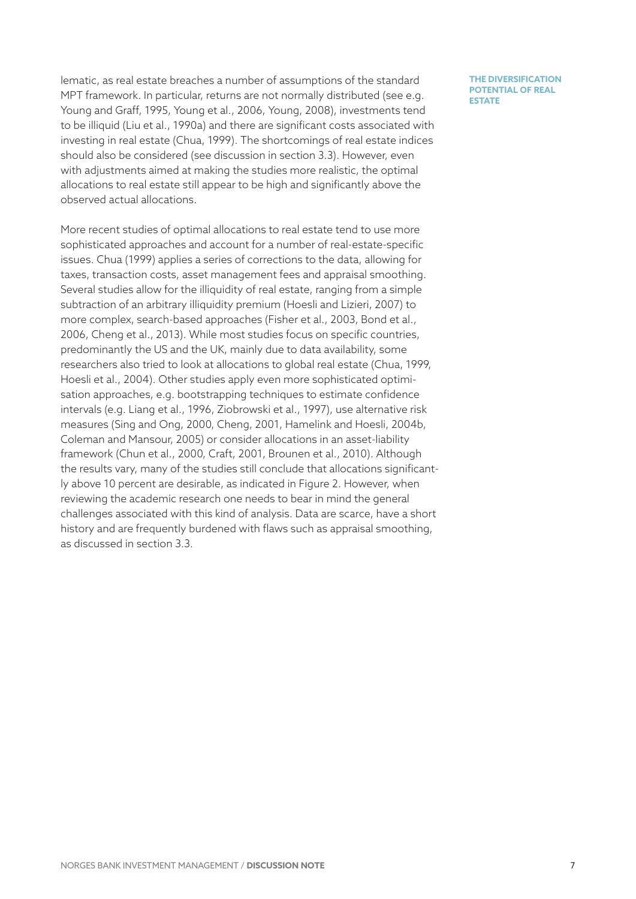lematic, as real estate breaches a number of assumptions of the standard MPT framework. In particular, returns are not normally distributed (see e.g. Young and Graff, 1995, Young et al., 2006, Young, 2008), investments tend to be illiquid (Liu et al., 1990a) and there are significant costs associated with investing in real estate (Chua, 1999). The shortcomings of real estate indices should also be considered (see discussion in section 3.3). However, even with adjustments aimed at making the studies more realistic, the optimal allocations to real estate still appear to be high and significantly above the observed actual allocations.

More recent studies of optimal allocations to real estate tend to use more sophisticated approaches and account for a number of real-estate-specific issues. Chua (1999) applies a series of corrections to the data, allowing for taxes, transaction costs, asset management fees and appraisal smoothing. Several studies allow for the illiquidity of real estate, ranging from a simple subtraction of an arbitrary illiquidity premium (Hoesli and Lizieri, 2007) to more complex, search-based approaches (Fisher et al., 2003, Bond et al., 2006, Cheng et al., 2013). While most studies focus on specific countries, predominantly the US and the UK, mainly due to data availability, some researchers also tried to look at allocations to global real estate (Chua, 1999, Hoesli et al., 2004). Other studies apply even more sophisticated optimisation approaches, e.g. bootstrapping techniques to estimate confidence intervals (e.g. Liang et al., 1996, Ziobrowski et al., 1997), use alternative risk measures (Sing and Ong, 2000, Cheng, 2001, Hamelink and Hoesli, 2004b, Coleman and Mansour, 2005) or consider allocations in an asset-liability framework (Chun et al., 2000, Craft, 2001, Brounen et al., 2010). Although the results vary, many of the studies still conclude that allocations significantly above 10 percent are desirable, as indicated in Figure 2. However, when reviewing the academic research one needs to bear in mind the general challenges associated with this kind of analysis. Data are scarce, have a short history and are frequently burdened with flaws such as appraisal smoothing, as discussed in section 3.3.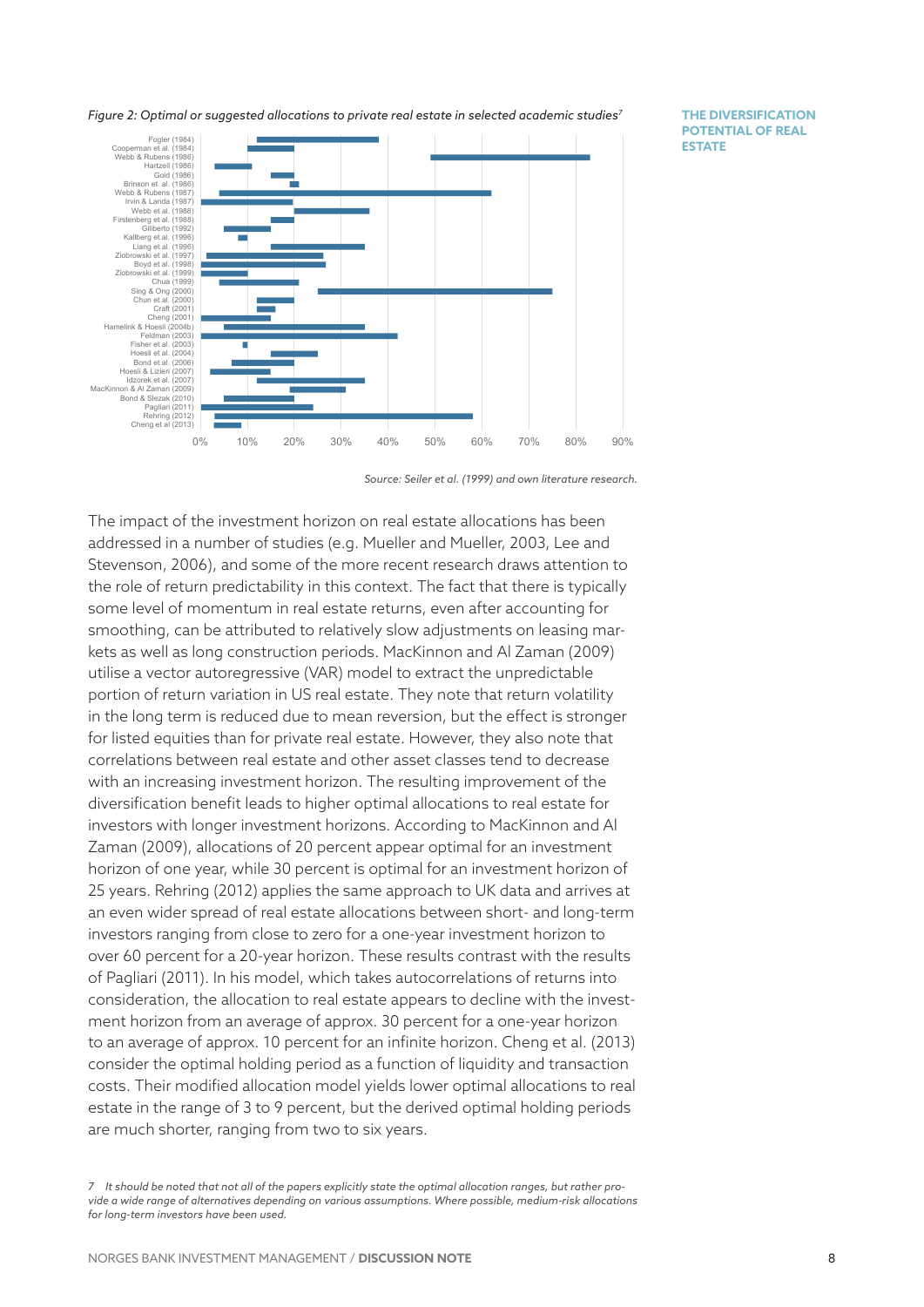*Figure 2: Optimal or suggested allocations to private real estate in selected academic studies*[7]

**THE DIVERSIFICATION POTENTIAL OF REAL ESTATE**

Fogler (1984)
Cooperman et al. (1984)
Webb & Rubens (1986)
Hartzell (1986)
Gold (1986)
Brinson et al. (1986)
Webb & Rubens (1987)
Irvin & Landa (1987)
Webb et al. (1988)
Firstenberg et al. (1988)
Giliberto (1992)
Kallberg et al. (1996)
Liang et al. (1996)
Ziobrowski et al. (1997)
Boyd et al. (1998)
Ziobrowski et al. (1999)
Chua (1999)
Sing & Ong (2000)
Chun et al. (2000)
Craft (2001)
Cheng (2001)
Hamelink & Hoesli (2004b)
Feldman (2003)
Fisher et al. (2003)
Hoesli et al. (2004)
Bond et al. (2006)
Hoesli & Lizieri (2007)
Idzorek et al. (2007)
MacKinnon & Al Zaman (2009)
Bond & Slezak (2010)
Pagliari (2011)
Rehring (2012)
Cheng et al (2013)

0% 10% 20% 30% 40% 50% 60% 70% 80% 90%

*Source: Seiler et al. (1999) and own literature research.*

The impact of the investment horizon on real estate allocations has been addressed in a number of studies (e.g. Mueller and Mueller, 2003, Lee and Stevenson, 2006), and some of the more recent research draws attention to the role of return predictability in this context. The fact that there is typically some level of momentum in real estate returns, even after accounting for smoothing, can be attributed to relatively slow adjustments on leasing markets as well as long construction periods. MacKinnon and Al Zaman (2009) utilise a vector autoregressive (VAR) model to extract the unpredictable portion of return variation in US real estate. They note that return volatility in the long term is reduced due to mean reversion, but the effect is stronger for listed equities than for private real estate. However, they also note that correlations between real estate and other asset classes tend to decrease with an increasing investment horizon. The resulting improvement of the diversification benefit leads to higher optimal allocations to real estate for investors with longer investment horizons. According to MacKinnon and Al Zaman (2009), allocations of 20 percent appear optimal for an investment horizon of one year, while 30 percent is optimal for an investment horizon of 25 years. Rehring (2012) applies the same approach to UK data and arrives at an even wider spread of real estate allocations between short- and long-term investors ranging from close to zero for a one-year investment horizon to over 60 percent for a 20-year horizon. These results contrast with the results of Pagliari (2011). In his model, which takes autocorrelations of returns into consideration, the allocation to real estate appears to decline with the investment horizon from an average of approx. 30 percent for a one-year horizon to an average of approx. 10 percent for an infinite horizon. Cheng et al. (2013) consider the optimal holding period as a function of liquidity and transaction costs. Their modified allocation model yields lower optimal allocations to real estate in the range of 3 to 9 percent, but the derived optimal holding periods are much shorter, ranging from two to six years.

*7 It should be noted that not all of the papers explicitly state the optimal allocation ranges, but rather provide a wide range of alternatives depending on various assumptions. Where possible, medium-risk allocations for long-term investors have been used.*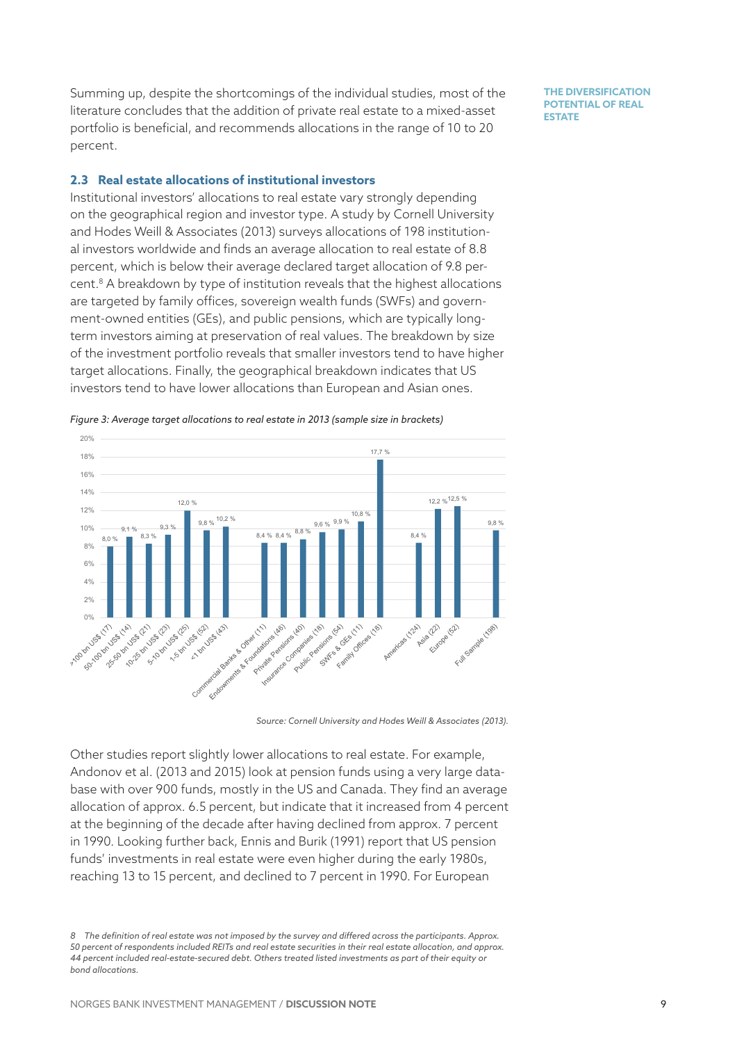Summing up, despite the shortcomings of the individual studies, most of the literature concludes that the addition of private real estate to a mixed-asset portfolio is beneficial, and recommends allocations in the range of 10 to 20 percent.

## 2.3 Real estate allocations of institutional investors

Institutional investors' allocations to real estate vary strongly depending on the geographical region and investor type. A study by Cornell University and Hodes Weill & Associates (2013) surveys allocations of 198 institutional investors worldwide and finds an average allocation to real estate of 8.8 percent, which is below their average declared target allocation of 9.8 percent.[8] A breakdown by type of institution reveals that the highest allocations are targeted by family offices, sovereign wealth funds (SWFs) and government-owned entities (GEs), and public pensions, which are typically long-term investors aiming at preservation of real values. The breakdown by size of the investment portfolio reveals that smaller investors tend to have higher target allocations. Finally, the geographical breakdown indicates that US investors tend to have lower allocations than European and Asian ones.

*Figure 3: Average target allocations to real estate in 2013 (sample size in brackets)*

| Category | Average target allocation |
|---|---|
| >100 bn US$ (17) | 8,0 % |
| 50-100 bn US$ (14) | 9,1 % |
| 25-50 bn US$ (21) | 8,3 % |
| 10-25 bn US$ (23) | 9,3 % |
| 5-10 bn US$ (25) | 12,0 % |
| 1-5 bn US$ (52) | 9,8 % |
| <1 bn US$ (43) | 10,2 % |
| Commercial Banks & Other (11) | 8,4 % |
| Endowments & Foundations (46) | 8,4 % |
| Private Pensions (40) | 8,8 % |
| Insurance Companies (18) | 9,6 % |
| Public Pensions (54) | 9,9 % |
| SWFs & GEs (11) | 10,8 % |
| Family Offices (18) | 17,7 % |
| Americas (124) | 8,4 % |
| Asia (22) | 12,2 % |
| Europe (52) | 12,5 % |
| Full Sample (198) | 9,8 % |

*Source: Cornell University and Hodes Weill & Associates (2013).*

Other studies report slightly lower allocations to real estate. For example, Andonov et al. (2013 and 2015) look at pension funds using a very large database with over 900 funds, mostly in the US and Canada. They find an average allocation of approx. 6.5 percent, but indicate that it increased from 4 percent at the beginning of the decade after having declined from approx. 7 percent in 1990. Looking further back, Ennis and Burik (1991) report that US pension funds' investments in real estate were even higher during the early 1980s, reaching 13 to 15 percent, and declined to 7 percent in 1990. For European

*8 The definition of real estate was not imposed by the survey and differed across the participants. Approx. 50 percent of respondents included REITs and real estate securities in their real estate allocation, and approx. 44 percent included real-estate-secured debt. Others treated listed investments as part of their equity or bond allocations.*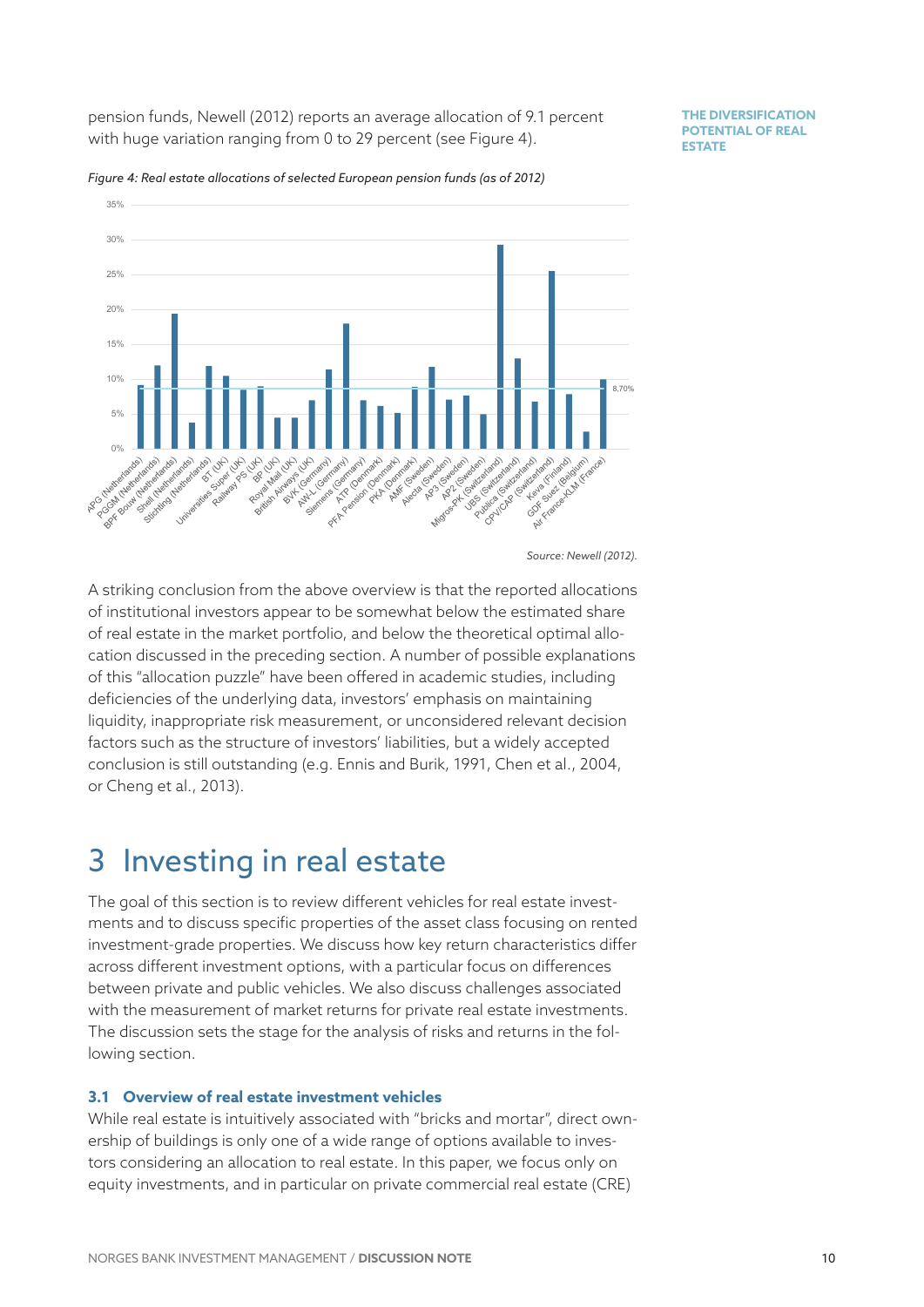pension funds, Newell (2012) reports an average allocation of 9.1 percent with huge variation ranging from 0 to 29 percent (see Figure 4).

*Figure 4: Real estate allocations of selected European pension funds (as of 2012)*

*Source: Newell (2012).*

A striking conclusion from the above overview is that the reported allocations of institutional investors appear to be somewhat below the estimated share of real estate in the market portfolio, and below the theoretical optimal allocation discussed in the preceding section. A number of possible explanations of this "allocation puzzle" have been offered in academic studies, including deficiencies of the underlying data, investors' emphasis on maintaining liquidity, inappropriate risk measurement, or unconsidered relevant decision factors such as the structure of investors' liabilities, but a widely accepted conclusion is still outstanding (e.g. Ennis and Burik, 1991, Chen et al., 2004, or Cheng et al., 2013).

# 3 Investing in real estate

The goal of this section is to review different vehicles for real estate investments and to discuss specific properties of the asset class focusing on rented investment-grade properties. We discuss how key return characteristics differ across different investment options, with a particular focus on differences between private and public vehicles. We also discuss challenges associated with the measurement of market returns for private real estate investments. The discussion sets the stage for the analysis of risks and returns in the following section.

### 3.1 Overview of real estate investment vehicles

While real estate is intuitively associated with "bricks and mortar", direct ownership of buildings is only one of a wide range of options available to investors considering an allocation to real estate. In this paper, we focus only on equity investments, and in particular on private commercial real estate (CRE)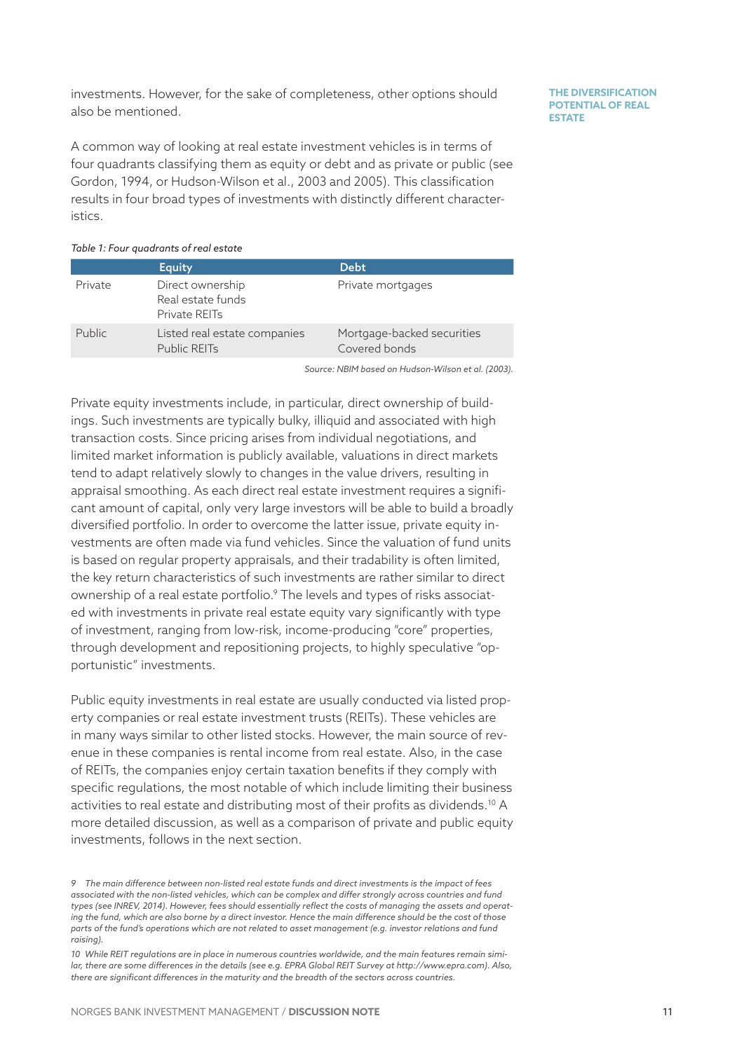investments. However, for the sake of completeness, other options should also be mentioned.

A common way of looking at real estate investment vehicles is in terms of four quadrants classifying them as equity or debt and as private or public (see Gordon, 1994, or Hudson-Wilson et al., 2003 and 2005). This classification results in four broad types of investments with distinctly different characteristics.

*Table 1: Four quadrants of real estate*

| | Equity | Debt |
|---|---|---|
| Private | Direct ownership<br>Real estate funds<br>Private REITs | Private mortgages |
| Public | Listed real estate companies<br>Public REITs | Mortgage-backed securities<br>Covered bonds |

*Source: NBIM based on Hudson-Wilson et al. (2003).*

Private equity investments include, in particular, direct ownership of buildings. Such investments are typically bulky, illiquid and associated with high transaction costs. Since pricing arises from individual negotiations, and limited market information is publicly available, valuations in direct markets tend to adapt relatively slowly to changes in the value drivers, resulting in appraisal smoothing. As each direct real estate investment requires a significant amount of capital, only very large investors will be able to build a broadly diversified portfolio. In order to overcome the latter issue, private equity investments are often made via fund vehicles. Since the valuation of fund units is based on regular property appraisals, and their tradability is often limited, the key return characteristics of such investments are rather similar to direct ownership of a real estate portfolio.[9] The levels and types of risks associated with investments in private real estate equity vary significantly with type of investment, ranging from low-risk, income-producing "core" properties, through development and repositioning projects, to highly speculative "opportunistic" investments.

Public equity investments in real estate are usually conducted via listed property companies or real estate investment trusts (REITs). These vehicles are in many ways similar to other listed stocks. However, the main source of revenue in these companies is rental income from real estate. Also, in the case of REITs, the companies enjoy certain taxation benefits if they comply with specific regulations, the most notable of which include limiting their business activities to real estate and distributing most of their profits as dividends.[10] A more detailed discussion, as well as a comparison of private and public equity investments, follows in the next section.

*9 The main difference between non-listed real estate funds and direct investments is the impact of fees associated with the non-listed vehicles, which can be complex and differ strongly across countries and fund types (see INREV, 2014). However, fees should essentially reflect the costs of managing the assets and operating the fund, which are also borne by a direct investor. Hence the main difference should be the cost of those parts of the fund's operations which are not related to asset management (e.g. investor relations and fund raising).*

*10 While REIT regulations are in place in numerous countries worldwide, and the main features remain similar, there are some differences in the details (see e.g. EPRA Global REIT Survey at http://www.epra.com). Also, there are significant differences in the maturity and the breadth of the sectors across countries.*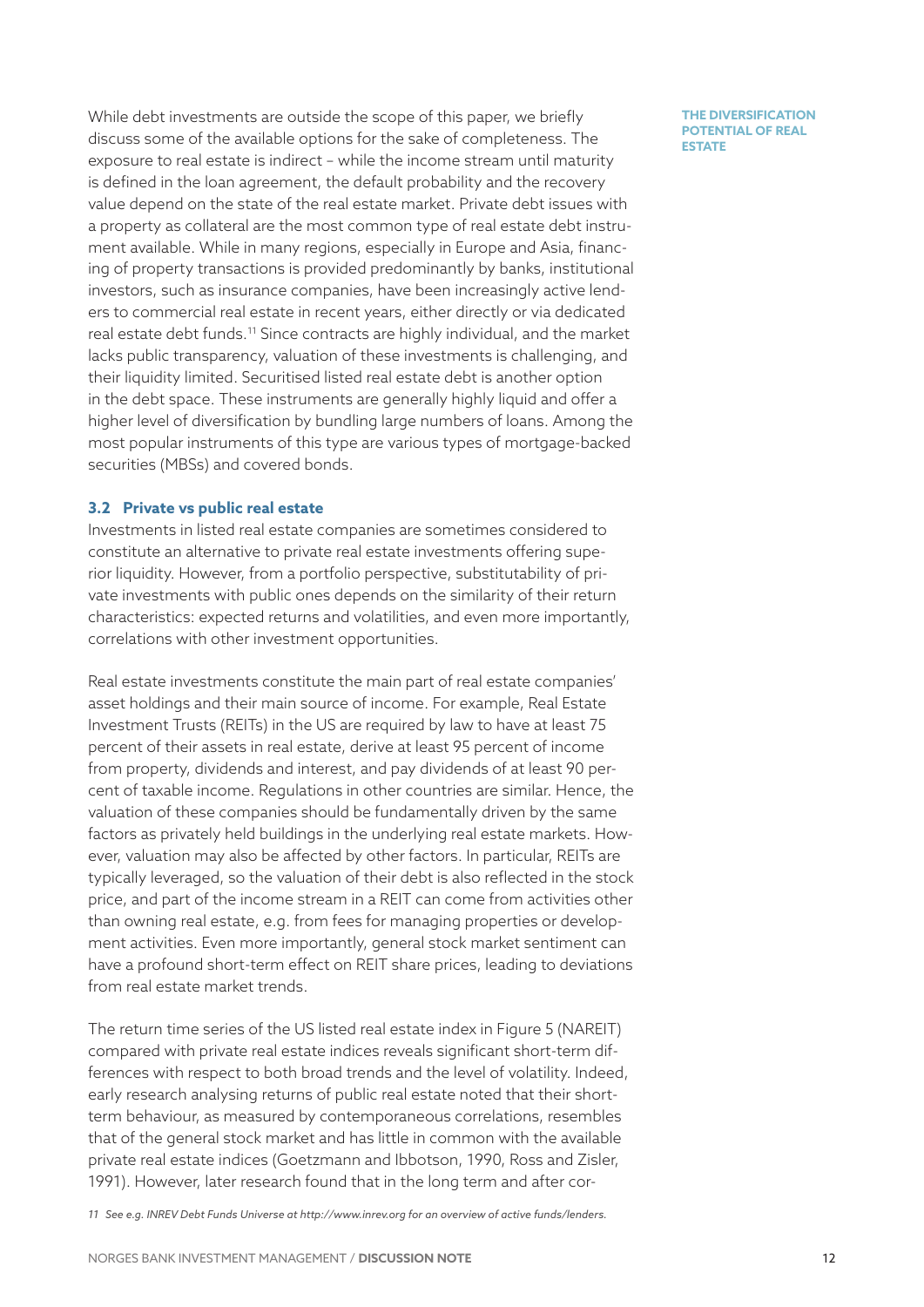While debt investments are outside the scope of this paper, we briefly discuss some of the available options for the sake of completeness. The exposure to real estate is indirect – while the income stream until maturity is defined in the loan agreement, the default probability and the recovery value depend on the state of the real estate market. Private debt issues with a property as collateral are the most common type of real estate debt instrument available. While in many regions, especially in Europe and Asia, financing of property transactions is provided predominantly by banks, institutional investors, such as insurance companies, have been increasingly active lenders to commercial real estate in recent years, either directly or via dedicated real estate debt funds.[11] Since contracts are highly individual, and the market lacks public transparency, valuation of these investments is challenging, and their liquidity limited. Securitised listed real estate debt is another option in the debt space. These instruments are generally highly liquid and offer a higher level of diversification by bundling large numbers of loans. Among the most popular instruments of this type are various types of mortgage-backed securities (MBSs) and covered bonds.

### 3.2 Private vs public real estate

Investments in listed real estate companies are sometimes considered to constitute an alternative to private real estate investments offering superior liquidity. However, from a portfolio perspective, substitutability of private investments with public ones depends on the similarity of their return characteristics: expected returns and volatilities, and even more importantly, correlations with other investment opportunities.

Real estate investments constitute the main part of real estate companies' asset holdings and their main source of income. For example, Real Estate Investment Trusts (REITs) in the US are required by law to have at least 75 percent of their assets in real estate, derive at least 95 percent of income from property, dividends and interest, and pay dividends of at least 90 percent of taxable income. Regulations in other countries are similar. Hence, the valuation of these companies should be fundamentally driven by the same factors as privately held buildings in the underlying real estate markets. However, valuation may also be affected by other factors. In particular, REITs are typically leveraged, so the valuation of their debt is also reflected in the stock price, and part of the income stream in a REIT can come from activities other than owning real estate, e.g. from fees for managing properties or development activities. Even more importantly, general stock market sentiment can have a profound short-term effect on REIT share prices, leading to deviations from real estate market trends.

The return time series of the US listed real estate index in Figure 5 (NAREIT) compared with private real estate indices reveals significant short-term differences with respect to both broad trends and the level of volatility. Indeed, early research analysing returns of public real estate noted that their short-term behaviour, as measured by contemporaneous correlations, resembles that of the general stock market and has little in common with the available private real estate indices (Goetzmann and Ibbotson, 1990, Ross and Zisler, 1991). However, later research found that in the long term and after cor-

*11 See e.g. INREV Debt Funds Universe at http://www.inrev.org for an overview of active funds/lenders.*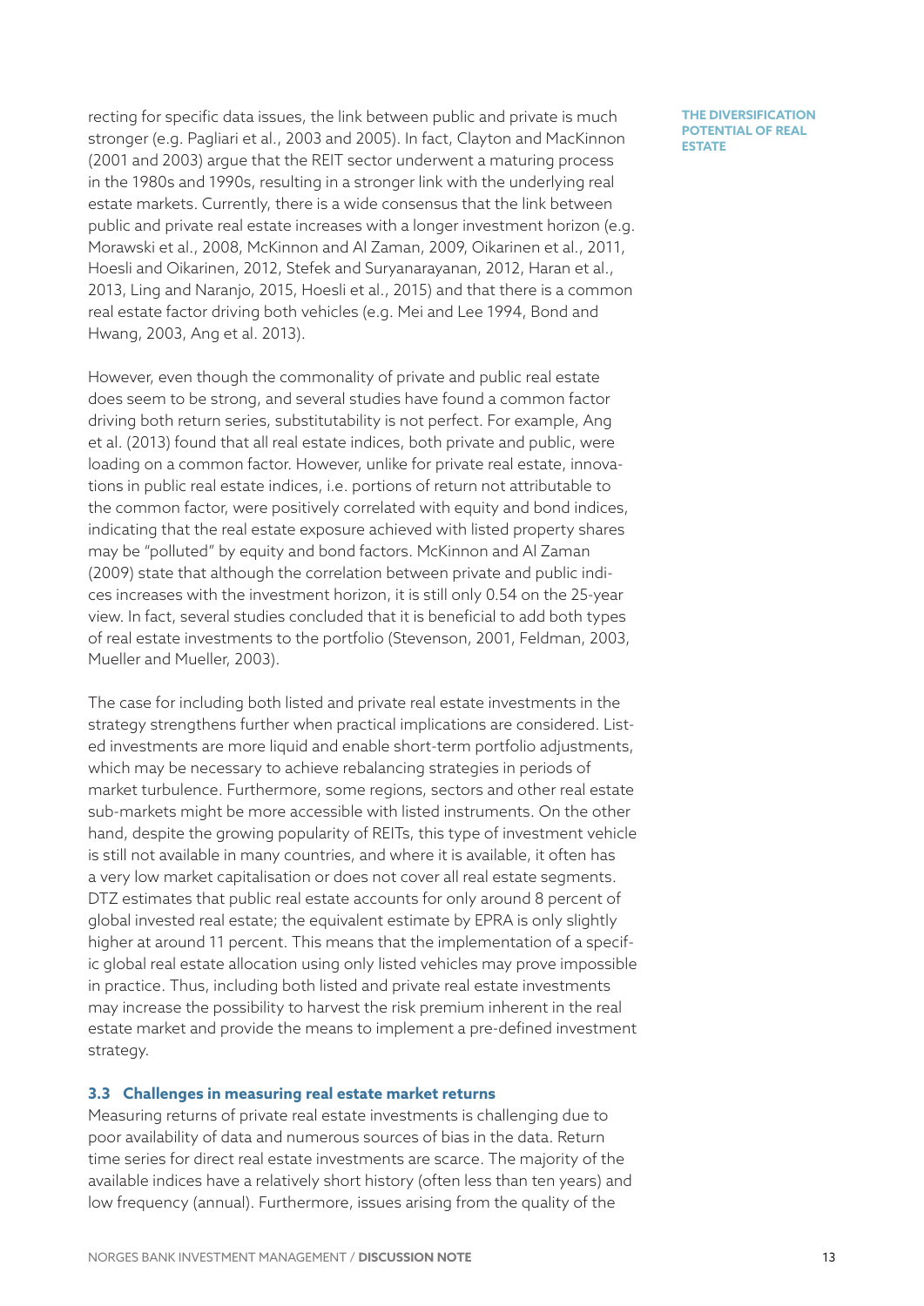recting for specific data issues, the link between public and private is much stronger (e.g. Pagliari et al., 2003 and 2005). In fact, Clayton and MacKinnon (2001 and 2003) argue that the REIT sector underwent a maturing process in the 1980s and 1990s, resulting in a stronger link with the underlying real estate markets. Currently, there is a wide consensus that the link between public and private real estate increases with a longer investment horizon (e.g. Morawski et al., 2008, McKinnon and Al Zaman, 2009, Oikarinen et al., 2011, Hoesli and Oikarinen, 2012, Stefek and Suryanarayanan, 2012, Haran et al., 2013, Ling and Naranjo, 2015, Hoesli et al., 2015) and that there is a common real estate factor driving both vehicles (e.g. Mei and Lee 1994, Bond and Hwang, 2003, Ang et al. 2013).

However, even though the commonality of private and public real estate does seem to be strong, and several studies have found a common factor driving both return series, substitutability is not perfect. For example, Ang et al. (2013) found that all real estate indices, both private and public, were loading on a common factor. However, unlike for private real estate, innovations in public real estate indices, i.e. portions of return not attributable to the common factor, were positively correlated with equity and bond indices, indicating that the real estate exposure achieved with listed property shares may be "polluted" by equity and bond factors. McKinnon and Al Zaman (2009) state that although the correlation between private and public indices increases with the investment horizon, it is still only 0.54 on the 25-year view. In fact, several studies concluded that it is beneficial to add both types of real estate investments to the portfolio (Stevenson, 2001, Feldman, 2003, Mueller and Mueller, 2003).

The case for including both listed and private real estate investments in the strategy strengthens further when practical implications are considered. Listed investments are more liquid and enable short-term portfolio adjustments, which may be necessary to achieve rebalancing strategies in periods of market turbulence. Furthermore, some regions, sectors and other real estate sub-markets might be more accessible with listed instruments. On the other hand, despite the growing popularity of REITs, this type of investment vehicle is still not available in many countries, and where it is available, it often has a very low market capitalisation or does not cover all real estate segments. DTZ estimates that public real estate accounts for only around 8 percent of global invested real estate; the equivalent estimate by EPRA is only slightly higher at around 11 percent. This means that the implementation of a specific global real estate allocation using only listed vehicles may prove impossible in practice. Thus, including both listed and private real estate investments may increase the possibility to harvest the risk premium inherent in the real estate market and provide the means to implement a pre-defined investment strategy.

### 3.3 Challenges in measuring real estate market returns

Measuring returns of private real estate investments is challenging due to poor availability of data and numerous sources of bias in the data. Return time series for direct real estate investments are scarce. The majority of the available indices have a relatively short history (often less than ten years) and low frequency (annual). Furthermore, issues arising from the quality of the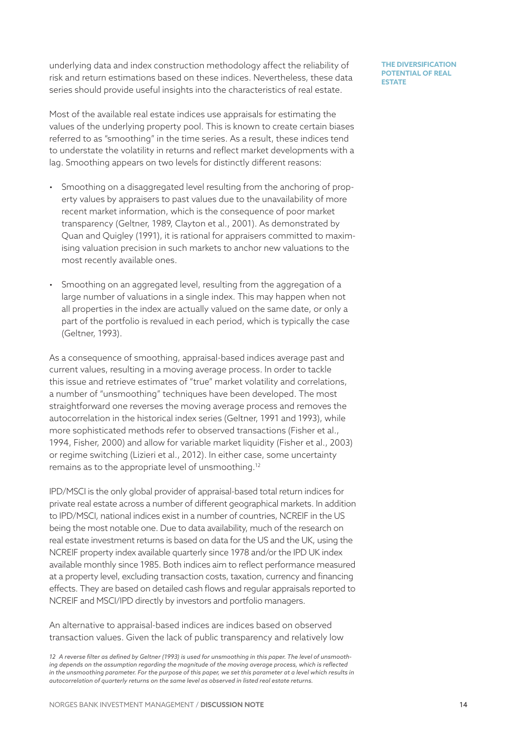underlying data and index construction methodology affect the reliability of risk and return estimations based on these indices. Nevertheless, these data series should provide useful insights into the characteristics of real estate.

Most of the available real estate indices use appraisals for estimating the values of the underlying property pool. This is known to create certain biases referred to as "smoothing" in the time series. As a result, these indices tend to understate the volatility in returns and reflect market developments with a lag. Smoothing appears on two levels for distinctly different reasons:

- Smoothing on a disaggregated level resulting from the anchoring of property values by appraisers to past values due to the unavailability of more recent market information, which is the consequence of poor market transparency (Geltner, 1989, Clayton et al., 2001). As demonstrated by Quan and Quigley (1991), it is rational for appraisers committed to maximising valuation precision in such markets to anchor new valuations to the most recently available ones.
- Smoothing on an aggregated level, resulting from the aggregation of a large number of valuations in a single index. This may happen when not all properties in the index are actually valued on the same date, or only a part of the portfolio is revalued in each period, which is typically the case (Geltner, 1993).

As a consequence of smoothing, appraisal-based indices average past and current values, resulting in a moving average process. In order to tackle this issue and retrieve estimates of "true" market volatility and correlations, a number of "unsmoothing" techniques have been developed. The most straightforward one reverses the moving average process and removes the autocorrelation in the historical index series (Geltner, 1991 and 1993), while more sophisticated methods refer to observed transactions (Fisher et al., 1994, Fisher, 2000) and allow for variable market liquidity (Fisher et al., 2003) or regime switching (Lizieri et al., 2012). In either case, some uncertainty remains as to the appropriate level of unsmoothing.[12]

IPD/MSCI is the only global provider of appraisal-based total return indices for private real estate across a number of different geographical markets. In addition to IPD/MSCI, national indices exist in a number of countries, NCREIF in the US being the most notable one. Due to data availability, much of the research on real estate investment returns is based on data for the US and the UK, using the NCREIF property index available quarterly since 1978 and/or the IPD UK index available monthly since 1985. Both indices aim to reflect performance measured at a property level, excluding transaction costs, taxation, currency and financing effects. They are based on detailed cash flows and regular appraisals reported to NCREIF and MSCI/IPD directly by investors and portfolio managers.

An alternative to appraisal-based indices are indices based on observed transaction values. Given the lack of public transparency and relatively low

*12 A reverse filter as defined by Geltner (1993) is used for unsmoothing in this paper. The level of unsmoothing depends on the assumption regarding the magnitude of the moving average process, which is reflected in the unsmoothing parameter. For the purpose of this paper, we set this parameter at a level which results in autocorrelation of quarterly returns on the same level as observed in listed real estate returns.*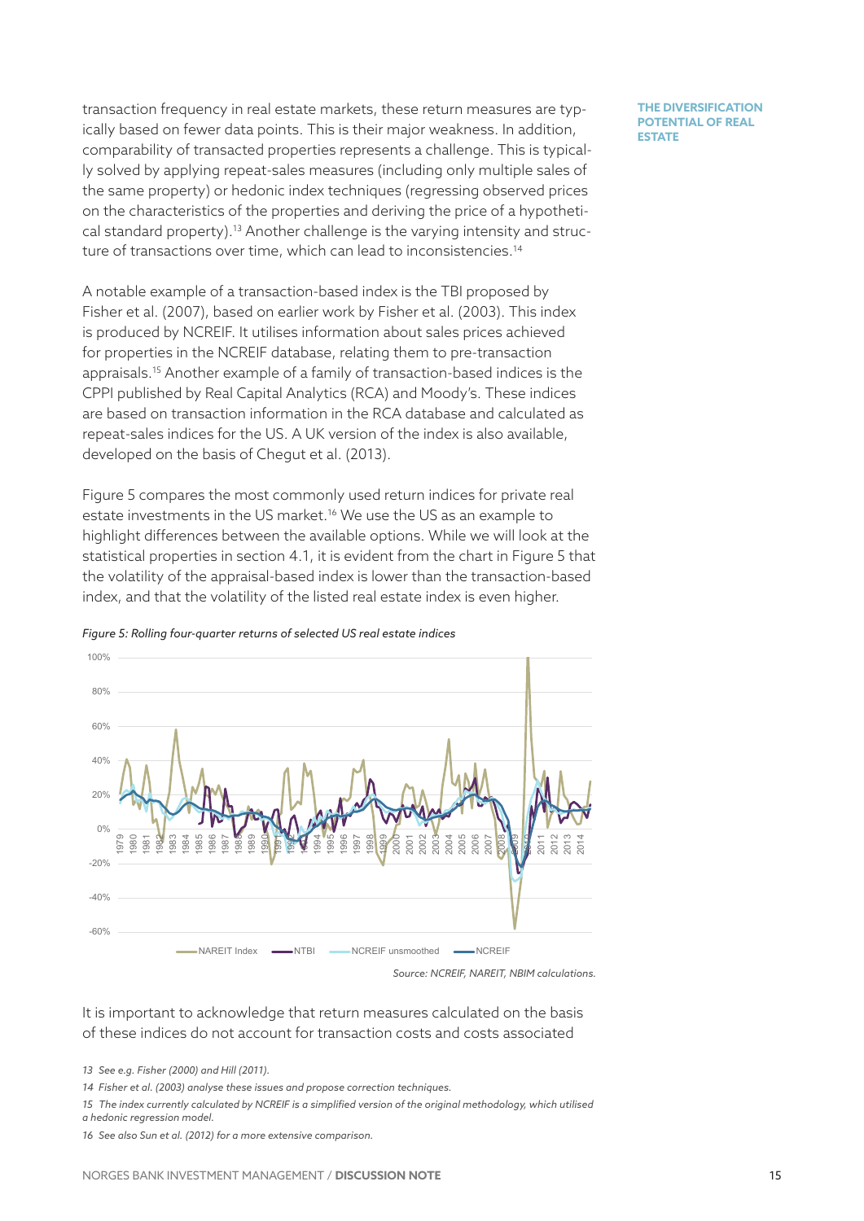transaction frequency in real estate markets, these return measures are typically based on fewer data points. This is their major weakness. In addition, comparability of transacted properties represents a challenge. This is typically solved by applying repeat-sales measures (including only multiple sales of the same property) or hedonic index techniques (regressing observed prices on the characteristics of the properties and deriving the price of a hypothetical standard property).[13] Another challenge is the varying intensity and structure of transactions over time, which can lead to inconsistencies.[14]

A notable example of a transaction-based index is the TBI proposed by Fisher et al. (2007), based on earlier work by Fisher et al. (2003). This index is produced by NCREIF. It utilises information about sales prices achieved for properties in the NCREIF database, relating them to pre-transaction appraisals.[15] Another example of a family of transaction-based indices is the CPPI published by Real Capital Analytics (RCA) and Moody's. These indices are based on transaction information in the RCA database and calculated as repeat-sales indices for the US. A UK version of the index is also available, developed on the basis of Chegut et al. (2013).

Figure 5 compares the most commonly used return indices for private real estate investments in the US market.[16] We use the US as an example to highlight differences between the available options. While we will look at the statistical properties in section 4.1, it is evident from the chart in Figure 5 that the volatility of the appraisal-based index is lower than the transaction-based index, and that the volatility of the listed real estate index is even higher.

*Figure 5: Rolling four-quarter returns of selected US real estate indices*

*Source: NCREIF, NAREIT, NBIM calculations.*

It is important to acknowledge that return measures calculated on the basis of these indices do not account for transaction costs and costs associated

*13 See e.g. Fisher (2000) and Hill (2011).*

*14 Fisher et al. (2003) analyse these issues and propose correction techniques.*

*15 The index currently calculated by NCREIF is a simplified version of the original methodology, which utilised a hedonic regression model.*

*16 See also Sun et al. (2012) for a more extensive comparison.*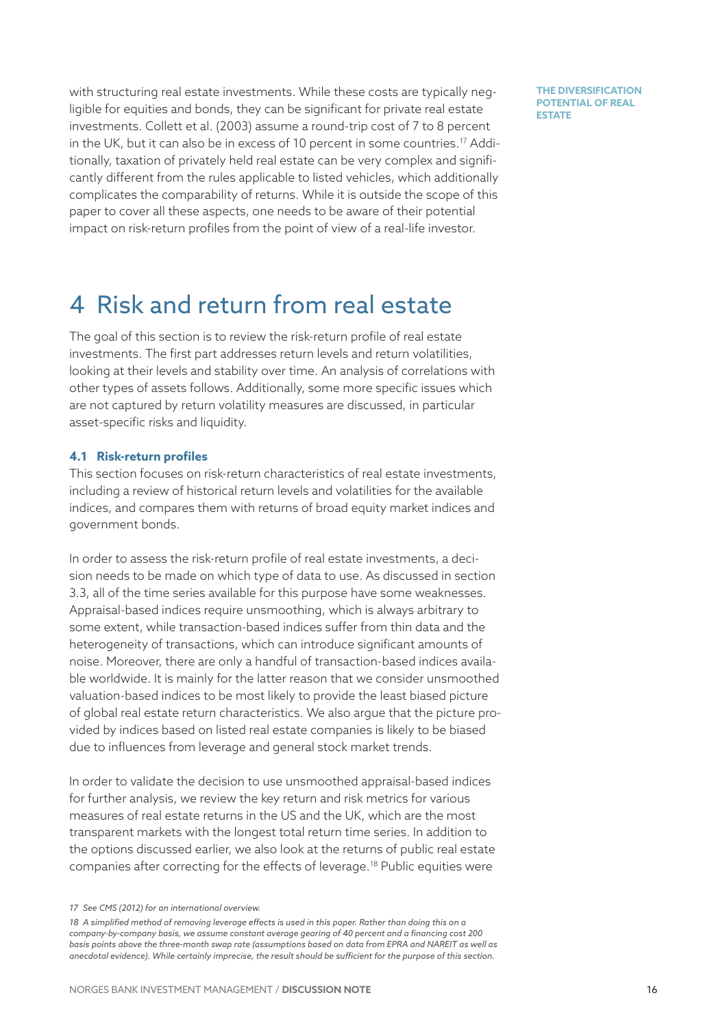with structuring real estate investments. While these costs are typically negligible for equities and bonds, they can be significant for private real estate investments. Collett et al. (2003) assume a round-trip cost of 7 to 8 percent in the UK, but it can also be in excess of 10 percent in some countries.[17] Additionally, taxation of privately held real estate can be very complex and significantly different from the rules applicable to listed vehicles, which additionally complicates the comparability of returns. While it is outside the scope of this paper to cover all these aspects, one needs to be aware of their potential impact on risk-return profiles from the point of view of a real-life investor.

# 4 Risk and return from real estate

The goal of this section is to review the risk-return profile of real estate investments. The first part addresses return levels and return volatilities, looking at their levels and stability over time. An analysis of correlations with other types of assets follows. Additionally, some more specific issues which are not captured by return volatility measures are discussed, in particular asset-specific risks and liquidity.

### 4.1 Risk-return profiles

This section focuses on risk-return characteristics of real estate investments, including a review of historical return levels and volatilities for the available indices, and compares them with returns of broad equity market indices and government bonds.

In order to assess the risk-return profile of real estate investments, a decision needs to be made on which type of data to use. As discussed in section 3.3, all of the time series available for this purpose have some weaknesses. Appraisal-based indices require unsmoothing, which is always arbitrary to some extent, while transaction-based indices suffer from thin data and the heterogeneity of transactions, which can introduce significant amounts of noise. Moreover, there are only a handful of transaction-based indices available worldwide. It is mainly for the latter reason that we consider unsmoothed valuation-based indices to be most likely to provide the least biased picture of global real estate return characteristics. We also argue that the picture provided by indices based on listed real estate companies is likely to be biased due to influences from leverage and general stock market trends.

In order to validate the decision to use unsmoothed appraisal-based indices for further analysis, we review the key return and risk metrics for various measures of real estate returns in the US and the UK, which are the most transparent markets with the longest total return time series. In addition to the options discussed earlier, we also look at the returns of public real estate companies after correcting for the effects of leverage.[18] Public equities were

*17 See CMS (2012) for an international overview.*

*18 A simplified method of removing leverage effects is used in this paper. Rather than doing this on a company-by-company basis, we assume constant average gearing of 40 percent and a financing cost 200 basis points above the three-month swap rate (assumptions based on data from EPRA and NAREIT as well as anecdotal evidence). While certainly imprecise, the result should be sufficient for the purpose of this section.*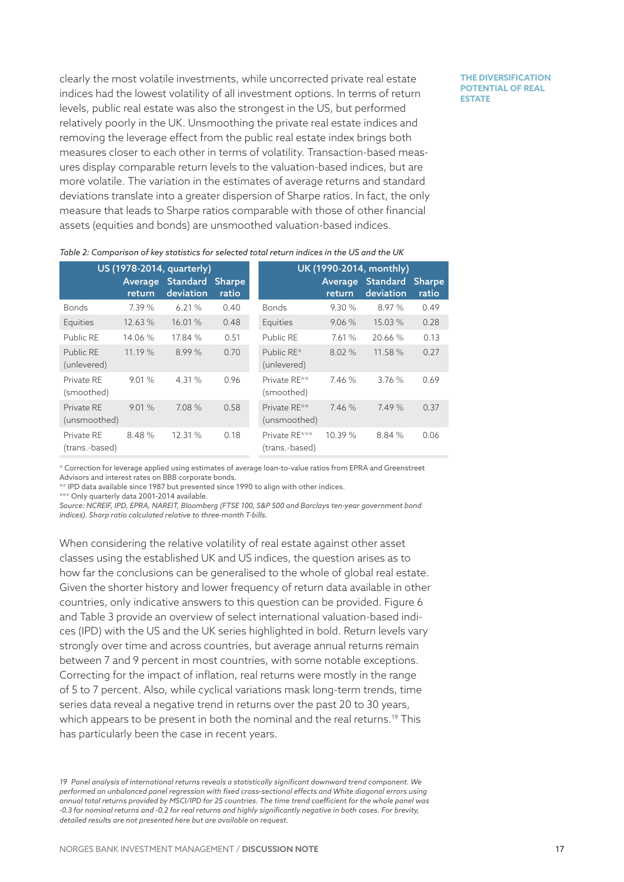clearly the most volatile investments, while uncorrected private real estate indices had the lowest volatility of all investment options. In terms of return levels, public real estate was also the strongest in the US, but performed relatively poorly in the UK. Unsmoothing the private real estate indices and removing the leverage effect from the public real estate index brings both measures closer to each other in terms of volatility. Transaction-based measures display comparable return levels to the valuation-based indices, but are more volatile. The variation in the estimates of average returns and standard deviations translate into a greater dispersion of Sharpe ratios. In fact, the only measure that leads to Sharpe ratios comparable with those of other financial assets (equities and bonds) are unsmoothed valuation-based indices.

*Table 2: Comparison of key statistics for selected total return indices in the US and the UK*

| US (1978-2014, quarterly) | | | | UK (1990-2014, monthly) | | | |
|---|---|---|---|---|---|---|---|
| | Average return | Standard deviation | Sharpe ratio | | Average return | Standard deviation | Sharpe ratio |
| Bonds | 7.39 % | 6.21 % | 0.40 | Bonds | 9.30 % | 8.97 % | 0.49 |
| Equities | 12.63 % | 16.01 % | 0.48 | Equities | 9.06 % | 15.03 % | 0.28 |
| Public RE | 14.06 % | 17.84 % | 0.51 | Public RE | 7.61 % | 20.66 % | 0.13 |
| Public RE (unlevered) | 11.19 % | 8.99 % | 0.70 | Public RE* (unlevered) | 8.02 % | 11.58 % | 0.27 |
| Private RE (smoothed) | 9.01 % | 4.31 % | 0.96 | Private RE** (smoothed) | 7.46 % | 3.76 % | 0.69 |
| Private RE (unsmoothed) | 9.01 % | 7.08 % | 0.58 | Private RE** (unsmoothed) | 7.46 % | 7.49 % | 0.37 |
| Private RE (trans.-based) | 8.48 % | 12.31 % | 0.18 | Private RE*** (trans.-based) | 10.39 % | 8.84 % | 0.06 |

\* Correction for leverage applied using estimates of average loan-to-value ratios from EPRA and Greenstreet Advisors and interest rates on BBB corporate bonds.
\** IPD data available since 1987 but presented since 1990 to align with other indices.
\*** Only quarterly data 2001-2014 available.
*Source: NCREIF, IPD, EPRA, NAREIT, Bloomberg (FTSE 100, S&P 500 and Barclays ten-year government bond indices). Sharp ratio calculated relative to three-month T-bills.*

When considering the relative volatility of real estate against other asset classes using the established UK and US indices, the question arises as to how far the conclusions can be generalised to the whole of global real estate. Given the shorter history and lower frequency of return data available in other countries, only indicative answers to this question can be provided. Figure 6 and Table 3 provide an overview of select international valuation-based indices (IPD) with the US and the UK series highlighted in bold. Return levels vary strongly over time and across countries, but average annual returns remain between 7 and 9 percent in most countries, with some notable exceptions. Correcting for the impact of inflation, real returns were mostly in the range of 5 to 7 percent. Also, while cyclical variations mask long-term trends, time series data reveal a negative trend in returns over the past 20 to 30 years, which appears to be present in both the nominal and the real returns.[19] This has particularly been the case in recent years.

*19 Panel analysis of international returns reveals a statistically significant downward trend component. We performed an unbalanced panel regression with fixed cross-sectional effects and White diagonal errors using annual total returns provided by MSCI/IPD for 25 countries. The time trend coefficient for the whole panel was -0.3 for nominal returns and -0.2 for real returns and highly significantly negative in both cases. For brevity, detailed results are not presented here but are available on request.*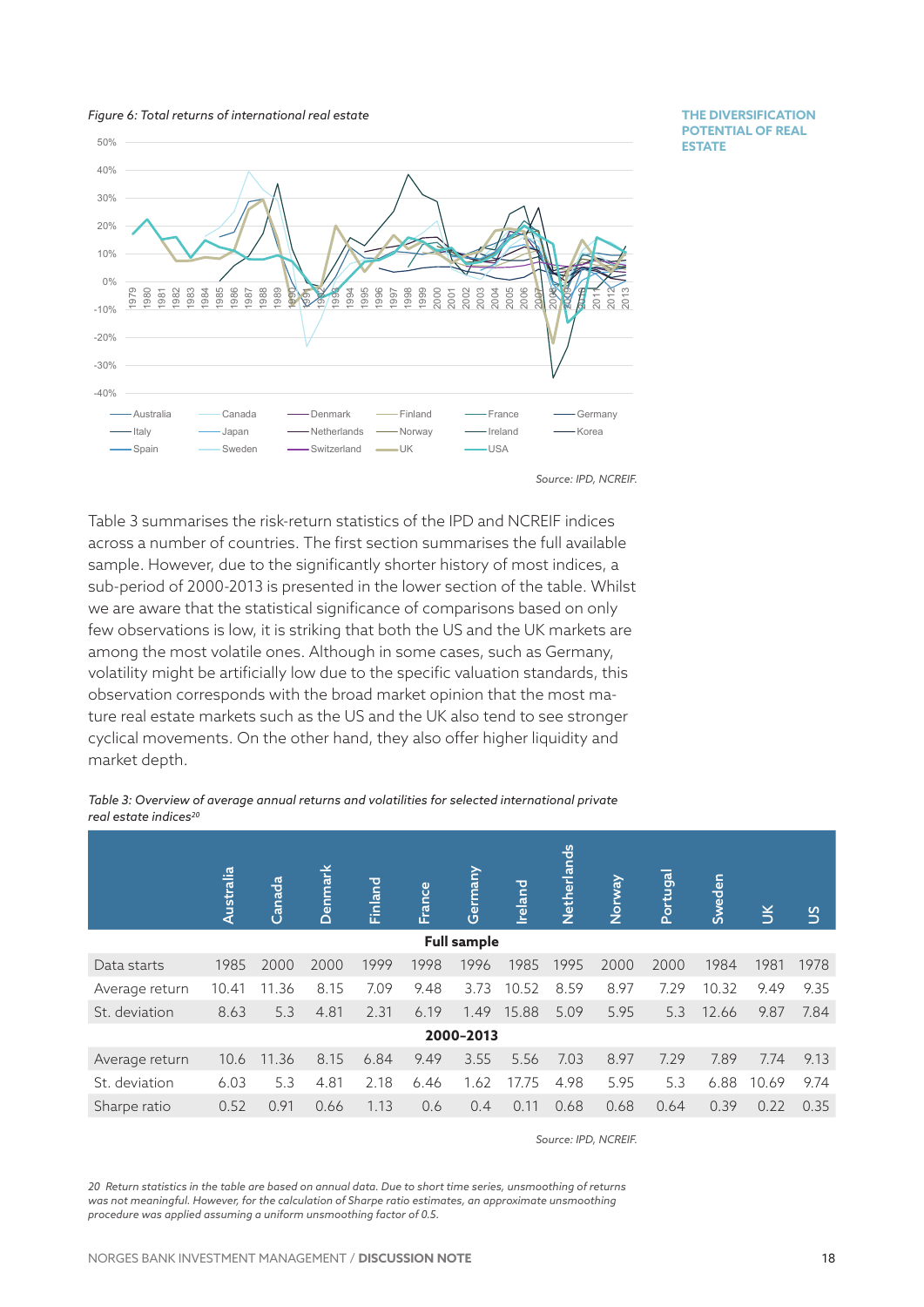*Figure 6: Total returns of international real estate*

Source: IPD, NCREIF.

Table 3 summarises the risk-return statistics of the IPD and NCREIF indices across a number of countries. The first section summarises the full available sample. However, due to the significantly shorter history of most indices, a sub-period of 2000-2013 is presented in the lower section of the table. Whilst we are aware that the statistical significance of comparisons based on only few observations is low, it is striking that both the US and the UK markets are among the most volatile ones. Although in some cases, such as Germany, volatility might be artificially low due to the specific valuation standards, this observation corresponds with the broad market opinion that the most mature real estate markets such as the US and the UK also tend to see stronger cyclical movements. On the other hand, they also offer higher liquidity and market depth.

*Table 3: Overview of average annual returns and volatilities for selected international private real estate indices*[20]

| | Australia | Canada | Denmark | Finland | France | Germany | Ireland | Netherlands | Norway | Portugal | Sweden | UK | US |
|---|---|---|---|---|---|---|---|---|---|---|---|---|---|
| **Full sample** | | | | | | | | | | | | | |
| Data starts | 1985 | 2000 | 2000 | 1999 | 1998 | 1996 | 1985 | 1995 | 2000 | 2000 | 1984 | 1981 | 1978 |
| Average return | 10.41 | 11.36 | 8.15 | 7.09 | 9.48 | 3.73 | 10.52 | 8.59 | 8.97 | 7.29 | 10.32 | 9.49 | 9.35 |
| St. deviation | 8.63 | 5.3 | 4.81 | 2.31 | 6.19 | 1.49 | 15.88 | 5.09 | 5.95 | 5.3 | 12.66 | 9.87 | 7.84 |
| **2000–2013** | | | | | | | | | | | | | |
| Average return | 10.6 | 11.36 | 8.15 | 6.84 | 9.49 | 3.55 | 5.56 | 7.03 | 8.97 | 7.29 | 7.89 | 7.74 | 9.13 |
| St. deviation | 6.03 | 5.3 | 4.81 | 2.18 | 6.46 | 1.62 | 17.75 | 4.98 | 5.95 | 5.3 | 6.88 | 10.69 | 9.74 |
| Sharpe ratio | 0.52 | 0.91 | 0.66 | 1.13 | 0.6 | 0.4 | 0.11 | 0.68 | 0.68 | 0.64 | 0.39 | 0.22 | 0.35 |

Source: IPD, NCREIF.

20 Return statistics in the table are based on annual data. Due to short time series, unsmoothing of returns was not meaningful. However, for the calculation of Sharpe ratio estimates, an approximate unsmoothing procedure was applied assuming a uniform unsmoothing factor of 0.5.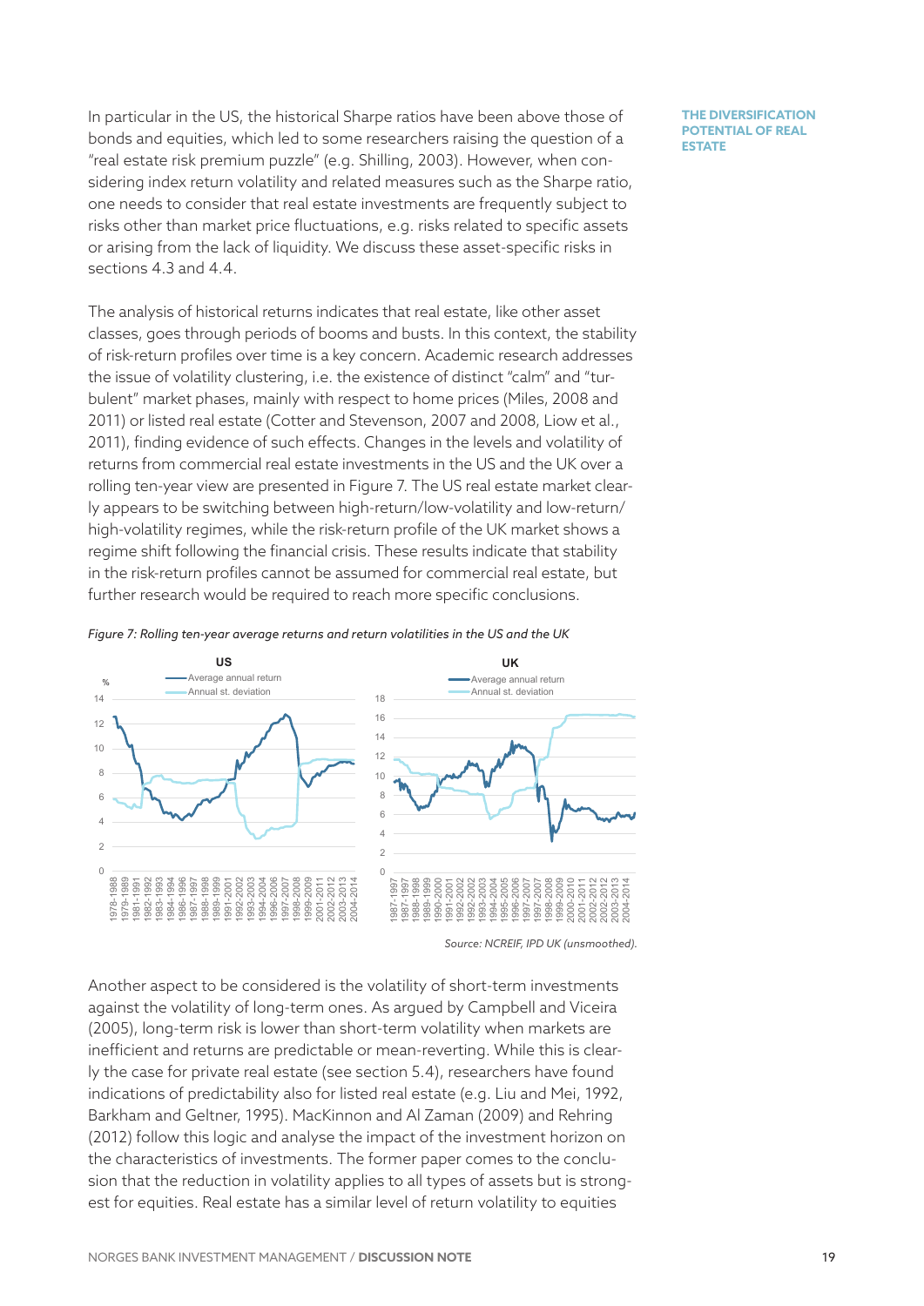In particular in the US, the historical Sharpe ratios have been above those of bonds and equities, which led to some researchers raising the question of a "real estate risk premium puzzle" (e.g. Shilling, 2003). However, when considering index return volatility and related measures such as the Sharpe ratio, one needs to consider that real estate investments are frequently subject to risks other than market price fluctuations, e.g. risks related to specific assets or arising from the lack of liquidity. We discuss these asset-specific risks in sections 4.3 and 4.4.

The analysis of historical returns indicates that real estate, like other asset classes, goes through periods of booms and busts. In this context, the stability of risk-return profiles over time is a key concern. Academic research addresses the issue of volatility clustering, i.e. the existence of distinct "calm" and "turbulent" market phases, mainly with respect to home prices (Miles, 2008 and 2011) or listed real estate (Cotter and Stevenson, 2007 and 2008, Liow et al., 2011), finding evidence of such effects. Changes in the levels and volatility of returns from commercial real estate investments in the US and the UK over a rolling ten-year view are presented in Figure 7. The US real estate market clearly appears to be switching between high-return/low-volatility and low-return/high-volatility regimes, while the risk-return profile of the UK market shows a regime shift following the financial crisis. These results indicate that stability in the risk-return profiles cannot be assumed for commercial real estate, but further research would be required to reach more specific conclusions.

*Figure 7: Rolling ten-year average returns and return volatilities in the US and the UK*

*Source: NCREIF, IPD UK (unsmoothed).*

Another aspect to be considered is the volatility of short-term investments against the volatility of long-term ones. As argued by Campbell and Viceira (2005), long-term risk is lower than short-term volatility when markets are inefficient and returns are predictable or mean-reverting. While this is clearly the case for private real estate (see section 5.4), researchers have found indications of predictability also for listed real estate (e.g. Liu and Mei, 1992, Barkham and Geltner, 1995). MacKinnon and Al Zaman (2009) and Rehring (2012) follow this logic and analyse the impact of the investment horizon on the characteristics of investments. The former paper comes to the conclusion that the reduction in volatility applies to all types of assets but is strongest for equities. Real estate has a similar level of return volatility to equities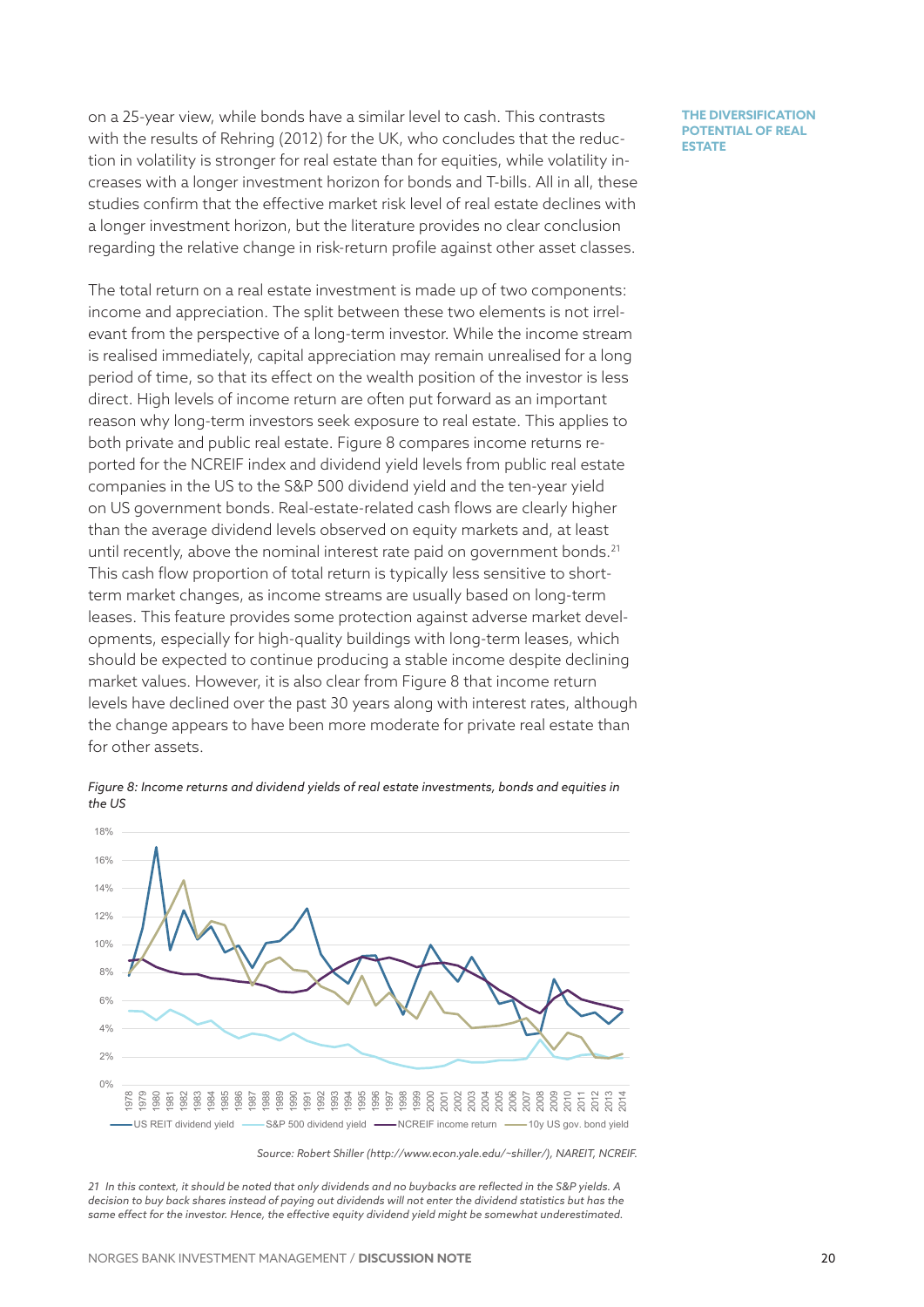on a 25-year view, while bonds have a similar level to cash. This contrasts with the results of Rehring (2012) for the UK, who concludes that the reduction in volatility is stronger for real estate than for equities, while volatility increases with a longer investment horizon for bonds and T-bills. All in all, these studies confirm that the effective market risk level of real estate declines with a longer investment horizon, but the literature provides no clear conclusion regarding the relative change in risk-return profile against other asset classes.

The total return on a real estate investment is made up of two components: income and appreciation. The split between these two elements is not irrelevant from the perspective of a long-term investor. While the income stream is realised immediately, capital appreciation may remain unrealised for a long period of time, so that its effect on the wealth position of the investor is less direct. High levels of income return are often put forward as an important reason why long-term investors seek exposure to real estate. This applies to both private and public real estate. Figure 8 compares income returns reported for the NCREIF index and dividend yield levels from public real estate companies in the US to the S&P 500 dividend yield and the ten-year yield on US government bonds. Real-estate-related cash flows are clearly higher than the average dividend levels observed on equity markets and, at least until recently, above the nominal interest rate paid on government bonds.[21] This cash flow proportion of total return is typically less sensitive to short-term market changes, as income streams are usually based on long-term leases. This feature provides some protection against adverse market developments, especially for high-quality buildings with long-term leases, which should be expected to continue producing a stable income despite declining market values. However, it is also clear from Figure 8 that income return levels have declined over the past 30 years along with interest rates, although the change appears to have been more moderate for private real estate than for other assets.

*Figure 8: Income returns and dividend yields of real estate investments, bonds and equities in the US*

*Source: Robert Shiller (http://www.econ.yale.edu/~shiller/), NAREIT, NCREIF.*

*21 In this context, it should be noted that only dividends and no buybacks are reflected in the S&P yields. A decision to buy back shares instead of paying out dividends will not enter the dividend statistics but has the same effect for the investor. Hence, the effective equity dividend yield might be somewhat underestimated.*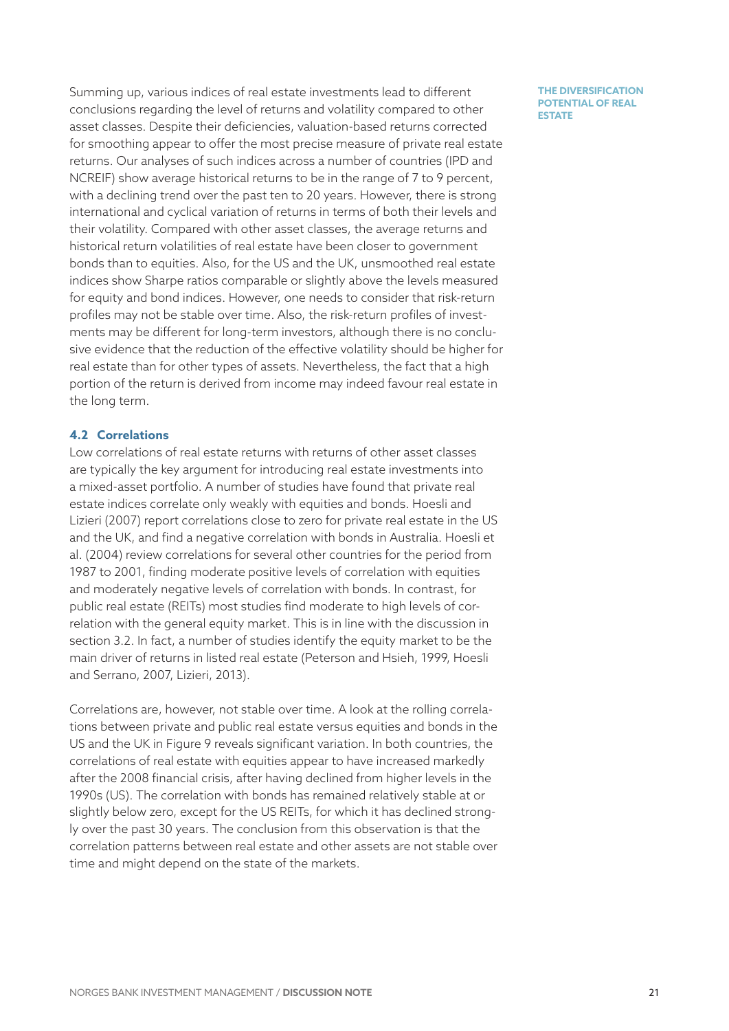Summing up, various indices of real estate investments lead to different conclusions regarding the level of returns and volatility compared to other asset classes. Despite their deficiencies, valuation-based returns corrected for smoothing appear to offer the most precise measure of private real estate returns. Our analyses of such indices across a number of countries (IPD and NCREIF) show average historical returns to be in the range of 7 to 9 percent, with a declining trend over the past ten to 20 years. However, there is strong international and cyclical variation of returns in terms of both their levels and their volatility. Compared with other asset classes, the average returns and historical return volatilities of real estate have been closer to government bonds than to equities. Also, for the US and the UK, unsmoothed real estate indices show Sharpe ratios comparable or slightly above the levels measured for equity and bond indices. However, one needs to consider that risk-return profiles may not be stable over time. Also, the risk-return profiles of investments may be different for long-term investors, although there is no conclusive evidence that the reduction of the effective volatility should be higher for real estate than for other types of assets. Nevertheless, the fact that a high portion of the return is derived from income may indeed favour real estate in the long term.

## 4.2 Correlations

Low correlations of real estate returns with returns of other asset classes are typically the key argument for introducing real estate investments into a mixed-asset portfolio. A number of studies have found that private real estate indices correlate only weakly with equities and bonds. Hoesli and Lizieri (2007) report correlations close to zero for private real estate in the US and the UK, and find a negative correlation with bonds in Australia. Hoesli et al. (2004) review correlations for several other countries for the period from 1987 to 2001, finding moderate positive levels of correlation with equities and moderately negative levels of correlation with bonds. In contrast, for public real estate (REITs) most studies find moderate to high levels of correlation with the general equity market. This is in line with the discussion in section 3.2. In fact, a number of studies identify the equity market to be the main driver of returns in listed real estate (Peterson and Hsieh, 1999, Hoesli and Serrano, 2007, Lizieri, 2013).

Correlations are, however, not stable over time. A look at the rolling correlations between private and public real estate versus equities and bonds in the US and the UK in Figure 9 reveals significant variation. In both countries, the correlations of real estate with equities appear to have increased markedly after the 2008 financial crisis, after having declined from higher levels in the 1990s (US). The correlation with bonds has remained relatively stable at or slightly below zero, except for the US REITs, for which it has declined strongly over the past 30 years. The conclusion from this observation is that the correlation patterns between real estate and other assets are not stable over time and might depend on the state of the markets.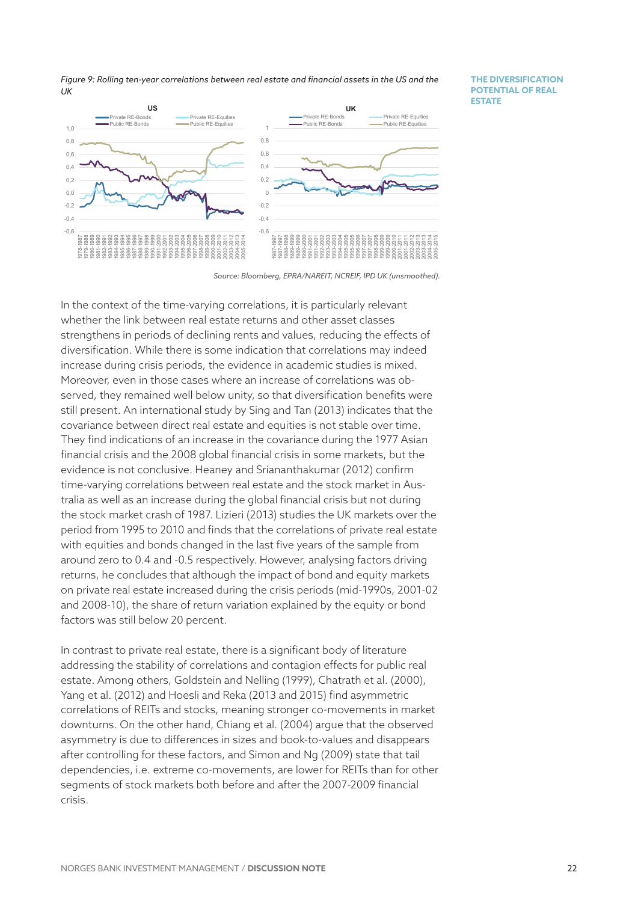*Figure 9: Rolling ten-year correlations between real estate and financial assets in the US and the UK*

*Source: Bloomberg, EPRA/NAREIT, NCREIF, IPD UK (unsmoothed).*

In the context of the time-varying correlations, it is particularly relevant whether the link between real estate returns and other asset classes strengthens in periods of declining rents and values, reducing the effects of diversification. While there is some indication that correlations may indeed increase during crisis periods, the evidence in academic studies is mixed. Moreover, even in those cases where an increase of correlations was observed, they remained well below unity, so that diversification benefits were still present. An international study by Sing and Tan (2013) indicates that the covariance between direct real estate and equities is not stable over time. They find indications of an increase in the covariance during the 1977 Asian financial crisis and the 2008 global financial crisis in some markets, but the evidence is not conclusive. Heaney and Sriananthakumar (2012) confirm time-varying correlations between real estate and the stock market in Australia as well as an increase during the global financial crisis but not during the stock market crash of 1987. Lizieri (2013) studies the UK markets over the period from 1995 to 2010 and finds that the correlations of private real estate with equities and bonds changed in the last five years of the sample from around zero to 0.4 and -0.5 respectively. However, analysing factors driving returns, he concludes that although the impact of bond and equity markets on private real estate increased during the crisis periods (mid-1990s, 2001-02 and 2008-10), the share of return variation explained by the equity or bond factors was still below 20 percent.

In contrast to private real estate, there is a significant body of literature addressing the stability of correlations and contagion effects for public real estate. Among others, Goldstein and Nelling (1999), Chatrath et al. (2000), Yang et al. (2012) and Hoesli and Reka (2013 and 2015) find asymmetric correlations of REITs and stocks, meaning stronger co-movements in market downturns. On the other hand, Chiang et al. (2004) argue that the observed asymmetry is due to differences in sizes and book-to-values and disappears after controlling for these factors, and Simon and Ng (2009) state that tail dependencies, i.e. extreme co-movements, are lower for REITs than for other segments of stock markets both before and after the 2007-2009 financial crisis.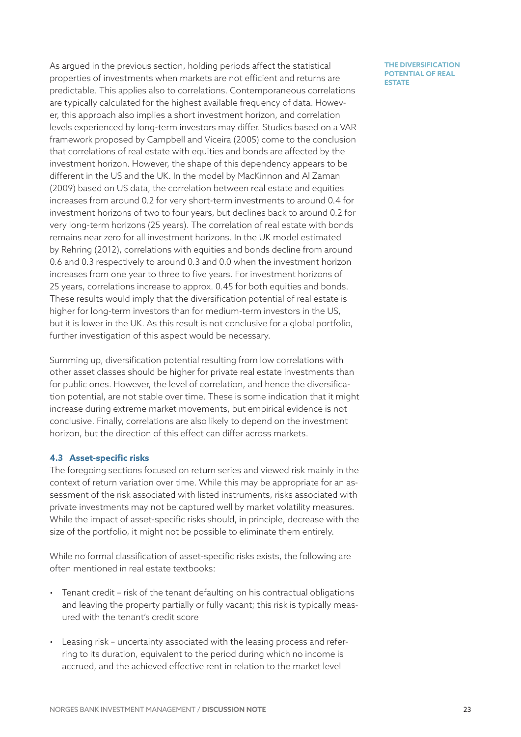As argued in the previous section, holding periods affect the statistical properties of investments when markets are not efficient and returns are predictable. This applies also to correlations. Contemporaneous correlations are typically calculated for the highest available frequency of data. However, this approach also implies a short investment horizon, and correlation levels experienced by long-term investors may differ. Studies based on a VAR framework proposed by Campbell and Viceira (2005) come to the conclusion that correlations of real estate with equities and bonds are affected by the investment horizon. However, the shape of this dependency appears to be different in the US and the UK. In the model by MacKinnon and Al Zaman (2009) based on US data, the correlation between real estate and equities increases from around 0.2 for very short-term investments to around 0.4 for investment horizons of two to four years, but declines back to around 0.2 for very long-term horizons (25 years). The correlation of real estate with bonds remains near zero for all investment horizons. In the UK model estimated by Rehring (2012), correlations with equities and bonds decline from around 0.6 and 0.3 respectively to around 0.3 and 0.0 when the investment horizon increases from one year to three to five years. For investment horizons of 25 years, correlations increase to approx. 0.45 for both equities and bonds. These results would imply that the diversification potential of real estate is higher for long-term investors than for medium-term investors in the US, but it is lower in the UK. As this result is not conclusive for a global portfolio, further investigation of this aspect would be necessary.

Summing up, diversification potential resulting from low correlations with other asset classes should be higher for private real estate investments than for public ones. However, the level of correlation, and hence the diversification potential, are not stable over time. These is some indication that it might increase during extreme market movements, but empirical evidence is not conclusive. Finally, correlations are also likely to depend on the investment horizon, but the direction of this effect can differ across markets.

### 4.3 Asset-specific risks

The foregoing sections focused on return series and viewed risk mainly in the context of return variation over time. While this may be appropriate for an assessment of the risk associated with listed instruments, risks associated with private investments may not be captured well by market volatility measures. While the impact of asset-specific risks should, in principle, decrease with the size of the portfolio, it might not be possible to eliminate them entirely.

While no formal classification of asset-specific risks exists, the following are often mentioned in real estate textbooks:

- Tenant credit – risk of the tenant defaulting on his contractual obligations and leaving the property partially or fully vacant; this risk is typically measured with the tenant's credit score
- Leasing risk – uncertainty associated with the leasing process and referring to its duration, equivalent to the period during which no income is accrued, and the achieved effective rent in relation to the market level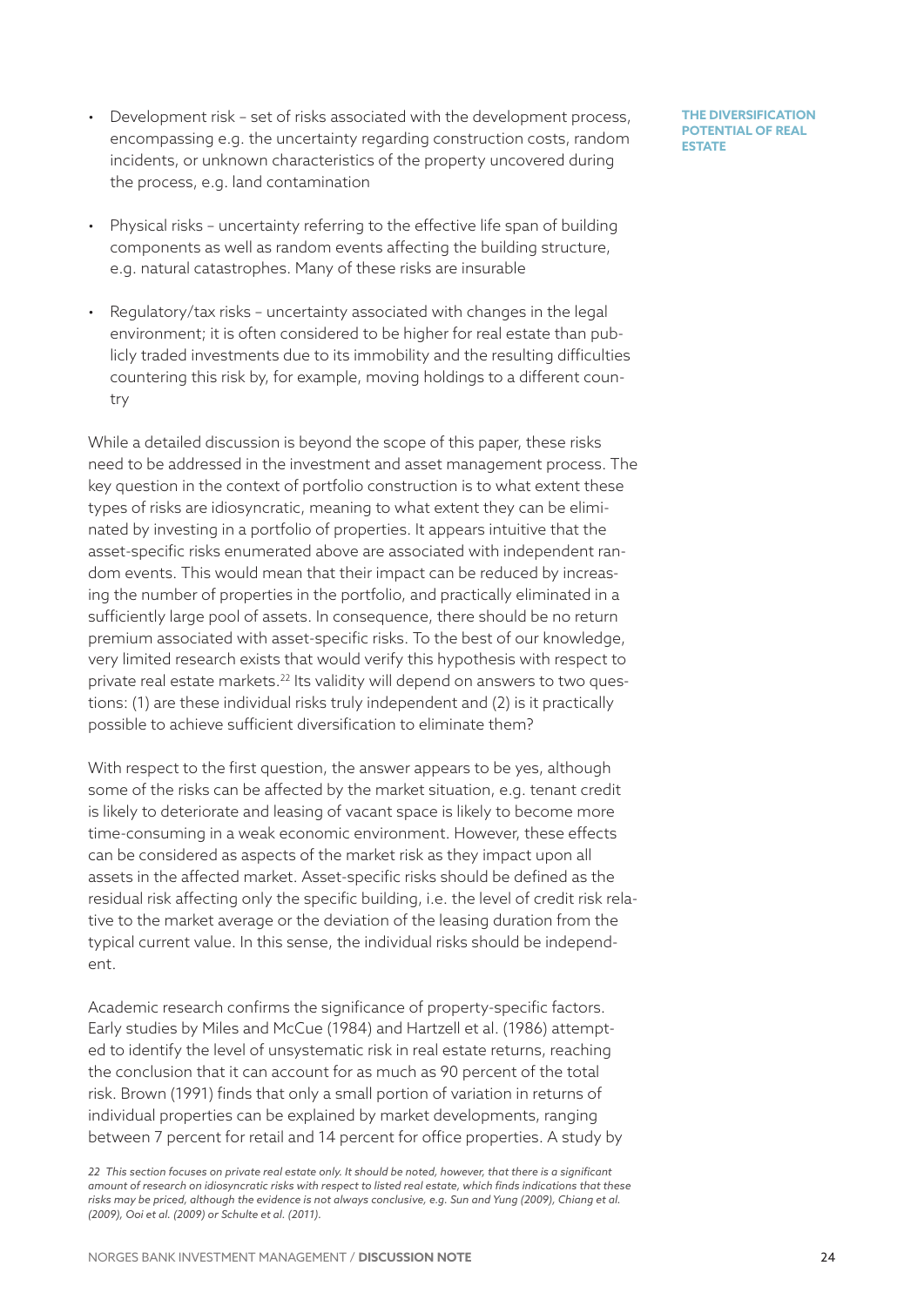- Development risk – set of risks associated with the development process, encompassing e.g. the uncertainty regarding construction costs, random incidents, or unknown characteristics of the property uncovered during the process, e.g. land contamination

- Physical risks – uncertainty referring to the effective life span of building components as well as random events affecting the building structure, e.g. natural catastrophes. Many of these risks are insurable

- Regulatory/tax risks – uncertainty associated with changes in the legal environment; it is often considered to be higher for real estate than publicly traded investments due to its immobility and the resulting difficulties countering this risk by, for example, moving holdings to a different country

While a detailed discussion is beyond the scope of this paper, these risks need to be addressed in the investment and asset management process. The key question in the context of portfolio construction is to what extent these types of risks are idiosyncratic, meaning to what extent they can be eliminated by investing in a portfolio of properties. It appears intuitive that the asset-specific risks enumerated above are associated with independent random events. This would mean that their impact can be reduced by increasing the number of properties in the portfolio, and practically eliminated in a sufficiently large pool of assets. In consequence, there should be no return premium associated with asset-specific risks. To the best of our knowledge, very limited research exists that would verify this hypothesis with respect to private real estate markets.[22] Its validity will depend on answers to two questions: (1) are these individual risks truly independent and (2) is it practically possible to achieve sufficient diversification to eliminate them?

With respect to the first question, the answer appears to be yes, although some of the risks can be affected by the market situation, e.g. tenant credit is likely to deteriorate and leasing of vacant space is likely to become more time-consuming in a weak economic environment. However, these effects can be considered as aspects of the market risk as they impact upon all assets in the affected market. Asset-specific risks should be defined as the residual risk affecting only the specific building, i.e. the level of credit risk relative to the market average or the deviation of the leasing duration from the typical current value. In this sense, the individual risks should be independent.

Academic research confirms the significance of property-specific factors. Early studies by Miles and McCue (1984) and Hartzell et al. (1986) attempted to identify the level of unsystematic risk in real estate returns, reaching the conclusion that it can account for as much as 90 percent of the total risk. Brown (1991) finds that only a small portion of variation in returns of individual properties can be explained by market developments, ranging between 7 percent for retail and 14 percent for office properties. A study by

*22 This section focuses on private real estate only. It should be noted, however, that there is a significant amount of research on idiosyncratic risks with respect to listed real estate, which finds indications that these risks may be priced, although the evidence is not always conclusive, e.g. Sun and Yung (2009), Chiang et al. (2009), Ooi et al. (2009) or Schulte et al. (2011).*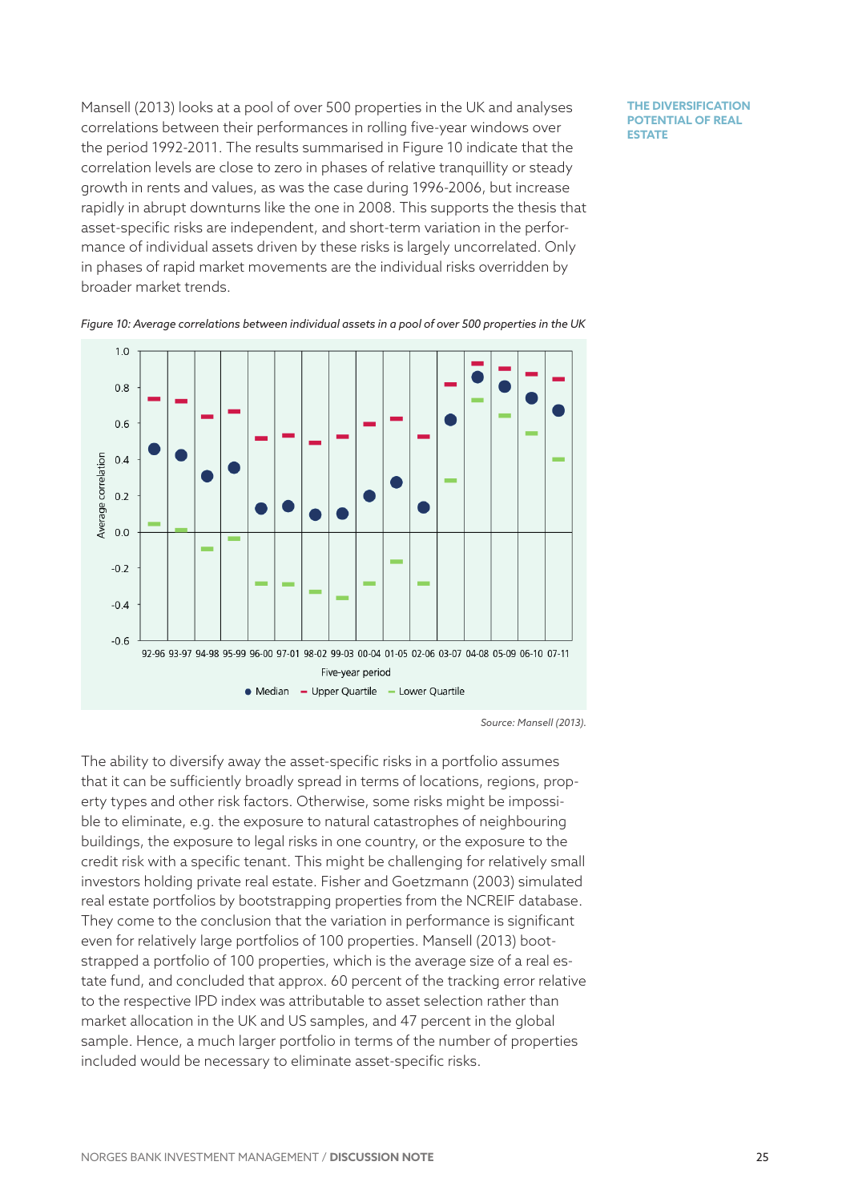Mansell (2013) looks at a pool of over 500 properties in the UK and analyses correlations between their performances in rolling five-year windows over the period 1992-2011. The results summarised in Figure 10 indicate that the correlation levels are close to zero in phases of relative tranquillity or steady growth in rents and values, as was the case during 1996-2006, but increase rapidly in abrupt downturns like the one in 2008. This supports the thesis that asset-specific risks are independent, and short-term variation in the performance of individual assets driven by these risks is largely uncorrelated. Only in phases of rapid market movements are the individual risks overridden by broader market trends.

*Figure 10: Average correlations between individual assets in a pool of over 500 properties in the UK*

*Source: Mansell (2013).*

The ability to diversify away the asset-specific risks in a portfolio assumes that it can be sufficiently broadly spread in terms of locations, regions, property types and other risk factors. Otherwise, some risks might be impossible to eliminate, e.g. the exposure to natural catastrophes of neighbouring buildings, the exposure to legal risks in one country, or the exposure to the credit risk with a specific tenant. This might be challenging for relatively small investors holding private real estate. Fisher and Goetzmann (2003) simulated real estate portfolios by bootstrapping properties from the NCREIF database. They come to the conclusion that the variation in performance is significant even for relatively large portfolios of 100 properties. Mansell (2013) bootstrapped a portfolio of 100 properties, which is the average size of a real estate fund, and concluded that approx. 60 percent of the tracking error relative to the respective IPD index was attributable to asset selection rather than market allocation in the UK and US samples, and 47 percent in the global sample. Hence, a much larger portfolio in terms of the number of properties included would be necessary to eliminate asset-specific risks.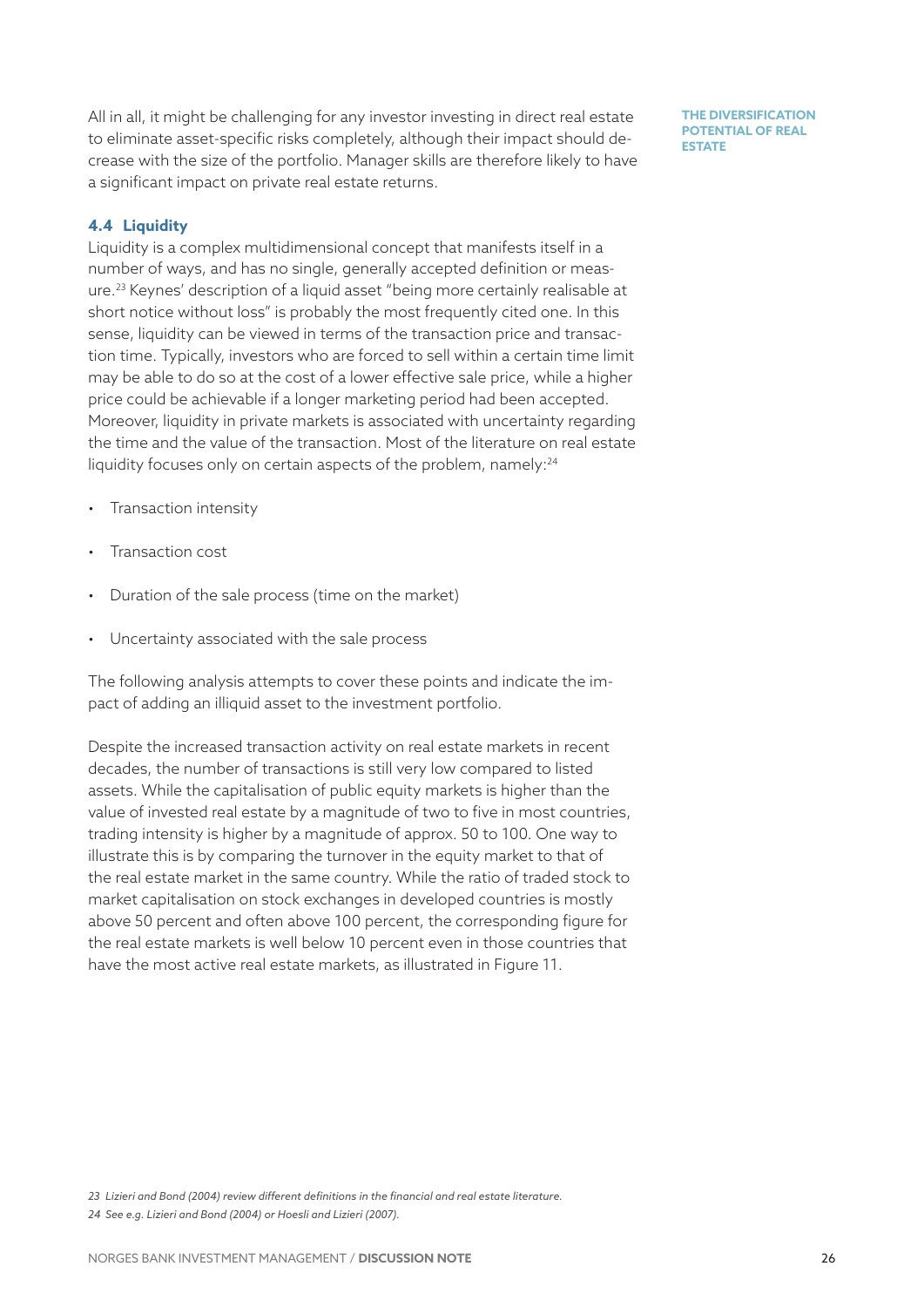All in all, it might be challenging for any investor investing in direct real estate to eliminate asset-specific risks completely, although their impact should decrease with the size of the portfolio. Manager skills are therefore likely to have a significant impact on private real estate returns.

### 4.4 Liquidity

Liquidity is a complex multidimensional concept that manifests itself in a number of ways, and has no single, generally accepted definition or measure.[23] Keynes' description of a liquid asset "being more certainly realisable at short notice without loss" is probably the most frequently cited one. In this sense, liquidity can be viewed in terms of the transaction price and transaction time. Typically, investors who are forced to sell within a certain time limit may be able to do so at the cost of a lower effective sale price, while a higher price could be achievable if a longer marketing period had been accepted. Moreover, liquidity in private markets is associated with uncertainty regarding the time and the value of the transaction. Most of the literature on real estate liquidity focuses only on certain aspects of the problem, namely:[24]

- Transaction intensity
- Transaction cost
- Duration of the sale process (time on the market)
- Uncertainty associated with the sale process

The following analysis attempts to cover these points and indicate the impact of adding an illiquid asset to the investment portfolio.

Despite the increased transaction activity on real estate markets in recent decades, the number of transactions is still very low compared to listed assets. While the capitalisation of public equity markets is higher than the value of invested real estate by a magnitude of two to five in most countries, trading intensity is higher by a magnitude of approx. 50 to 100. One way to illustrate this is by comparing the turnover in the equity market to that of the real estate market in the same country. While the ratio of traded stock to market capitalisation on stock exchanges in developed countries is mostly above 50 percent and often above 100 percent, the corresponding figure for the real estate markets is well below 10 percent even in those countries that have the most active real estate markets, as illustrated in Figure 11.

*23 Lizieri and Bond (2004) review different definitions in the financial and real estate literature.*
*24 See e.g. Lizieri and Bond (2004) or Hoesli and Lizieri (2007).*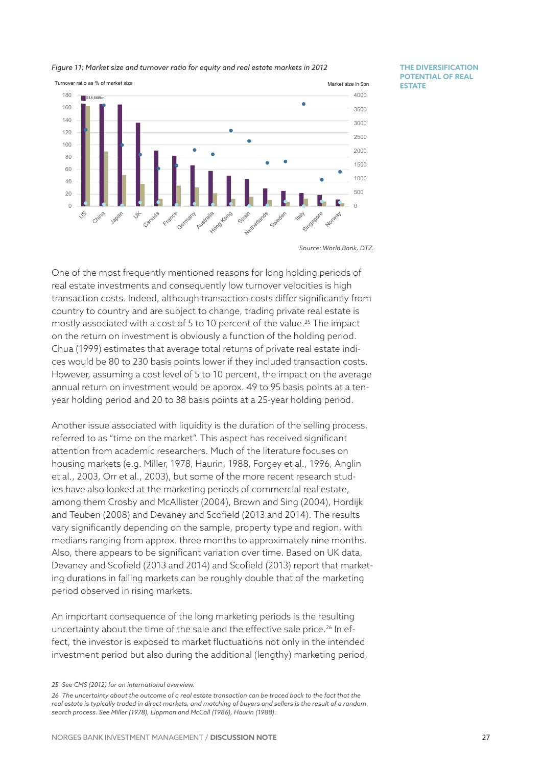*Figure 11: Market size and turnover ratio for equity and real estate markets in 2012*

Source: World Bank, DTZ.

One of the most frequently mentioned reasons for long holding periods of real estate investments and consequently low turnover velocities is high transaction costs. Indeed, although transaction costs differ significantly from country to country and are subject to change, trading private real estate is mostly associated with a cost of 5 to 10 percent of the value.[25] The impact on the return on investment is obviously a function of the holding period. Chua (1999) estimates that average total returns of private real estate indices would be 80 to 230 basis points lower if they included transaction costs. However, assuming a cost level of 5 to 10 percent, the impact on the average annual return on investment would be approx. 49 to 95 basis points at a ten-year holding period and 20 to 38 basis points at a 25-year holding period.

Another issue associated with liquidity is the duration of the selling process, referred to as "time on the market". This aspect has received significant attention from academic researchers. Much of the literature focuses on housing markets (e.g. Miller, 1978, Haurin, 1988, Forgey et al., 1996, Anglin et al., 2003, Orr et al., 2003), but some of the more recent research studies have also looked at the marketing periods of commercial real estate, among them Crosby and McAllister (2004), Brown and Sing (2004), Hordijk and Teuben (2008) and Devaney and Scofield (2013 and 2014). The results vary significantly depending on the sample, property type and region, with medians ranging from approx. three months to approximately nine months. Also, there appears to be significant variation over time. Based on UK data, Devaney and Scofield (2013 and 2014) and Scofield (2013) report that marketing durations in falling markets can be roughly double that of the marketing period observed in rising markets.

An important consequence of the long marketing periods is the resulting uncertainty about the time of the sale and the effective sale price.[26] In effect, the investor is exposed to market fluctuations not only in the intended investment period but also during the additional (lengthy) marketing period,

25 See CMS (2012) for an international overview.

26 The uncertainty about the outcome of a real estate transaction can be traced back to the fact that the real estate is typically traded in direct markets, and matching of buyers and sellers is the result of a random search process. See Miller (1978), Lippman and McCall (1986), Haurin (1988).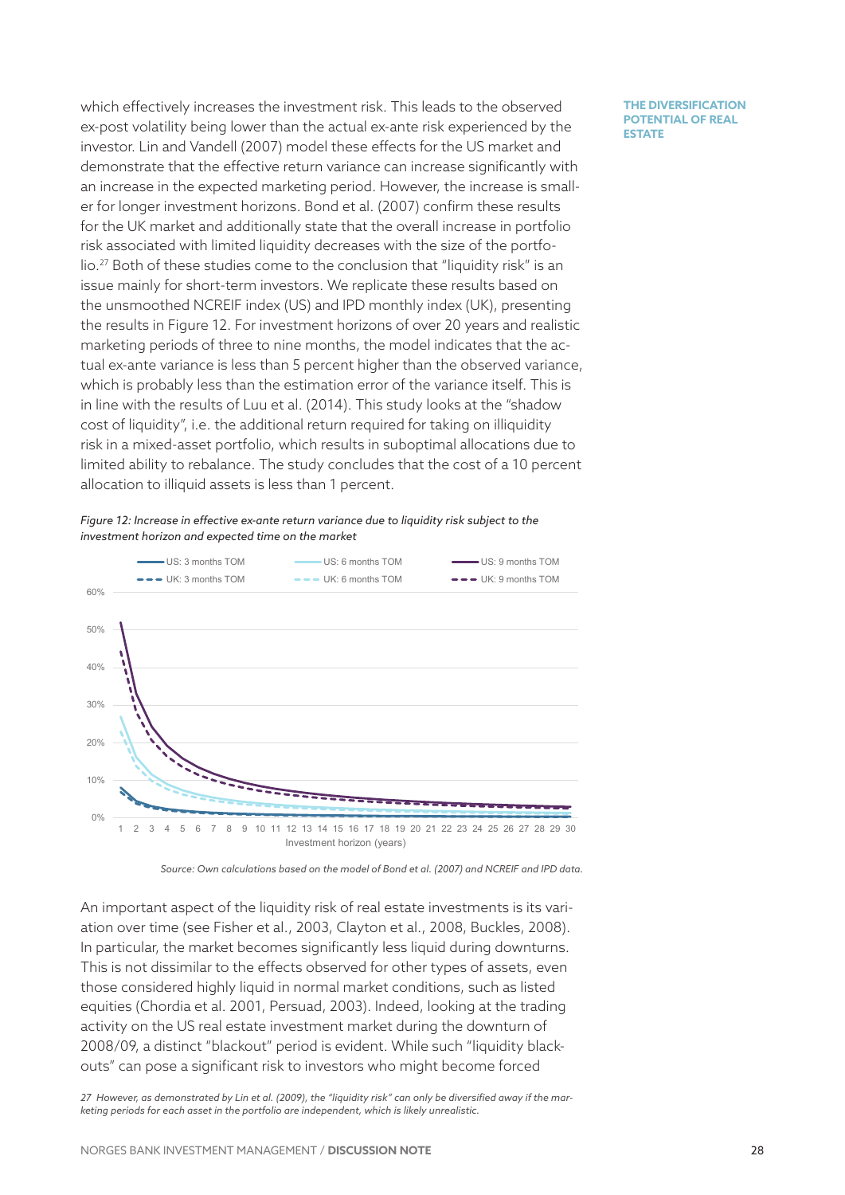which effectively increases the investment risk. This leads to the observed ex-post volatility being lower than the actual ex-ante risk experienced by the investor. Lin and Vandell (2007) model these effects for the US market and demonstrate that the effective return variance can increase significantly with an increase in the expected marketing period. However, the increase is smaller for longer investment horizons. Bond et al. (2007) confirm these results for the UK market and additionally state that the overall increase in portfolio risk associated with limited liquidity decreases with the size of the portfolio.[27] Both of these studies come to the conclusion that "liquidity risk" is an issue mainly for short-term investors. We replicate these results based on the unsmoothed NCREIF index (US) and IPD monthly index (UK), presenting the results in Figure 12. For investment horizons of over 20 years and realistic marketing periods of three to nine months, the model indicates that the actual ex-ante variance is less than 5 percent higher than the observed variance, which is probably less than the estimation error of the variance itself. This is in line with the results of Luu et al. (2014). This study looks at the "shadow cost of liquidity", i.e. the additional return required for taking on illiquidity risk in a mixed-asset portfolio, which results in suboptimal allocations due to limited ability to rebalance. The study concludes that the cost of a 10 percent allocation to illiquid assets is less than 1 percent.

*Figure 12: Increase in effective ex-ante return variance due to liquidity risk subject to the investment horizon and expected time on the market*

*Source: Own calculations based on the model of Bond et al. (2007) and NCREIF and IPD data.*

An important aspect of the liquidity risk of real estate investments is its variation over time (see Fisher et al., 2003, Clayton et al., 2008, Buckles, 2008). In particular, the market becomes significantly less liquid during downturns. This is not dissimilar to the effects observed for other types of assets, even those considered highly liquid in normal market conditions, such as listed equities (Chordia et al. 2001, Persuad, 2003). Indeed, looking at the trading activity on the US real estate investment market during the downturn of 2008/09, a distinct "blackout" period is evident. While such "liquidity blackouts" can pose a significant risk to investors who might become forced

27 *However, as demonstrated by Lin et al. (2009), the "liquidity risk" can only be diversified away if the marketing periods for each asset in the portfolio are independent, which is likely unrealistic.*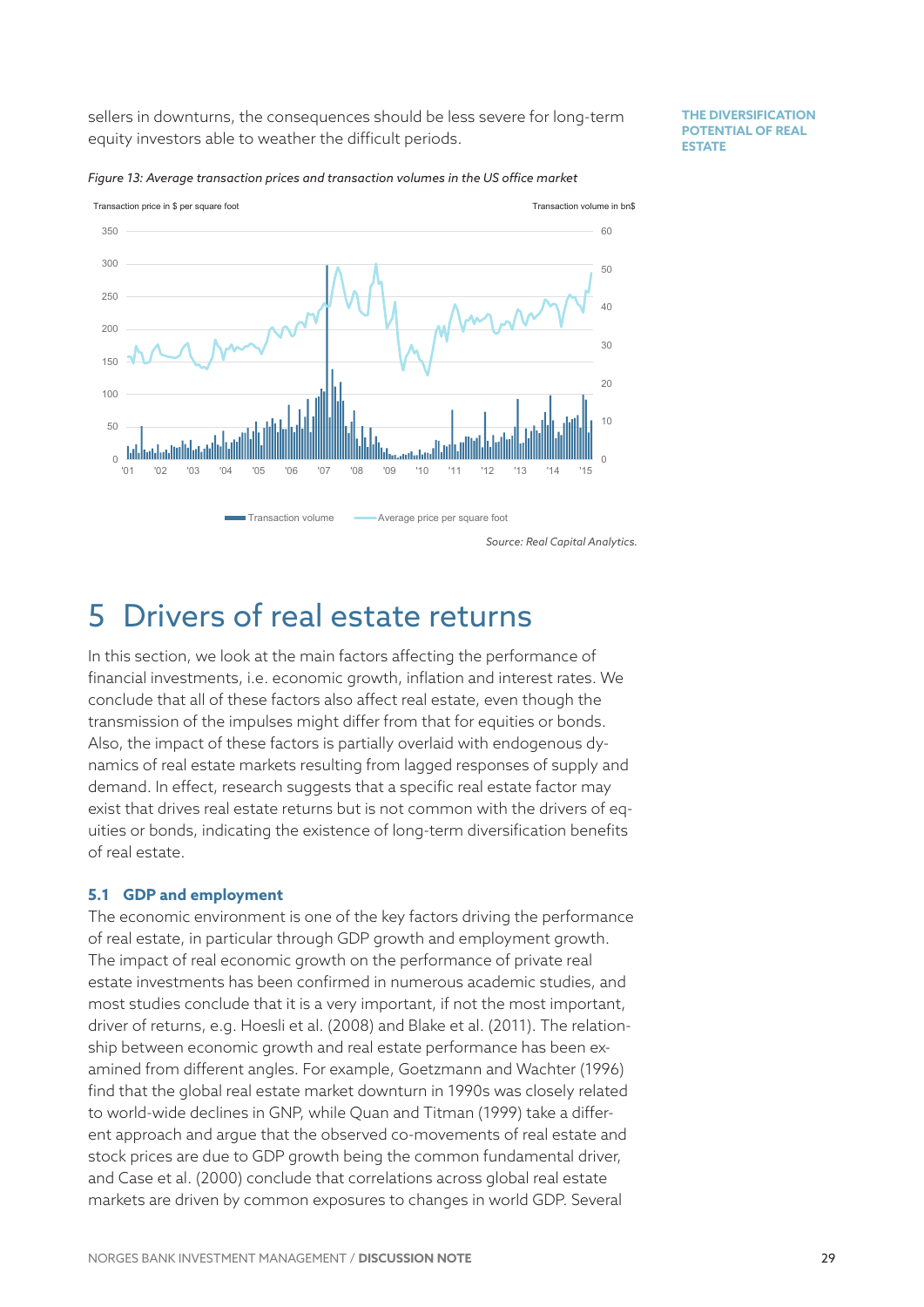sellers in downturns, the consequences should be less severe for long-term equity investors able to weather the difficult periods.

*Figure 13: Average transaction prices and transaction volumes in the US office market*

Source: Real Capital Analytics.

# 5 Drivers of real estate returns

In this section, we look at the main factors affecting the performance of financial investments, i.e. economic growth, inflation and interest rates. We conclude that all of these factors also affect real estate, even though the transmission of the impulses might differ from that for equities or bonds. Also, the impact of these factors is partially overlaid with endogenous dynamics of real estate markets resulting from lagged responses of supply and demand. In effect, research suggests that a specific real estate factor may exist that drives real estate returns but is not common with the drivers of equities or bonds, indicating the existence of long-term diversification benefits of real estate.

## 5.1 GDP and employment

The economic environment is one of the key factors driving the performance of real estate, in particular through GDP growth and employment growth. The impact of real economic growth on the performance of private real estate investments has been confirmed in numerous academic studies, and most studies conclude that it is a very important, if not the most important, driver of returns, e.g. Hoesli et al. (2008) and Blake et al. (2011). The relationship between economic growth and real estate performance has been examined from different angles. For example, Goetzmann and Wachter (1996) find that the global real estate market downturn in 1990s was closely related to world-wide declines in GNP, while Quan and Titman (1999) take a different approach and argue that the observed co-movements of real estate and stock prices are due to GDP growth being the common fundamental driver, and Case et al. (2000) conclude that correlations across global real estate markets are driven by common exposures to changes in world GDP. Several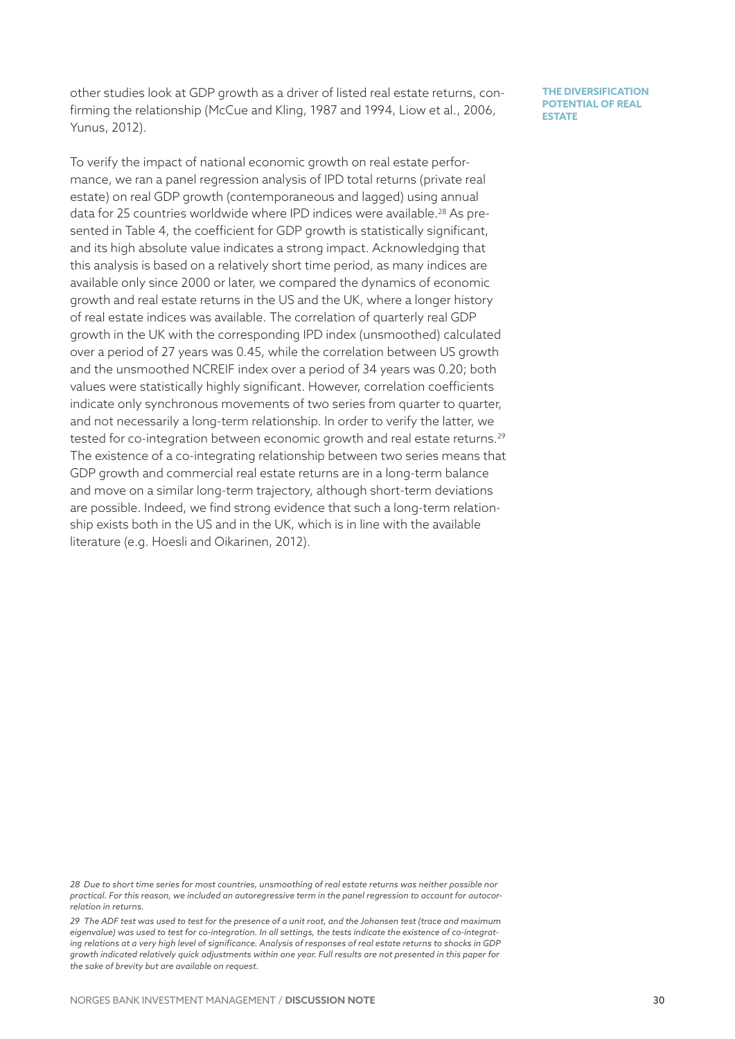other studies look at GDP growth as a driver of listed real estate returns, confirming the relationship (McCue and Kling, 1987 and 1994, Liow et al., 2006, Yunus, 2012).

To verify the impact of national economic growth on real estate performance, we ran a panel regression analysis of IPD total returns (private real estate) on real GDP growth (contemporaneous and lagged) using annual data for 25 countries worldwide where IPD indices were available.[28] As presented in Table 4, the coefficient for GDP growth is statistically significant, and its high absolute value indicates a strong impact. Acknowledging that this analysis is based on a relatively short time period, as many indices are available only since 2000 or later, we compared the dynamics of economic growth and real estate returns in the US and the UK, where a longer history of real estate indices was available. The correlation of quarterly real GDP growth in the UK with the corresponding IPD index (unsmoothed) calculated over a period of 27 years was 0.45, while the correlation between US growth and the unsmoothed NCREIF index over a period of 34 years was 0.20; both values were statistically highly significant. However, correlation coefficients indicate only synchronous movements of two series from quarter to quarter, and not necessarily a long-term relationship. In order to verify the latter, we tested for co-integration between economic growth and real estate returns.[29] The existence of a co-integrating relationship between two series means that GDP growth and commercial real estate returns are in a long-term balance and move on a similar long-term trajectory, although short-term deviations are possible. Indeed, we find strong evidence that such a long-term relationship exists both in the US and in the UK, which is in line with the available literature (e.g. Hoesli and Oikarinen, 2012).

*28 Due to short time series for most countries, unsmoothing of real estate returns was neither possible nor practical. For this reason, we included an autoregressive term in the panel regression to account for autocorrelation in returns.*

*29 The ADF test was used to test for the presence of a unit root, and the Johansen test (trace and maximum eigenvalue) was used to test for co-integration. In all settings, the tests indicate the existence of co-integrating relations at a very high level of significance. Analysis of responses of real estate returns to shocks in GDP growth indicated relatively quick adjustments within one year. Full results are not presented in this paper for the sake of brevity but are available on request.*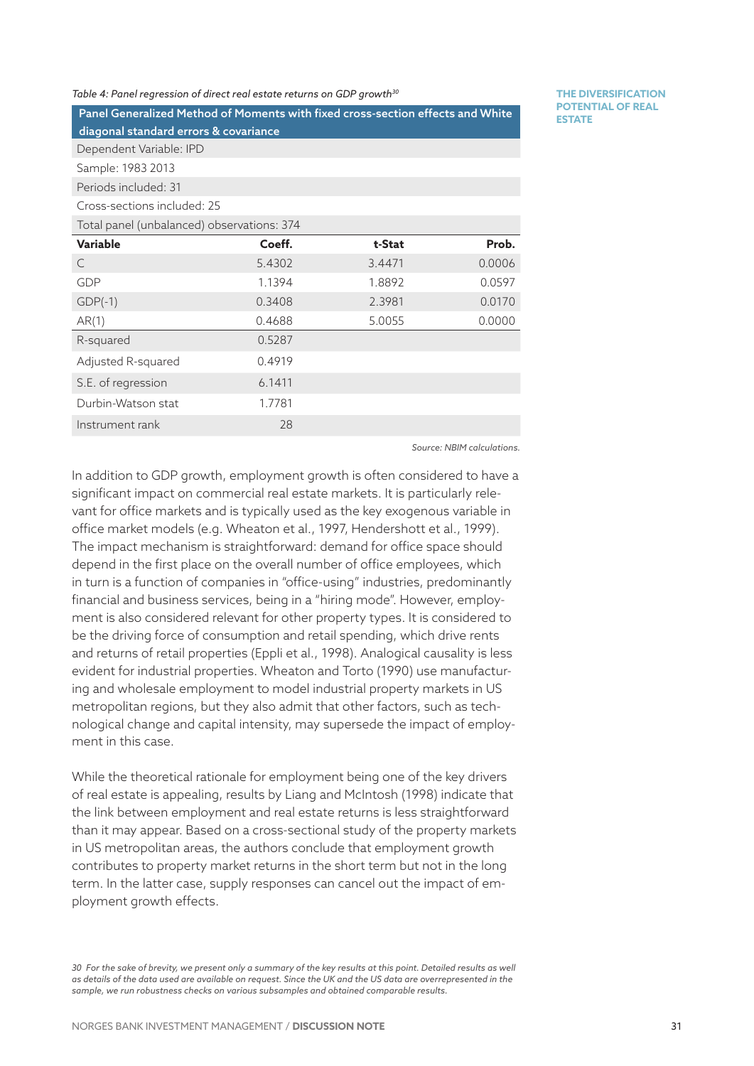*Table 4: Panel regression of direct real estate returns on GDP growth*[30]

| Panel Generalized Method of Moments with fixed cross-section effects and White diagonal standard errors & covariance | | | |
|---|---|---|---|
| Dependent Variable: IPD | | | |
| Sample: 1983 2013 | | | |
| Periods included: 31 | | | |
| Cross-sections included: 25 | | | |
| Total panel (unbalanced) observations: 374 | | | |
| **Variable** | **Coeff.** | **t-Stat** | **Prob.** |
| C | 5.4302 | 3.4471 | 0.0006 |
| GDP | 1.1394 | 1.8892 | 0.0597 |
| GDP(-1) | 0.3408 | 2.3981 | 0.0170 |
| AR(1) | 0.4688 | 5.0055 | 0.0000 |
| R-squared | 0.5287 | | |
| Adjusted R-squared | 0.4919 | | |
| S.E. of regression | 6.1411 | | |
| Durbin-Watson stat | 1.7781 | | |
| Instrument rank | 28 | | |

*Source: NBIM calculations.*

In addition to GDP growth, employment growth is often considered to have a significant impact on commercial real estate markets. It is particularly relevant for office markets and is typically used as the key exogenous variable in office market models (e.g. Wheaton et al., 1997, Hendershott et al., 1999). The impact mechanism is straightforward: demand for office space should depend in the first place on the overall number of office employees, which in turn is a function of companies in "office-using" industries, predominantly financial and business services, being in a "hiring mode". However, employment is also considered relevant for other property types. It is considered to be the driving force of consumption and retail spending, which drive rents and returns of retail properties (Eppli et al., 1998). Analogical causality is less evident for industrial properties. Wheaton and Torto (1990) use manufacturing and wholesale employment to model industrial property markets in US metropolitan regions, but they also admit that other factors, such as technological change and capital intensity, may supersede the impact of employment in this case.

While the theoretical rationale for employment being one of the key drivers of real estate is appealing, results by Liang and McIntosh (1998) indicate that the link between employment and real estate returns is less straightforward than it may appear. Based on a cross-sectional study of the property markets in US metropolitan areas, the authors conclude that employment growth contributes to property market returns in the short term but not in the long term. In the latter case, supply responses can cancel out the impact of employment growth effects.

*30 For the sake of brevity, we present only a summary of the key results at this point. Detailed results as well as details of the data used are available on request. Since the UK and the US data are overrepresented in the sample, we run robustness checks on various subsamples and obtained comparable results.*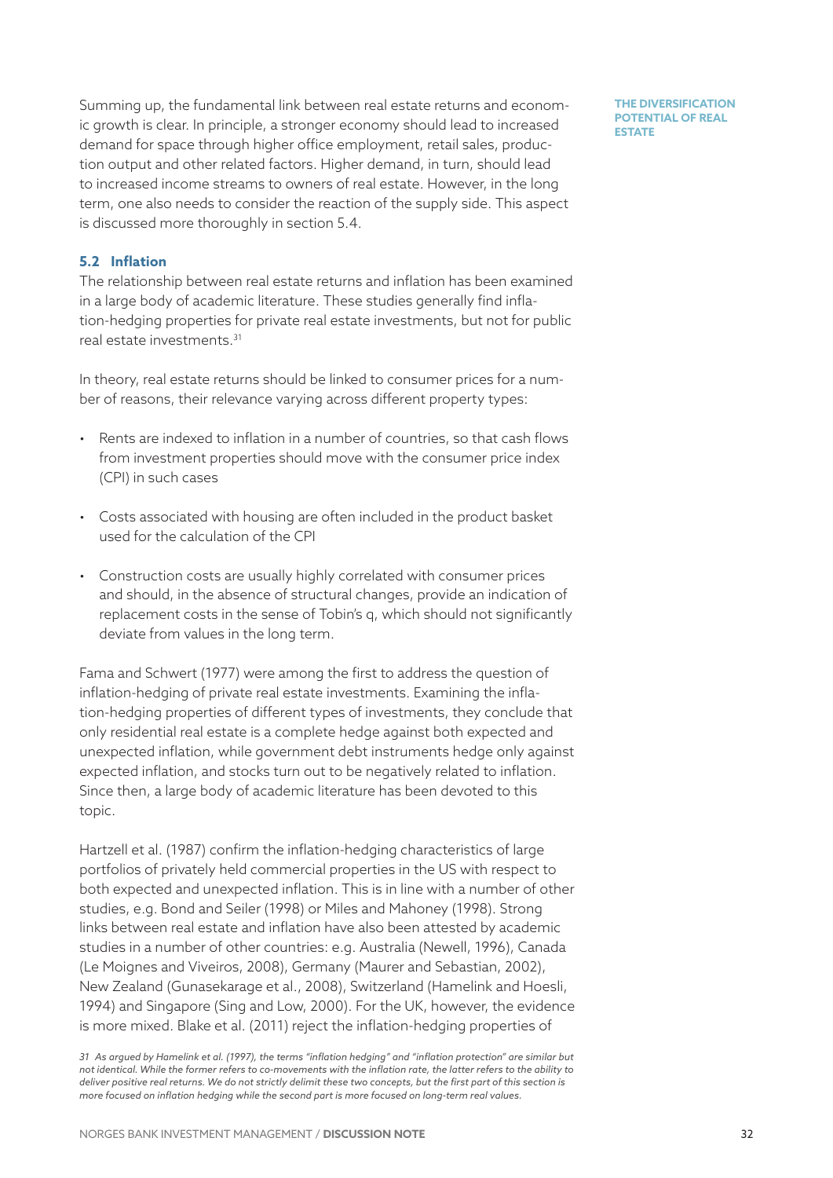Summing up, the fundamental link between real estate returns and economic growth is clear. In principle, a stronger economy should lead to increased demand for space through higher office employment, retail sales, production output and other related factors. Higher demand, in turn, should lead to increased income streams to owners of real estate. However, in the long term, one also needs to consider the reaction of the supply side. This aspect is discussed more thoroughly in section 5.4.

### 5.2 Inflation

The relationship between real estate returns and inflation has been examined in a large body of academic literature. These studies generally find inflation-hedging properties for private real estate investments, but not for public real estate investments.[31]

In theory, real estate returns should be linked to consumer prices for a number of reasons, their relevance varying across different property types:

- Rents are indexed to inflation in a number of countries, so that cash flows from investment properties should move with the consumer price index (CPI) in such cases
- Costs associated with housing are often included in the product basket used for the calculation of the CPI
- Construction costs are usually highly correlated with consumer prices and should, in the absence of structural changes, provide an indication of replacement costs in the sense of Tobin's q, which should not significantly deviate from values in the long term.

Fama and Schwert (1977) were among the first to address the question of inflation-hedging of private real estate investments. Examining the inflation-hedging properties of different types of investments, they conclude that only residential real estate is a complete hedge against both expected and unexpected inflation, while government debt instruments hedge only against expected inflation, and stocks turn out to be negatively related to inflation. Since then, a large body of academic literature has been devoted to this topic.

Hartzell et al. (1987) confirm the inflation-hedging characteristics of large portfolios of privately held commercial properties in the US with respect to both expected and unexpected inflation. This is in line with a number of other studies, e.g. Bond and Seiler (1998) or Miles and Mahoney (1998). Strong links between real estate and inflation have also been attested by academic studies in a number of other countries: e.g. Australia (Newell, 1996), Canada (Le Moignes and Viveiros, 2008), Germany (Maurer and Sebastian, 2002), New Zealand (Gunasekarage et al., 2008), Switzerland (Hamelink and Hoesli, 1994) and Singapore (Sing and Low, 2000). For the UK, however, the evidence is more mixed. Blake et al. (2011) reject the inflation-hedging properties of

*31 As argued by Hamelink et al. (1997), the terms "inflation hedging" and "inflation protection" are similar but not identical. While the former refers to co-movements with the inflation rate, the latter refers to the ability to deliver positive real returns. We do not strictly delimit these two concepts, but the first part of this section is more focused on inflation hedging while the second part is more focused on long-term real values.*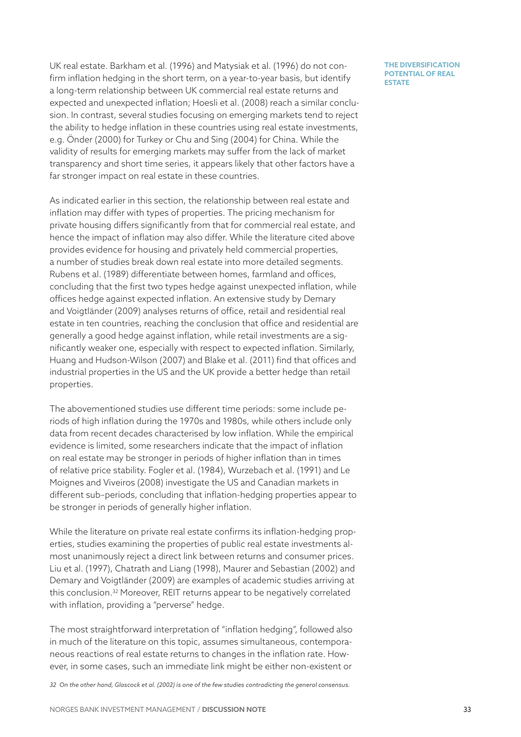UK real estate. Barkham et al. (1996) and Matysiak et al. (1996) do not confirm inflation hedging in the short term, on a year-to-year basis, but identify a long-term relationship between UK commercial real estate returns and expected and unexpected inflation; Hoesli et al. (2008) reach a similar conclusion. In contrast, several studies focusing on emerging markets tend to reject the ability to hedge inflation in these countries using real estate investments, e.g. Önder (2000) for Turkey or Chu and Sing (2004) for China. While the validity of results for emerging markets may suffer from the lack of market transparency and short time series, it appears likely that other factors have a far stronger impact on real estate in these countries.

As indicated earlier in this section, the relationship between real estate and inflation may differ with types of properties. The pricing mechanism for private housing differs significantly from that for commercial real estate, and hence the impact of inflation may also differ. While the literature cited above provides evidence for housing and privately held commercial properties, a number of studies break down real estate into more detailed segments. Rubens et al. (1989) differentiate between homes, farmland and offices, concluding that the first two types hedge against unexpected inflation, while offices hedge against expected inflation. An extensive study by Demary and Voigtländer (2009) analyses returns of office, retail and residential real estate in ten countries, reaching the conclusion that office and residential are generally a good hedge against inflation, while retail investments are a significantly weaker one, especially with respect to expected inflation. Similarly, Huang and Hudson-Wilson (2007) and Blake et al. (2011) find that offices and industrial properties in the US and the UK provide a better hedge than retail properties.

The abovementioned studies use different time periods: some include periods of high inflation during the 1970s and 1980s, while others include only data from recent decades characterised by low inflation. While the empirical evidence is limited, some researchers indicate that the impact of inflation on real estate may be stronger in periods of higher inflation than in times of relative price stability. Fogler et al. (1984), Wurzebach et al. (1991) and Le Moignes and Viveiros (2008) investigate the US and Canadian markets in different sub–periods, concluding that inflation-hedging properties appear to be stronger in periods of generally higher inflation.

While the literature on private real estate confirms its inflation-hedging properties, studies examining the properties of public real estate investments almost unanimously reject a direct link between returns and consumer prices. Liu et al. (1997), Chatrath and Liang (1998), Maurer and Sebastian (2002) and Demary and Voigtländer (2009) are examples of academic studies arriving at this conclusion.[32] Moreover, REIT returns appear to be negatively correlated with inflation, providing a "perverse" hedge.

The most straightforward interpretation of "inflation hedging", followed also in much of the literature on this topic, assumes simultaneous, contemporaneous reactions of real estate returns to changes in the inflation rate. However, in some cases, such an immediate link might be either non-existent or

*32 On the other hand, Glascock et al. (2002) is one of the few studies contradicting the general consensus.*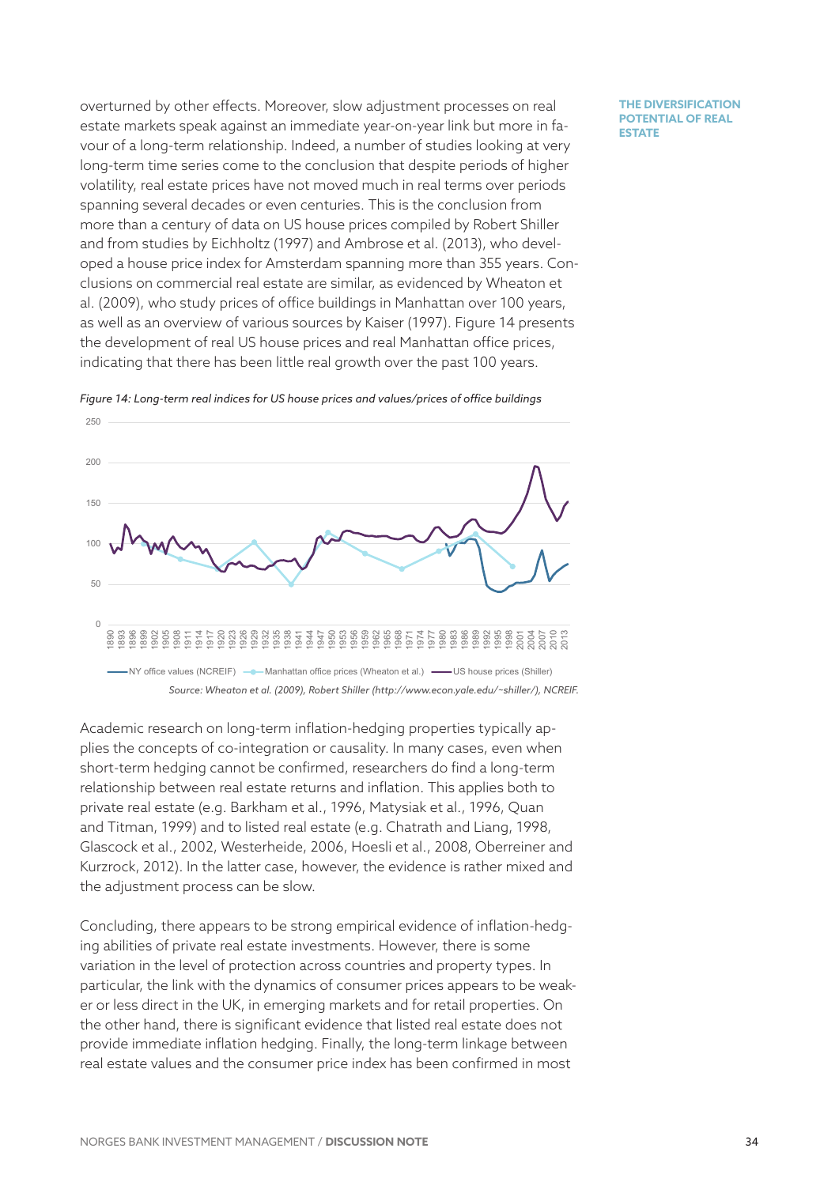overturned by other effects. Moreover, slow adjustment processes on real estate markets speak against an immediate year-on-year link but more in favour of a long-term relationship. Indeed, a number of studies looking at very long-term time series come to the conclusion that despite periods of higher volatility, real estate prices have not moved much in real terms over periods spanning several decades or even centuries. This is the conclusion from more than a century of data on US house prices compiled by Robert Shiller and from studies by Eichholtz (1997) and Ambrose et al. (2013), who developed a house price index for Amsterdam spanning more than 355 years. Conclusions on commercial real estate are similar, as evidenced by Wheaton et al. (2009), who study prices of office buildings in Manhattan over 100 years, as well as an overview of various sources by Kaiser (1997). Figure 14 presents the development of real US house prices and real Manhattan office prices, indicating that there has been little real growth over the past 100 years.

*Figure 14: Long-term real indices for US house prices and values/prices of office buildings*

*Source: Wheaton et al. (2009), Robert Shiller (http://www.econ.yale.edu/~shiller/), NCREIF.*

Academic research on long-term inflation-hedging properties typically applies the concepts of co-integration or causality. In many cases, even when short-term hedging cannot be confirmed, researchers do find a long-term relationship between real estate returns and inflation. This applies both to private real estate (e.g. Barkham et al., 1996, Matysiak et al., 1996, Quan and Titman, 1999) and to listed real estate (e.g. Chatrath and Liang, 1998, Glascock et al., 2002, Westerheide, 2006, Hoesli et al., 2008, Oberreiner and Kurzrock, 2012). In the latter case, however, the evidence is rather mixed and the adjustment process can be slow.

Concluding, there appears to be strong empirical evidence of inflation-hedging abilities of private real estate investments. However, there is some variation in the level of protection across countries and property types. In particular, the link with the dynamics of consumer prices appears to be weaker or less direct in the UK, in emerging markets and for retail properties. On the other hand, there is significant evidence that listed real estate does not provide immediate inflation hedging. Finally, the long-term linkage between real estate values and the consumer price index has been confirmed in most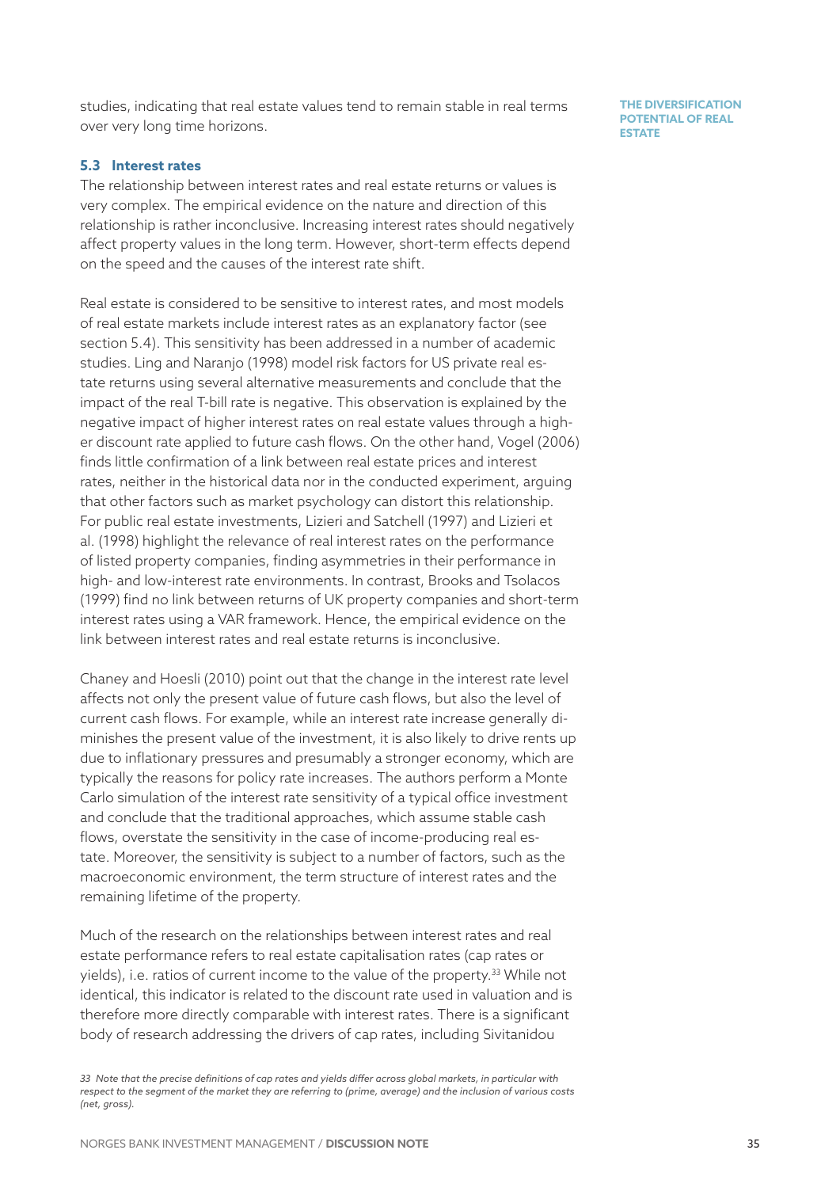studies, indicating that real estate values tend to remain stable in real terms over very long time horizons.

### 5.3 Interest rates

The relationship between interest rates and real estate returns or values is very complex. The empirical evidence on the nature and direction of this relationship is rather inconclusive. Increasing interest rates should negatively affect property values in the long term. However, short-term effects depend on the speed and the causes of the interest rate shift.

Real estate is considered to be sensitive to interest rates, and most models of real estate markets include interest rates as an explanatory factor (see section 5.4). This sensitivity has been addressed in a number of academic studies. Ling and Naranjo (1998) model risk factors for US private real estate returns using several alternative measurements and conclude that the impact of the real T-bill rate is negative. This observation is explained by the negative impact of higher interest rates on real estate values through a higher discount rate applied to future cash flows. On the other hand, Vogel (2006) finds little confirmation of a link between real estate prices and interest rates, neither in the historical data nor in the conducted experiment, arguing that other factors such as market psychology can distort this relationship. For public real estate investments, Lizieri and Satchell (1997) and Lizieri et al. (1998) highlight the relevance of real interest rates on the performance of listed property companies, finding asymmetries in their performance in high- and low-interest rate environments. In contrast, Brooks and Tsolacos (1999) find no link between returns of UK property companies and short-term interest rates using a VAR framework. Hence, the empirical evidence on the link between interest rates and real estate returns is inconclusive.

Chaney and Hoesli (2010) point out that the change in the interest rate level affects not only the present value of future cash flows, but also the level of current cash flows. For example, while an interest rate increase generally diminishes the present value of the investment, it is also likely to drive rents up due to inflationary pressures and presumably a stronger economy, which are typically the reasons for policy rate increases. The authors perform a Monte Carlo simulation of the interest rate sensitivity of a typical office investment and conclude that the traditional approaches, which assume stable cash flows, overstate the sensitivity in the case of income-producing real estate. Moreover, the sensitivity is subject to a number of factors, such as the macroeconomic environment, the term structure of interest rates and the remaining lifetime of the property.

Much of the research on the relationships between interest rates and real estate performance refers to real estate capitalisation rates (cap rates or yields), i.e. ratios of current income to the value of the property.[33] While not identical, this indicator is related to the discount rate used in valuation and is therefore more directly comparable with interest rates. There is a significant body of research addressing the drivers of cap rates, including Sivitanidou

*33 Note that the precise definitions of cap rates and yields differ across global markets, in particular with respect to the segment of the market they are referring to (prime, average) and the inclusion of various costs (net, gross).*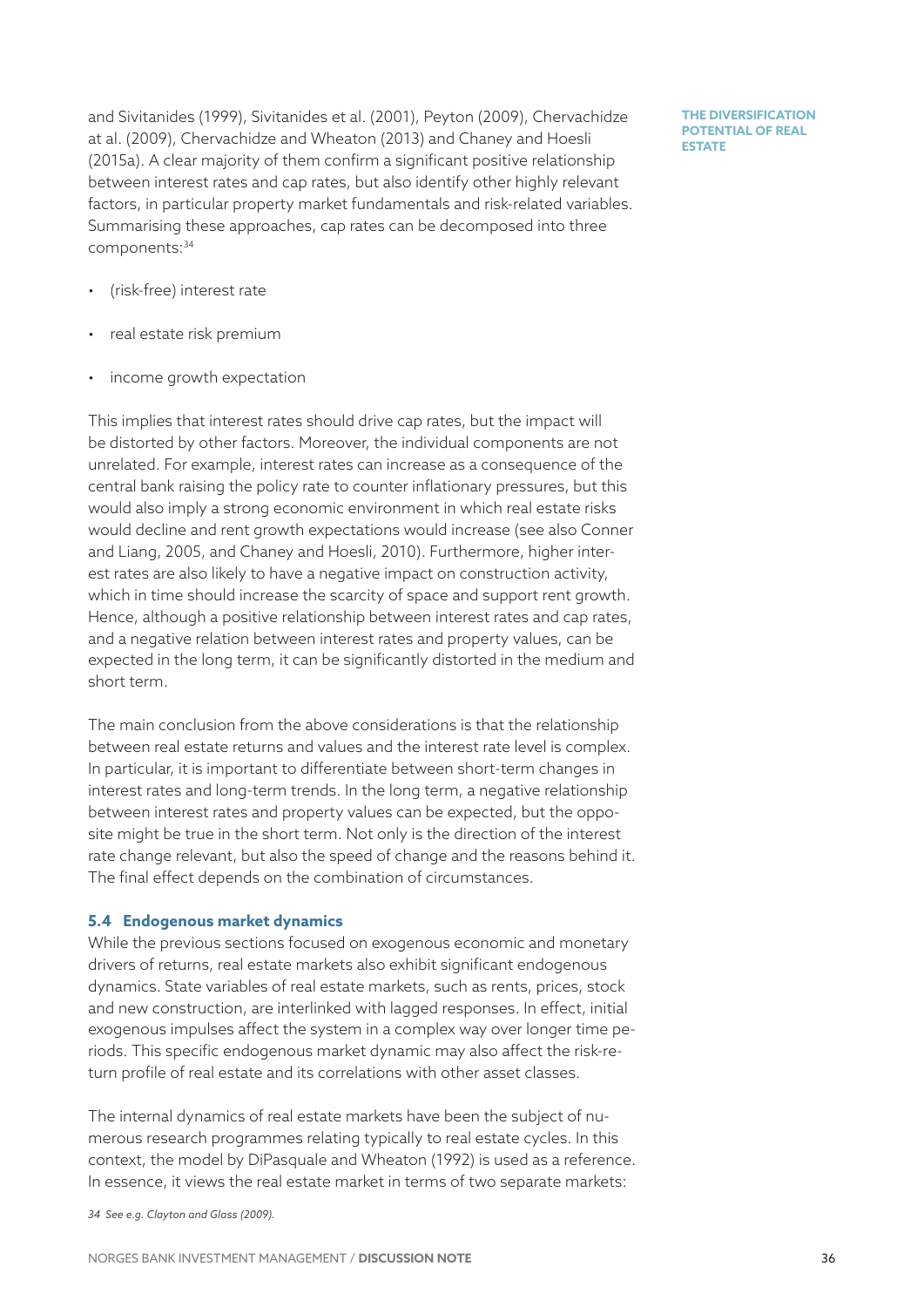and Sivitanides (1999), Sivitanides et al. (2001), Peyton (2009), Chervachidze at al. (2009), Chervachidze and Wheaton (2013) and Chaney and Hoesli (2015a). A clear majority of them confirm a significant positive relationship between interest rates and cap rates, but also identify other highly relevant factors, in particular property market fundamentals and risk-related variables. Summarising these approaches, cap rates can be decomposed into three components:[34]

- (risk-free) interest rate
- real estate risk premium
- income growth expectation

This implies that interest rates should drive cap rates, but the impact will be distorted by other factors. Moreover, the individual components are not unrelated. For example, interest rates can increase as a consequence of the central bank raising the policy rate to counter inflationary pressures, but this would also imply a strong economic environment in which real estate risks would decline and rent growth expectations would increase (see also Conner and Liang, 2005, and Chaney and Hoesli, 2010). Furthermore, higher interest rates are also likely to have a negative impact on construction activity, which in time should increase the scarcity of space and support rent growth. Hence, although a positive relationship between interest rates and cap rates, and a negative relation between interest rates and property values, can be expected in the long term, it can be significantly distorted in the medium and short term.

The main conclusion from the above considerations is that the relationship between real estate returns and values and the interest rate level is complex. In particular, it is important to differentiate between short-term changes in interest rates and long-term trends. In the long term, a negative relationship between interest rates and property values can be expected, but the opposite might be true in the short term. Not only is the direction of the interest rate change relevant, but also the speed of change and the reasons behind it. The final effect depends on the combination of circumstances.

### 5.4 Endogenous market dynamics

While the previous sections focused on exogenous economic and monetary drivers of returns, real estate markets also exhibit significant endogenous dynamics. State variables of real estate markets, such as rents, prices, stock and new construction, are interlinked with lagged responses. In effect, initial exogenous impulses affect the system in a complex way over longer time periods. This specific endogenous market dynamic may also affect the risk-return profile of real estate and its correlations with other asset classes.

The internal dynamics of real estate markets have been the subject of numerous research programmes relating typically to real estate cycles. In this context, the model by DiPasquale and Wheaton (1992) is used as a reference. In essence, it views the real estate market in terms of two separate markets:

*34 See e.g. Clayton and Glass (2009).*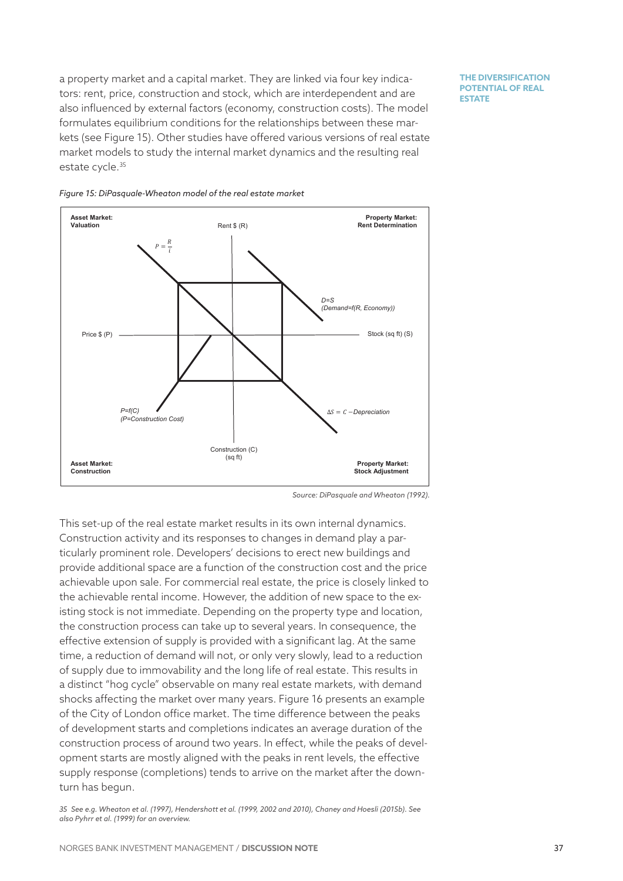a property market and a capital market. They are linked via four key indicators: rent, price, construction and stock, which are interdependent and are also influenced by external factors (economy, construction costs). The model formulates equilibrium conditions for the relationships between these markets (see Figure 15). Other studies have offered various versions of real estate market models to study the internal market dynamics and the resulting real estate cycle.[35]

*Figure 15: DiPasquale-Wheaton model of the real estate market*

*Source: DiPasquale and Wheaton (1992).*

This set-up of the real estate market results in its own internal dynamics. Construction activity and its responses to changes in demand play a particularly prominent role. Developers' decisions to erect new buildings and provide additional space are a function of the construction cost and the price achievable upon sale. For commercial real estate, the price is closely linked to the achievable rental income. However, the addition of new space to the existing stock is not immediate. Depending on the property type and location, the construction process can take up to several years. In consequence, the effective extension of supply is provided with a significant lag. At the same time, a reduction of demand will not, or only very slowly, lead to a reduction of supply due to immovability and the long life of real estate. This results in a distinct "hog cycle" observable on many real estate markets, with demand shocks affecting the market over many years. Figure 16 presents an example of the City of London office market. The time difference between the peaks of development starts and completions indicates an average duration of the construction process of around two years. In effect, while the peaks of development starts are mostly aligned with the peaks in rent levels, the effective supply response (completions) tends to arrive on the market after the downturn has begun.

*35 See e.g. Wheaton et al. (1997), Hendershott et al. (1999, 2002 and 2010), Chaney and Hoesli (2015b). See also Pyhrr et al. (1999) for an overview.*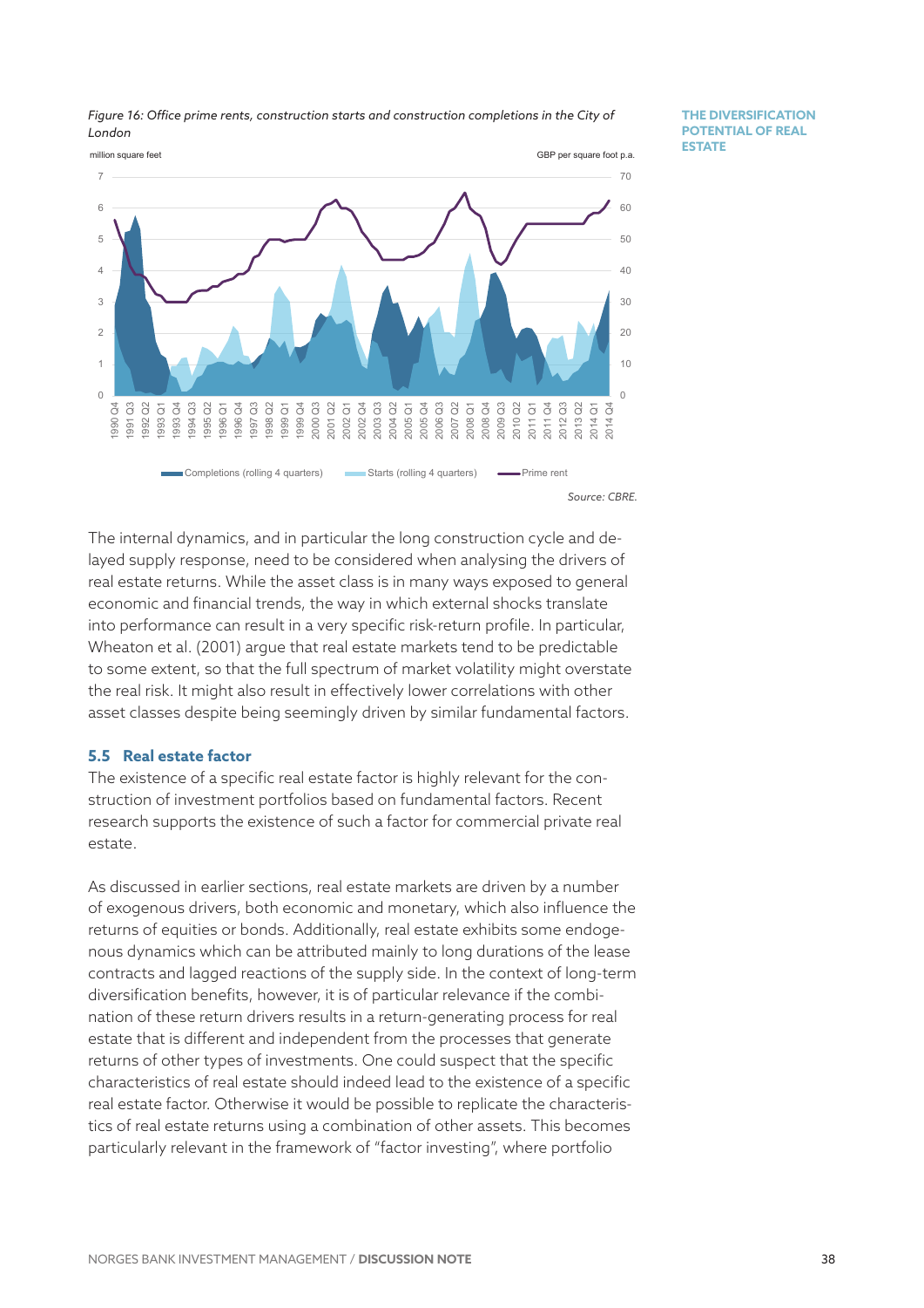*Figure 16: Office prime rents, construction starts and construction completions in the City of London*

Source: CBRE.

The internal dynamics, and in particular the long construction cycle and delayed supply response, need to be considered when analysing the drivers of real estate returns. While the asset class is in many ways exposed to general economic and financial trends, the way in which external shocks translate into performance can result in a very specific risk-return profile. In particular, Wheaton et al. (2001) argue that real estate markets tend to be predictable to some extent, so that the full spectrum of market volatility might overstate the real risk. It might also result in effectively lower correlations with other asset classes despite being seemingly driven by similar fundamental factors.

### 5.5 Real estate factor

The existence of a specific real estate factor is highly relevant for the construction of investment portfolios based on fundamental factors. Recent research supports the existence of such a factor for commercial private real estate.

As discussed in earlier sections, real estate markets are driven by a number of exogenous drivers, both economic and monetary, which also influence the returns of equities or bonds. Additionally, real estate exhibits some endogenous dynamics which can be attributed mainly to long durations of the lease contracts and lagged reactions of the supply side. In the context of long-term diversification benefits, however, it is of particular relevance if the combination of these return drivers results in a return-generating process for real estate that is different and independent from the processes that generate returns of other types of investments. One could suspect that the specific characteristics of real estate should indeed lead to the existence of a specific real estate factor. Otherwise it would be possible to replicate the characteristics of real estate returns using a combination of other assets. This becomes particularly relevant in the framework of "factor investing", where portfolio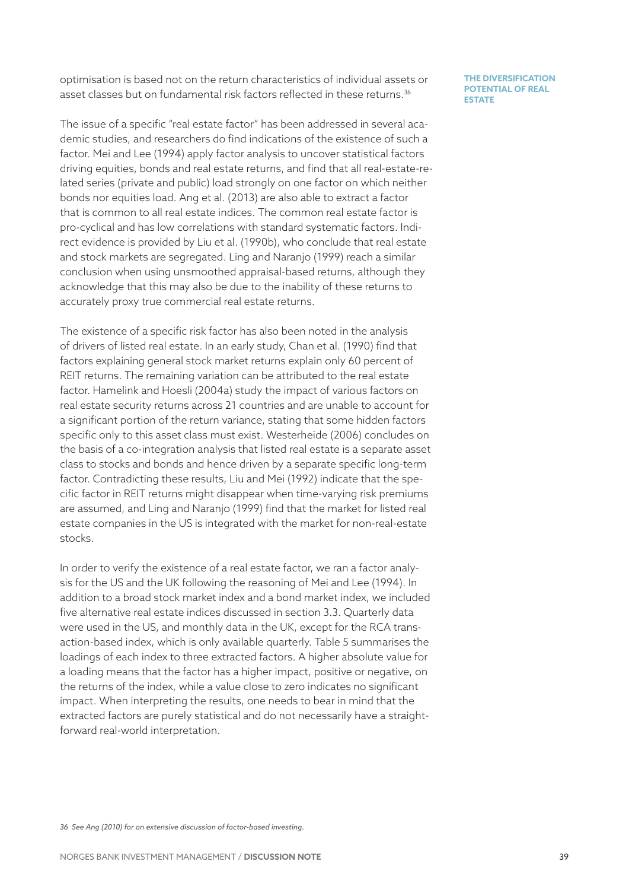optimisation is based not on the return characteristics of individual assets or asset classes but on fundamental risk factors reflected in these returns.[36]

The issue of a specific "real estate factor" has been addressed in several academic studies, and researchers do find indications of the existence of such a factor. Mei and Lee (1994) apply factor analysis to uncover statistical factors driving equities, bonds and real estate returns, and find that all real-estate-related series (private and public) load strongly on one factor on which neither bonds nor equities load. Ang et al. (2013) are also able to extract a factor that is common to all real estate indices. The common real estate factor is pro-cyclical and has low correlations with standard systematic factors. Indirect evidence is provided by Liu et al. (1990b), who conclude that real estate and stock markets are segregated. Ling and Naranjo (1999) reach a similar conclusion when using unsmoothed appraisal-based returns, although they acknowledge that this may also be due to the inability of these returns to accurately proxy true commercial real estate returns.

The existence of a specific risk factor has also been noted in the analysis of drivers of listed real estate. In an early study, Chan et al. (1990) find that factors explaining general stock market returns explain only 60 percent of REIT returns. The remaining variation can be attributed to the real estate factor. Hamelink and Hoesli (2004a) study the impact of various factors on real estate security returns across 21 countries and are unable to account for a significant portion of the return variance, stating that some hidden factors specific only to this asset class must exist. Westerheide (2006) concludes on the basis of a co-integration analysis that listed real estate is a separate asset class to stocks and bonds and hence driven by a separate specific long-term factor. Contradicting these results, Liu and Mei (1992) indicate that the specific factor in REIT returns might disappear when time-varying risk premiums are assumed, and Ling and Naranjo (1999) find that the market for listed real estate companies in the US is integrated with the market for non-real-estate stocks.

In order to verify the existence of a real estate factor, we ran a factor analysis for the US and the UK following the reasoning of Mei and Lee (1994). In addition to a broad stock market index and a bond market index, we included five alternative real estate indices discussed in section 3.3. Quarterly data were used in the US, and monthly data in the UK, except for the RCA transaction-based index, which is only available quarterly. Table 5 summarises the loadings of each index to three extracted factors. A higher absolute value for a loading means that the factor has a higher impact, positive or negative, on the returns of the index, while a value close to zero indicates no significant impact. When interpreting the results, one needs to bear in mind that the extracted factors are purely statistical and do not necessarily have a straightforward real-world interpretation.

*36 See Ang (2010) for an extensive discussion of factor-based investing.*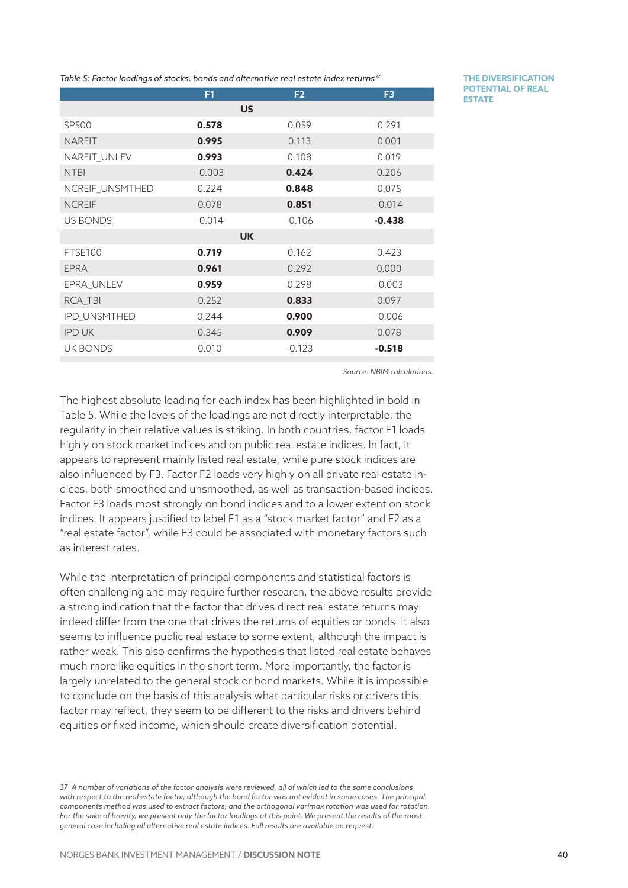*Table 5: Factor loadings of stocks, bonds and alternative real estate index returns*[37]

| | F1 | F2 | F3 |
|---|---|---|---|
| **US** | | | |
| SP500 | **0.578** | 0.059 | 0.291 |
| NAREIT | **0.995** | 0.113 | 0.001 |
| NAREIT_UNLEV | **0.993** | 0.108 | 0.019 |
| NTBI | -0.003 | **0.424** | 0.206 |
| NCREIF_UNSMTHED | 0.224 | **0.848** | 0.075 |
| NCREIF | 0.078 | **0.851** | -0.014 |
| US BONDS | -0.014 | -0.106 | **-0.438** |
| **UK** | | | |
| FTSE100 | **0.719** | 0.162 | 0.423 |
| EPRA | **0.961** | 0.292 | 0.000 |
| EPRA_UNLEV | **0.959** | 0.298 | -0.003 |
| RCA_TBI | 0.252 | **0.833** | 0.097 |
| IPD_UNSMTHED | 0.244 | **0.900** | -0.006 |
| IPD UK | 0.345 | **0.909** | 0.078 |
| UK BONDS | 0.010 | -0.123 | **-0.518** |

*Source: NBIM calculations.*

The highest absolute loading for each index has been highlighted in bold in Table 5. While the levels of the loadings are not directly interpretable, the regularity in their relative values is striking. In both countries, factor F1 loads highly on stock market indices and on public real estate indices. In fact, it appears to represent mainly listed real estate, while pure stock indices are also influenced by F3. Factor F2 loads very highly on all private real estate indices, both smoothed and unsmoothed, as well as transaction-based indices. Factor F3 loads most strongly on bond indices and to a lower extent on stock indices. It appears justified to label F1 as a "stock market factor" and F2 as a "real estate factor", while F3 could be associated with monetary factors such as interest rates.

While the interpretation of principal components and statistical factors is often challenging and may require further research, the above results provide a strong indication that the factor that drives direct real estate returns may indeed differ from the one that drives the returns of equities or bonds. It also seems to influence public real estate to some extent, although the impact is rather weak. This also confirms the hypothesis that listed real estate behaves much more like equities in the short term. More importantly, the factor is largely unrelated to the general stock or bond markets. While it is impossible to conclude on the basis of this analysis what particular risks or drivers this factor may reflect, they seem to be different to the risks and drivers behind equities or fixed income, which should create diversification potential.

*37 A number of variations of the factor analysis were reviewed, all of which led to the same conclusions with respect to the real estate factor, although the bond factor was not evident in some cases. The principal components method was used to extract factors, and the orthogonal varimax rotation was used for rotation. For the sake of brevity, we present only the factor loadings at this point. We present the results of the most general case including all alternative real estate indices. Full results are available on request.*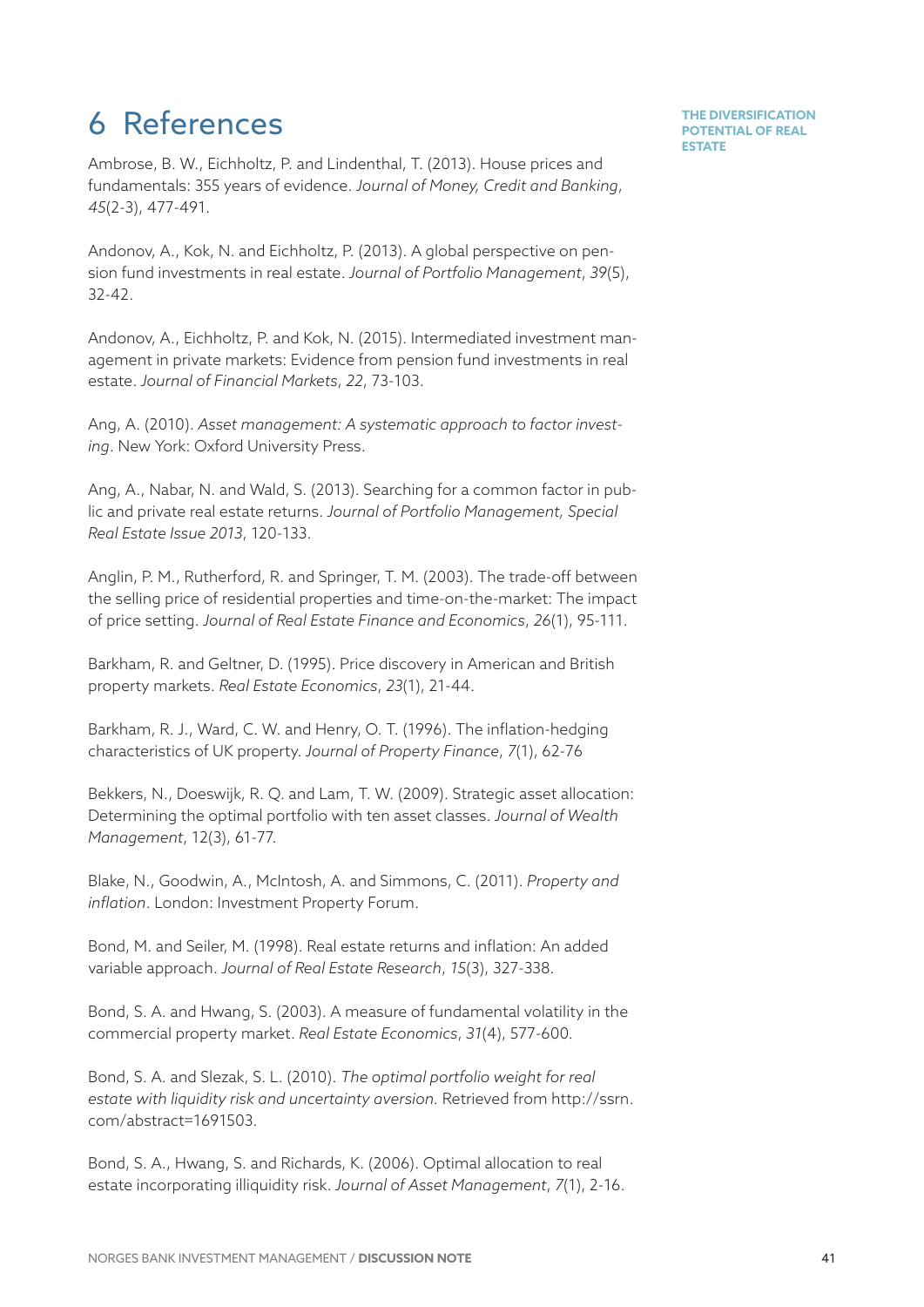# 6 References

Ambrose, B. W., Eichholtz, P. and Lindenthal, T. (2013). House prices and fundamentals: 355 years of evidence. *Journal of Money, Credit and Banking*, *45*(2-3), 477-491.

Andonov, A., Kok, N. and Eichholtz, P. (2013). A global perspective on pension fund investments in real estate. *Journal of Portfolio Management*, *39*(5), 32-42.

Andonov, A., Eichholtz, P. and Kok, N. (2015). Intermediated investment management in private markets: Evidence from pension fund investments in real estate. *Journal of Financial Markets*, *22*, 73-103.

Ang, A. (2010). *Asset management: A systematic approach to factor investing*. New York: Oxford University Press.

Ang, A., Nabar, N. and Wald, S. (2013). Searching for a common factor in public and private real estate returns. *Journal of Portfolio Management, Special Real Estate Issue 2013*, 120-133.

Anglin, P. M., Rutherford, R. and Springer, T. M. (2003). The trade-off between the selling price of residential properties and time-on-the-market: The impact of price setting. *Journal of Real Estate Finance and Economics*, *26*(1), 95-111.

Barkham, R. and Geltner, D. (1995). Price discovery in American and British property markets. *Real Estate Economics*, *23*(1), 21-44.

Barkham, R. J., Ward, C. W. and Henry, O. T. (1996). The inflation-hedging characteristics of UK property. *Journal of Property Finance*, *7*(1), 62-76

Bekkers, N., Doeswijk, R. Q. and Lam, T. W. (2009). Strategic asset allocation: Determining the optimal portfolio with ten asset classes. *Journal of Wealth Management*, 12(3), 61-77.

Blake, N., Goodwin, A., McIntosh, A. and Simmons, C. (2011). *Property and inflation*. London: Investment Property Forum.

Bond, M. and Seiler, M. (1998). Real estate returns and inflation: An added variable approach. *Journal of Real Estate Research*, *15*(3), 327-338.

Bond, S. A. and Hwang, S. (2003). A measure of fundamental volatility in the commercial property market. *Real Estate Economics*, *31*(4), 577-600.

Bond, S. A. and Slezak, S. L. (2010). *The optimal portfolio weight for real estate with liquidity risk and uncertainty aversion*. Retrieved from http://ssrn.com/abstract=1691503.

Bond, S. A., Hwang, S. and Richards, K. (2006). Optimal allocation to real estate incorporating illiquidity risk. *Journal of Asset Management*, *7*(1), 2-16.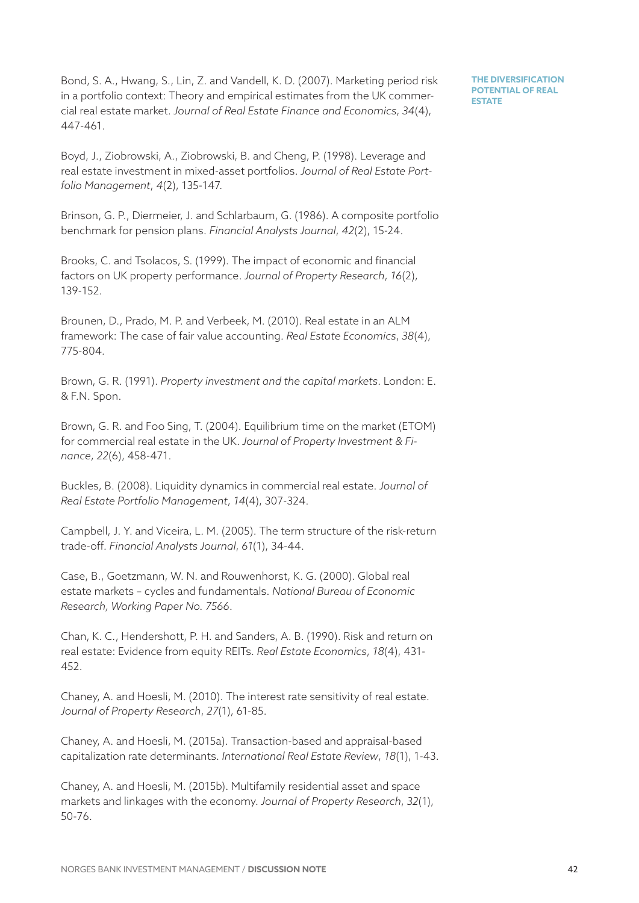Bond, S. A., Hwang, S., Lin, Z. and Vandell, K. D. (2007). Marketing period risk in a portfolio context: Theory and empirical estimates from the UK commercial real estate market. *Journal of Real Estate Finance and Economics*, *34*(4), 447-461.

Boyd, J., Ziobrowski, A., Ziobrowski, B. and Cheng, P. (1998). Leverage and real estate investment in mixed-asset portfolios. *Journal of Real Estate Portfolio Management*, *4*(2), 135-147.

Brinson, G. P., Diermeier, J. and Schlarbaum, G. (1986). A composite portfolio benchmark for pension plans. *Financial Analysts Journal*, *42*(2), 15-24.

Brooks, C. and Tsolacos, S. (1999). The impact of economic and financial factors on UK property performance. *Journal of Property Research*, *16*(2), 139-152.

Brounen, D., Prado, M. P. and Verbeek, M. (2010). Real estate in an ALM framework: The case of fair value accounting. *Real Estate Economics*, *38*(4), 775-804.

Brown, G. R. (1991). *Property investment and the capital markets*. London: E. & F.N. Spon.

Brown, G. R. and Foo Sing, T. (2004). Equilibrium time on the market (ETOM) for commercial real estate in the UK. *Journal of Property Investment & Finance*, *22*(6), 458-471.

Buckles, B. (2008). Liquidity dynamics in commercial real estate. *Journal of Real Estate Portfolio Management*, *14*(4), 307-324.

Campbell, J. Y. and Viceira, L. M. (2005). The term structure of the risk-return trade-off. *Financial Analysts Journal*, *61*(1), 34-44.

Case, B., Goetzmann, W. N. and Rouwenhorst, K. G. (2000). Global real estate markets – cycles and fundamentals. *National Bureau of Economic Research, Working Paper No. 7566*.

Chan, K. C., Hendershott, P. H. and Sanders, A. B. (1990). Risk and return on real estate: Evidence from equity REITs. *Real Estate Economics*, *18*(4), 431-452.

Chaney, A. and Hoesli, M. (2010). The interest rate sensitivity of real estate. *Journal of Property Research*, *27*(1), 61-85.

Chaney, A. and Hoesli, M. (2015a). Transaction-based and appraisal-based capitalization rate determinants. *International Real Estate Review*, *18*(1), 1-43.

Chaney, A. and Hoesli, M. (2015b). Multifamily residential asset and space markets and linkages with the economy. *Journal of Property Research*, *32*(1), 50-76.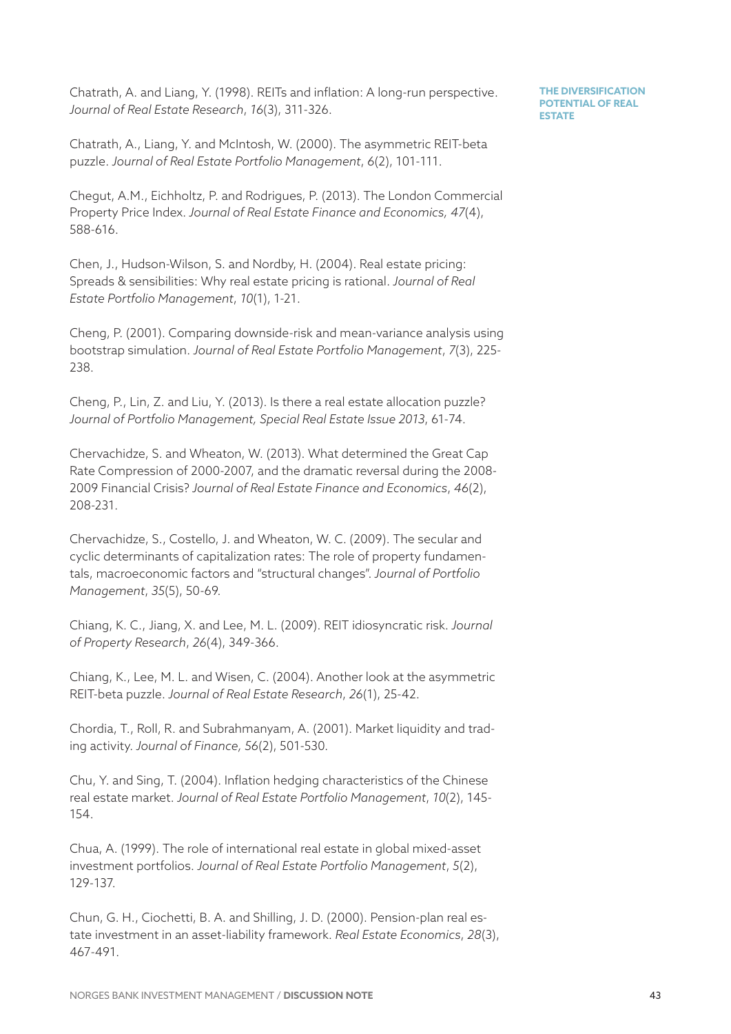Chatrath, A. and Liang, Y. (1998). REITs and inflation: A long-run perspective. *Journal of Real Estate Research*, *16*(3), 311-326.

Chatrath, A., Liang, Y. and McIntosh, W. (2000). The asymmetric REIT-beta puzzle. *Journal of Real Estate Portfolio Management*, *6*(2), 101-111.

Chegut, A.M., Eichholtz, P. and Rodrigues, P. (2013). The London Commercial Property Price Index. *Journal of Real Estate Finance and Economics, 47*(4), 588-616.

Chen, J., Hudson-Wilson, S. and Nordby, H. (2004). Real estate pricing: Spreads & sensibilities: Why real estate pricing is rational. *Journal of Real Estate Portfolio Management*, *10*(1), 1-21.

Cheng, P. (2001). Comparing downside-risk and mean-variance analysis using bootstrap simulation. *Journal of Real Estate Portfolio Management*, *7*(3), 225-238.

Cheng, P., Lin, Z. and Liu, Y. (2013). Is there a real estate allocation puzzle? *Journal of Portfolio Management, Special Real Estate Issue 2013*, 61-74.

Chervachidze, S. and Wheaton, W. (2013). What determined the Great Cap Rate Compression of 2000-2007, and the dramatic reversal during the 2008-2009 Financial Crisis? *Journal of Real Estate Finance and Economics*, *46*(2), 208-231.

Chervachidze, S., Costello, J. and Wheaton, W. C. (2009). The secular and cyclic determinants of capitalization rates: The role of property fundamentals, macroeconomic factors and "structural changes". *Journal of Portfolio Management*, *35*(5), 50-69.

Chiang, K. C., Jiang, X. and Lee, M. L. (2009). REIT idiosyncratic risk. *Journal of Property Research*, *26*(4), 349-366.

Chiang, K., Lee, M. L. and Wisen, C. (2004). Another look at the asymmetric REIT-beta puzzle. *Journal of Real Estate Research*, *26*(1), 25-42.

Chordia, T., Roll, R. and Subrahmanyam, A. (2001). Market liquidity and trading activity. *Journal of Finance, 56*(2), 501-530.

Chu, Y. and Sing, T. (2004). Inflation hedging characteristics of the Chinese real estate market. *Journal of Real Estate Portfolio Management*, *10*(2), 145-154.

Chua, A. (1999). The role of international real estate in global mixed-asset investment portfolios. *Journal of Real Estate Portfolio Management*, *5*(2), 129-137.

Chun, G. H., Ciochetti, B. A. and Shilling, J. D. (2000). Pension-plan real estate investment in an asset-liability framework. *Real Estate Economics*, *28*(3), 467-491.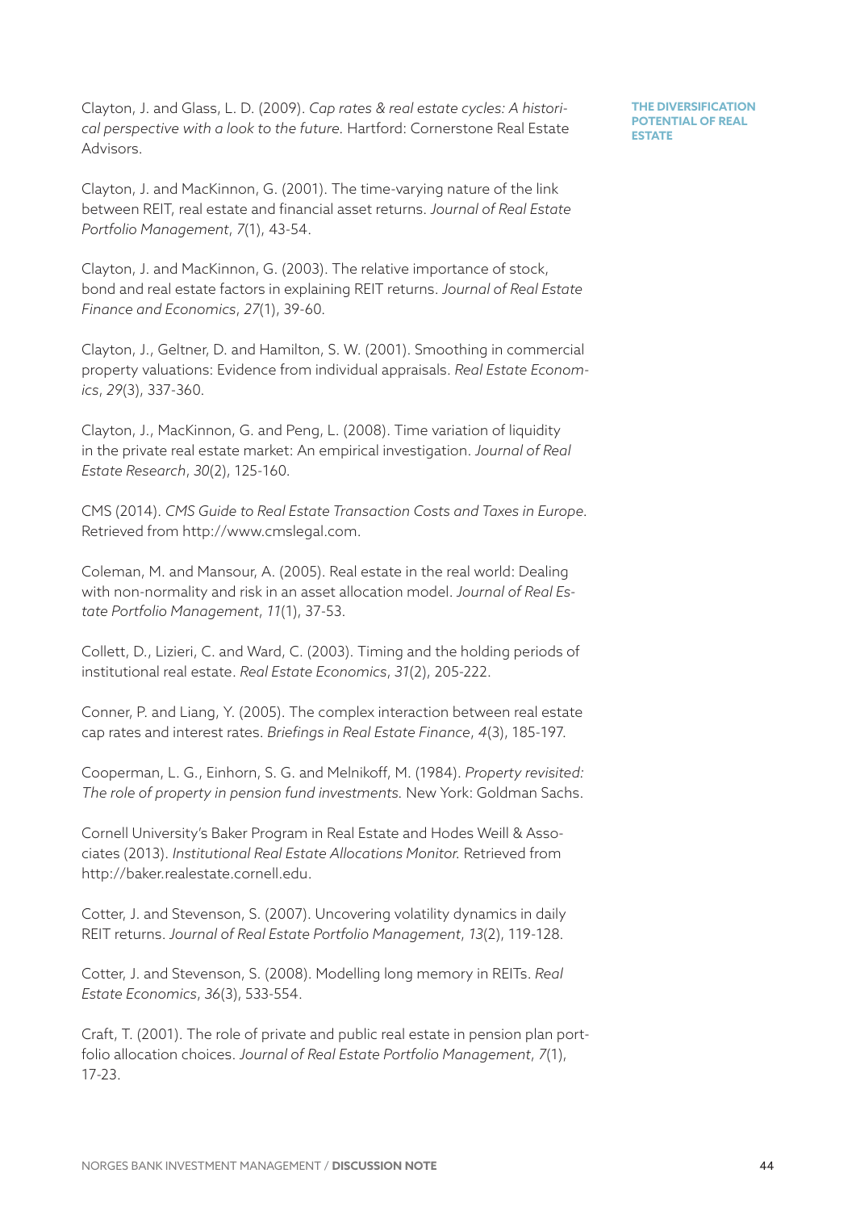Clayton, J. and Glass, L. D. (2009). *Cap rates & real estate cycles: A historical perspective with a look to the future.* Hartford: Cornerstone Real Estate Advisors.

Clayton, J. and MacKinnon, G. (2001). The time-varying nature of the link between REIT, real estate and financial asset returns. *Journal of Real Estate Portfolio Management*, *7*(1), 43-54.

Clayton, J. and MacKinnon, G. (2003). The relative importance of stock, bond and real estate factors in explaining REIT returns. *Journal of Real Estate Finance and Economics*, *27*(1), 39-60.

Clayton, J., Geltner, D. and Hamilton, S. W. (2001). Smoothing in commercial property valuations: Evidence from individual appraisals. *Real Estate Economics*, *29*(3), 337-360.

Clayton, J., MacKinnon, G. and Peng, L. (2008). Time variation of liquidity in the private real estate market: An empirical investigation. *Journal of Real Estate Research*, *30*(2), 125-160.

CMS (2014). *CMS Guide to Real Estate Transaction Costs and Taxes in Europe*. Retrieved from http://www.cmslegal.com.

Coleman, M. and Mansour, A. (2005). Real estate in the real world: Dealing with non-normality and risk in an asset allocation model. *Journal of Real Estate Portfolio Management*, *11*(1), 37-53.

Collett, D., Lizieri, C. and Ward, C. (2003). Timing and the holding periods of institutional real estate. *Real Estate Economics*, *31*(2), 205-222.

Conner, P. and Liang, Y. (2005). The complex interaction between real estate cap rates and interest rates. *Briefings in Real Estate Finance*, *4*(3), 185-197.

Cooperman, L. G., Einhorn, S. G. and Melnikoff, M. (1984). *Property revisited: The role of property in pension fund investments.* New York: Goldman Sachs.

Cornell University's Baker Program in Real Estate and Hodes Weill & Associates (2013). *Institutional Real Estate Allocations Monitor.* Retrieved from http://baker.realestate.cornell.edu.

Cotter, J. and Stevenson, S. (2007). Uncovering volatility dynamics in daily REIT returns. *Journal of Real Estate Portfolio Management*, *13*(2), 119-128.

Cotter, J. and Stevenson, S. (2008). Modelling long memory in REITs. *Real Estate Economics*, *36*(3), 533-554.

Craft, T. (2001). The role of private and public real estate in pension plan portfolio allocation choices. *Journal of Real Estate Portfolio Management*, *7*(1), 17-23.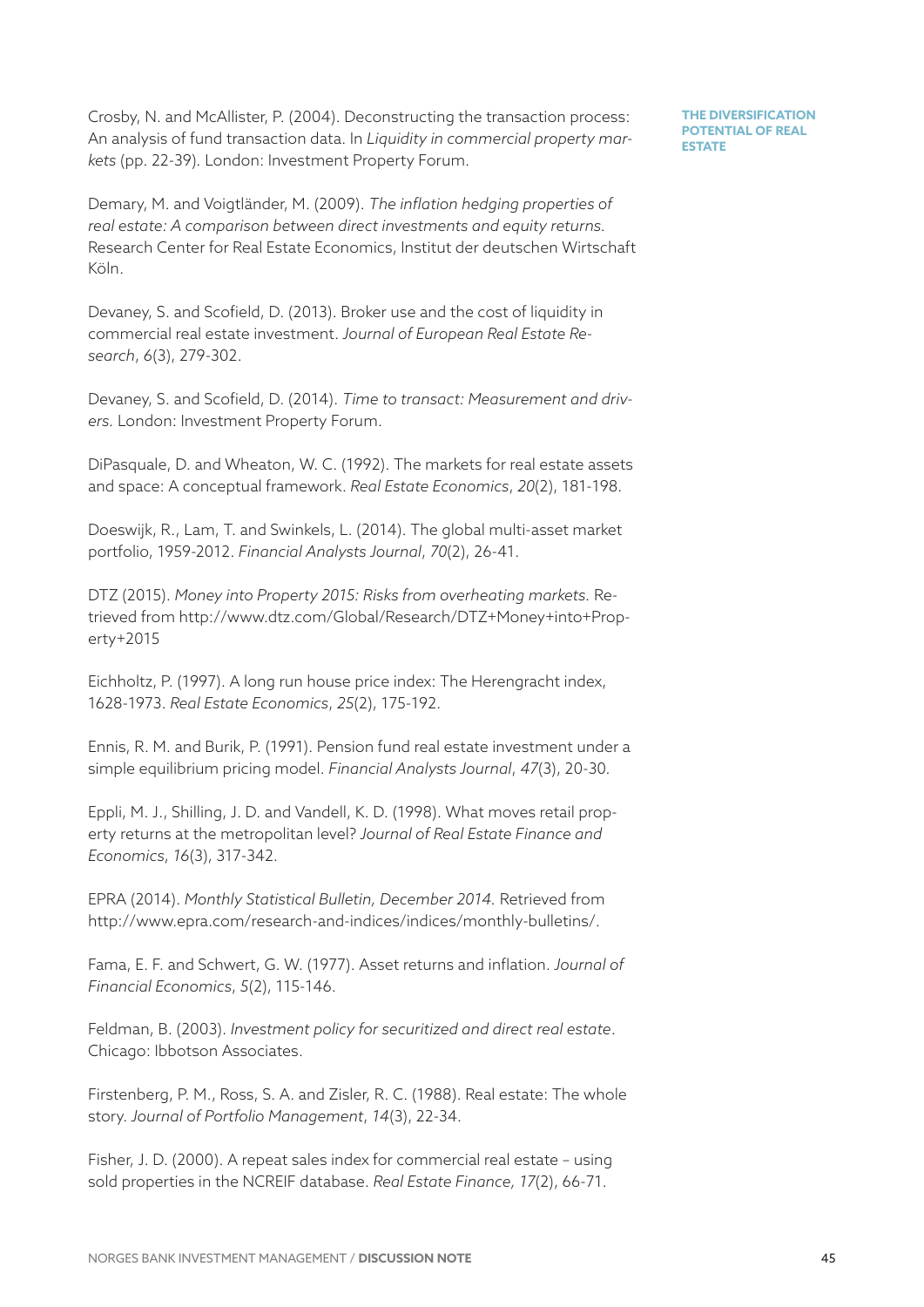Crosby, N. and McAllister, P. (2004). Deconstructing the transaction process: An analysis of fund transaction data. In *Liquidity in commercial property markets* (pp. 22-39). London: Investment Property Forum.

Demary, M. and Voigtländer, M. (2009). *The inflation hedging properties of real estate: A comparison between direct investments and equity returns.* Research Center for Real Estate Economics, Institut der deutschen Wirtschaft Köln.

Devaney, S. and Scofield, D. (2013). Broker use and the cost of liquidity in commercial real estate investment. *Journal of European Real Estate Research*, *6*(3), 279-302.

Devaney, S. and Scofield, D. (2014). *Time to transact: Measurement and drivers.* London: Investment Property Forum.

DiPasquale, D. and Wheaton, W. C. (1992). The markets for real estate assets and space: A conceptual framework. *Real Estate Economics*, *20*(2), 181-198.

Doeswijk, R., Lam, T. and Swinkels, L. (2014). The global multi-asset market portfolio, 1959-2012. *Financial Analysts Journal*, *70*(2), 26-41.

DTZ (2015). *Money into Property 2015: Risks from overheating markets.* Retrieved from http://www.dtz.com/Global/Research/DTZ+Money+into+Property+2015

Eichholtz, P. (1997). A long run house price index: The Herengracht index, 1628-1973. *Real Estate Economics*, *25*(2), 175-192.

Ennis, R. M. and Burik, P. (1991). Pension fund real estate investment under a simple equilibrium pricing model. *Financial Analysts Journal*, *47*(3), 20-30.

Eppli, M. J., Shilling, J. D. and Vandell, K. D. (1998). What moves retail property returns at the metropolitan level? *Journal of Real Estate Finance and Economics*, *16*(3), 317-342.

EPRA (2014). *Monthly Statistical Bulletin, December 2014.* Retrieved from http://www.epra.com/research-and-indices/indices/monthly-bulletins/.

Fama, E. F. and Schwert, G. W. (1977). Asset returns and inflation. *Journal of Financial Economics*, *5*(2), 115-146.

Feldman, B. (2003). *Investment policy for securitized and direct real estate*. Chicago: Ibbotson Associates.

Firstenberg, P. M., Ross, S. A. and Zisler, R. C. (1988). Real estate: The whole story. *Journal of Portfolio Management*, *14*(3), 22-34.

Fisher, J. D. (2000). A repeat sales index for commercial real estate – using sold properties in the NCREIF database. *Real Estate Finance, 17*(2), 66-71.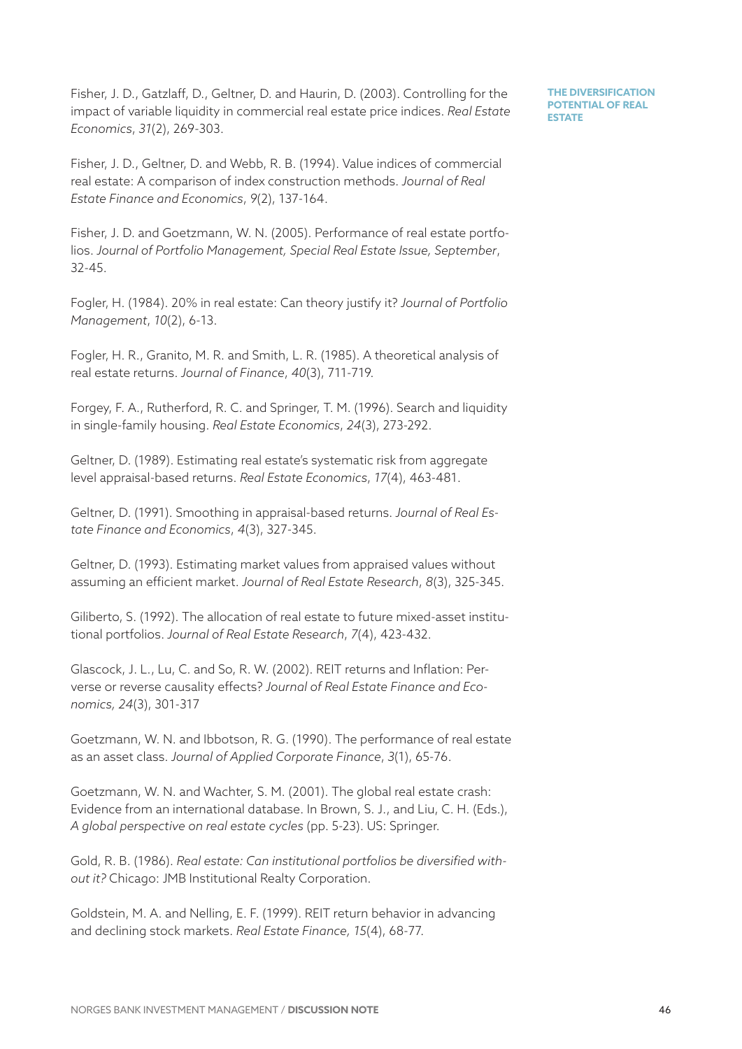Fisher, J. D., Gatzlaff, D., Geltner, D. and Haurin, D. (2003). Controlling for the impact of variable liquidity in commercial real estate price indices. *Real Estate Economics*, *31*(2), 269-303.

Fisher, J. D., Geltner, D. and Webb, R. B. (1994). Value indices of commercial real estate: A comparison of index construction methods. *Journal of Real Estate Finance and Economics*, *9*(2), 137-164.

Fisher, J. D. and Goetzmann, W. N. (2005). Performance of real estate portfolios. *Journal of Portfolio Management, Special Real Estate Issue, September*, 32-45.

Fogler, H. (1984). 20% in real estate: Can theory justify it? *Journal of Portfolio Management*, *10*(2), 6-13.

Fogler, H. R., Granito, M. R. and Smith, L. R. (1985). A theoretical analysis of real estate returns. *Journal of Finance*, *40*(3), 711-719.

Forgey, F. A., Rutherford, R. C. and Springer, T. M. (1996). Search and liquidity in single-family housing. *Real Estate Economics*, *24*(3), 273-292.

Geltner, D. (1989). Estimating real estate's systematic risk from aggregate level appraisal-based returns. *Real Estate Economics*, *17*(4), 463-481.

Geltner, D. (1991). Smoothing in appraisal-based returns. *Journal of Real Estate Finance and Economics*, *4*(3), 327-345.

Geltner, D. (1993). Estimating market values from appraised values without assuming an efficient market. *Journal of Real Estate Research*, *8*(3), 325-345.

Giliberto, S. (1992). The allocation of real estate to future mixed-asset institutional portfolios. *Journal of Real Estate Research*, *7*(4), 423-432.

Glascock, J. L., Lu, C. and So, R. W. (2002). REIT returns and Inflation: Perverse or reverse causality effects? *Journal of Real Estate Finance and Economics, 24*(3), 301-317

Goetzmann, W. N. and Ibbotson, R. G. (1990). The performance of real estate as an asset class. *Journal of Applied Corporate Finance*, *3*(1), 65-76.

Goetzmann, W. N. and Wachter, S. M. (2001). The global real estate crash: Evidence from an international database. In Brown, S. J., and Liu, C. H. (Eds.), *A global perspective on real estate cycles* (pp. 5-23). US: Springer.

Gold, R. B. (1986). *Real estate: Can institutional portfolios be diversified without it?* Chicago: JMB Institutional Realty Corporation.

Goldstein, M. A. and Nelling, E. F. (1999). REIT return behavior in advancing and declining stock markets. *Real Estate Finance, 15*(4), 68-77.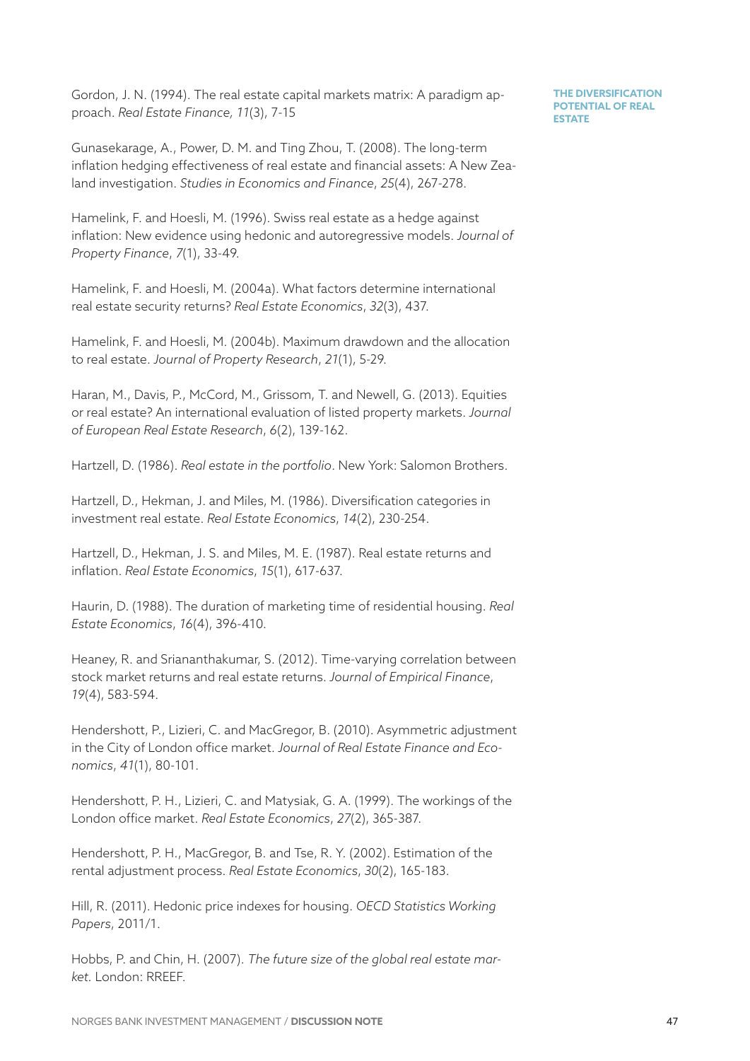Gordon, J. N. (1994). The real estate capital markets matrix: A paradigm approach. *Real Estate Finance, 11*(3), 7-15

Gunasekarage, A., Power, D. M. and Ting Zhou, T. (2008). The long-term inflation hedging effectiveness of real estate and financial assets: A New Zealand investigation. *Studies in Economics and Finance*, *25*(4), 267-278.

Hamelink, F. and Hoesli, M. (1996). Swiss real estate as a hedge against inflation: New evidence using hedonic and autoregressive models. *Journal of Property Finance*, *7*(1), 33-49.

Hamelink, F. and Hoesli, M. (2004a). What factors determine international real estate security returns? *Real Estate Economics*, *32*(3), 437.

Hamelink, F. and Hoesli, M. (2004b). Maximum drawdown and the allocation to real estate. *Journal of Property Research*, *21*(1), 5-29.

Haran, M., Davis, P., McCord, M., Grissom, T. and Newell, G. (2013). Equities or real estate? An international evaluation of listed property markets. *Journal of European Real Estate Research*, *6*(2), 139-162.

Hartzell, D. (1986). *Real estate in the portfolio*. New York: Salomon Brothers.

Hartzell, D., Hekman, J. and Miles, M. (1986). Diversification categories in investment real estate. *Real Estate Economics*, *14*(2), 230-254.

Hartzell, D., Hekman, J. S. and Miles, M. E. (1987). Real estate returns and inflation. *Real Estate Economics*, *15*(1), 617-637.

Haurin, D. (1988). The duration of marketing time of residential housing. *Real Estate Economics*, *16*(4), 396-410.

Heaney, R. and Sriananthakumar, S. (2012). Time-varying correlation between stock market returns and real estate returns. *Journal of Empirical Finance*, *19*(4), 583-594.

Hendershott, P., Lizieri, C. and MacGregor, B. (2010). Asymmetric adjustment in the City of London office market. *Journal of Real Estate Finance and Economics*, *41*(1), 80-101.

Hendershott, P. H., Lizieri, C. and Matysiak, G. A. (1999). The workings of the London office market. *Real Estate Economics*, *27*(2), 365-387.

Hendershott, P. H., MacGregor, B. and Tse, R. Y. (2002). Estimation of the rental adjustment process. *Real Estate Economics*, *30*(2), 165-183.

Hill, R. (2011). Hedonic price indexes for housing. *OECD Statistics Working Papers*, 2011/1.

Hobbs, P. and Chin, H. (2007). *The future size of the global real estate market.* London: RREEF.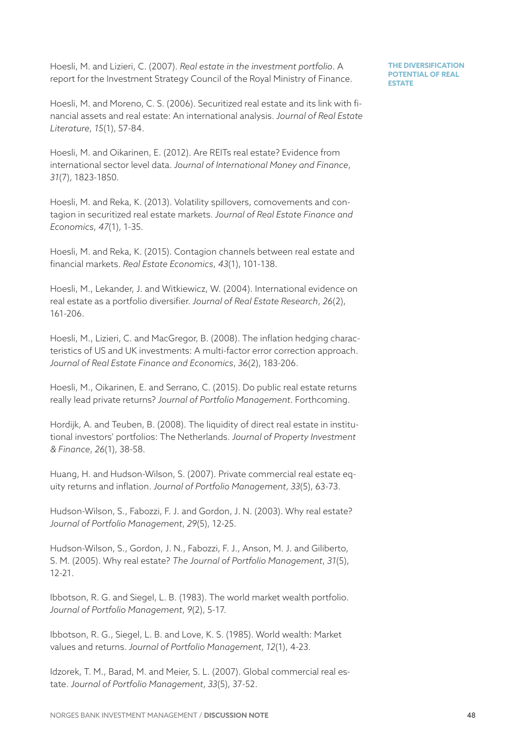Hoesli, M. and Lizieri, C. (2007). *Real estate in the investment portfolio*. A report for the Investment Strategy Council of the Royal Ministry of Finance.

Hoesli, M. and Moreno, C. S. (2006). Securitized real estate and its link with financial assets and real estate: An international analysis. *Journal of Real Estate Literature*, *15*(1), 57-84.

Hoesli, M. and Oikarinen, E. (2012). Are REITs real estate? Evidence from international sector level data. *Journal of International Money and Finance*, *31*(7), 1823-1850.

Hoesli, M. and Reka, K. (2013). Volatility spillovers, comovements and contagion in securitized real estate markets. *Journal of Real Estate Finance and Economics*, *47*(1), 1-35.

Hoesli, M. and Reka, K. (2015). Contagion channels between real estate and financial markets. *Real Estate Economics*, *43*(1), 101-138.

Hoesli, M., Lekander, J. and Witkiewicz, W. (2004). International evidence on real estate as a portfolio diversifier. *Journal of Real Estate Research*, *26*(2), 161-206.

Hoesli, M., Lizieri, C. and MacGregor, B. (2008). The inflation hedging characteristics of US and UK investments: A multi-factor error correction approach. *Journal of Real Estate Finance and Economics*, *36*(2), 183-206.

Hoesli, M., Oikarinen, E. and Serrano, C. (2015). Do public real estate returns really lead private returns? *Journal of Portfolio Management*. Forthcoming.

Hordijk, A. and Teuben, B. (2008). The liquidity of direct real estate in institutional investors' portfolios: The Netherlands. *Journal of Property Investment & Finance*, *26*(1), 38-58.

Huang, H. and Hudson-Wilson, S. (2007). Private commercial real estate equity returns and inflation. *Journal of Portfolio Management*, *33*(5), 63-73.

Hudson-Wilson, S., Fabozzi, F. J. and Gordon, J. N. (2003). Why real estate? *Journal of Portfolio Management*, *29*(5), 12-25.

Hudson-Wilson, S., Gordon, J. N., Fabozzi, F. J., Anson, M. J. and Giliberto, S. M. (2005). Why real estate? *The Journal of Portfolio Management*, *31*(5), 12-21.

Ibbotson, R. G. and Siegel, L. B. (1983). The world market wealth portfolio. *Journal of Portfolio Management*, *9*(2), 5-17.

Ibbotson, R. G., Siegel, L. B. and Love, K. S. (1985). World wealth: Market values and returns. *Journal of Portfolio Management*, *12*(1), 4-23.

Idzorek, T. M., Barad, M. and Meier, S. L. (2007). Global commercial real estate. *Journal of Portfolio Management*, *33*(5), 37-52.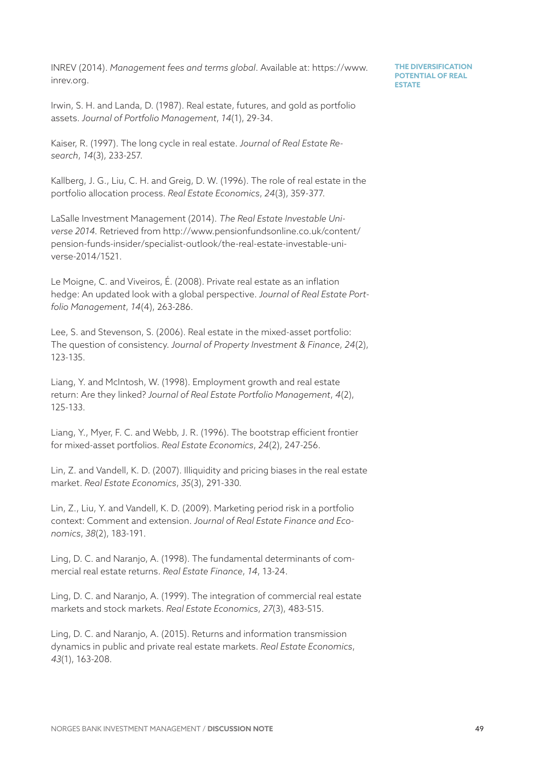INREV (2014). *Management fees and terms global*. Available at: https://www.inrev.org.

Irwin, S. H. and Landa, D. (1987). Real estate, futures, and gold as portfolio assets. *Journal of Portfolio Management*, *14*(1), 29-34.

Kaiser, R. (1997). The long cycle in real estate. *Journal of Real Estate Research*, *14*(3), 233-257.

Kallberg, J. G., Liu, C. H. and Greig, D. W. (1996). The role of real estate in the portfolio allocation process. *Real Estate Economics*, *24*(3), 359-377.

LaSalle Investment Management (2014). *The Real Estate Investable Universe 2014.* Retrieved from http://www.pensionfundsonline.co.uk/content/pension-funds-insider/specialist-outlook/the-real-estate-investable-universe-2014/1521.

Le Moigne, C. and Viveiros, É. (2008). Private real estate as an inflation hedge: An updated look with a global perspective. *Journal of Real Estate Portfolio Management*, *14*(4), 263-286.

Lee, S. and Stevenson, S. (2006). Real estate in the mixed-asset portfolio: The question of consistency. *Journal of Property Investment & Finance*, *24*(2), 123-135.

Liang, Y. and McIntosh, W. (1998). Employment growth and real estate return: Are they linked? *Journal of Real Estate Portfolio Management*, *4*(2), 125-133.

Liang, Y., Myer, F. C. and Webb, J. R. (1996). The bootstrap efficient frontier for mixed-asset portfolios. *Real Estate Economics*, *24*(2), 247-256.

Lin, Z. and Vandell, K. D. (2007). Illiquidity and pricing biases in the real estate market. *Real Estate Economics*, *35*(3), 291-330.

Lin, Z., Liu, Y. and Vandell, K. D. (2009). Marketing period risk in a portfolio context: Comment and extension. *Journal of Real Estate Finance and Economics*, *38*(2), 183-191.

Ling, D. C. and Naranjo, A. (1998). The fundamental determinants of commercial real estate returns. *Real Estate Finance*, *14*, 13-24.

Ling, D. C. and Naranjo, A. (1999). The integration of commercial real estate markets and stock markets. *Real Estate Economics*, *27*(3), 483-515.

Ling, D. C. and Naranjo, A. (2015). Returns and information transmission dynamics in public and private real estate markets. *Real Estate Economics*, *43*(1), 163-208.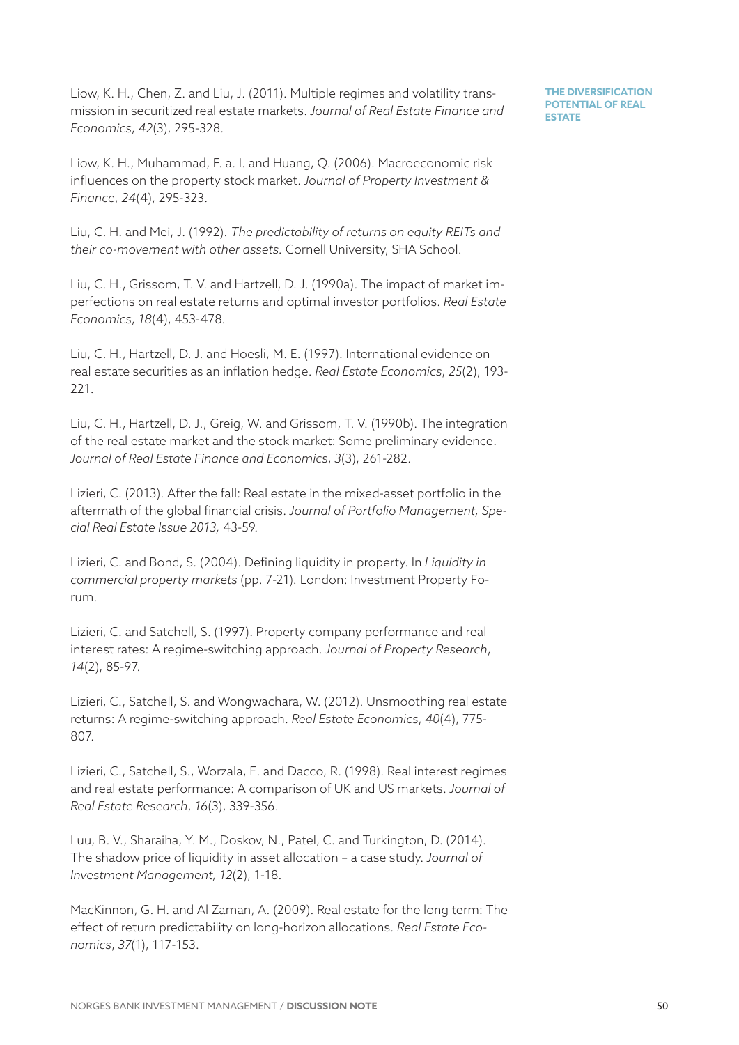Liow, K. H., Chen, Z. and Liu, J. (2011). Multiple regimes and volatility transmission in securitized real estate markets. *Journal of Real Estate Finance and Economics*, *42*(3), 295-328.

Liow, K. H., Muhammad, F. a. I. and Huang, Q. (2006). Macroeconomic risk influences on the property stock market. *Journal of Property Investment & Finance*, *24*(4), 295-323.

Liu, C. H. and Mei, J. (1992). *The predictability of returns on equity REITs and their co-movement with other assets.* Cornell University, SHA School.

Liu, C. H., Grissom, T. V. and Hartzell, D. J. (1990a). The impact of market imperfections on real estate returns and optimal investor portfolios. *Real Estate Economics*, *18*(4), 453-478.

Liu, C. H., Hartzell, D. J. and Hoesli, M. E. (1997). International evidence on real estate securities as an inflation hedge. *Real Estate Economics*, *25*(2), 193-221.

Liu, C. H., Hartzell, D. J., Greig, W. and Grissom, T. V. (1990b). The integration of the real estate market and the stock market: Some preliminary evidence. *Journal of Real Estate Finance and Economics*, *3*(3), 261-282.

Lizieri, C. (2013). After the fall: Real estate in the mixed-asset portfolio in the aftermath of the global financial crisis. *Journal of Portfolio Management, Special Real Estate Issue 2013,* 43-59.

Lizieri, C. and Bond, S. (2004). Defining liquidity in property. In *Liquidity in commercial property markets* (pp. 7-21). London: Investment Property Forum.

Lizieri, C. and Satchell, S. (1997). Property company performance and real interest rates: A regime-switching approach. *Journal of Property Research*, *14*(2), 85-97.

Lizieri, C., Satchell, S. and Wongwachara, W. (2012). Unsmoothing real estate returns: A regime-switching approach. *Real Estate Economics*, *40*(4), 775-807.

Lizieri, C., Satchell, S., Worzala, E. and Dacco, R. (1998). Real interest regimes and real estate performance: A comparison of UK and US markets. *Journal of Real Estate Research*, *16*(3), 339-356.

Luu, B. V., Sharaiha, Y. M., Doskov, N., Patel, C. and Turkington, D. (2014). The shadow price of liquidity in asset allocation – a case study. *Journal of Investment Management, 12*(2), 1-18.

MacKinnon, G. H. and Al Zaman, A. (2009). Real estate for the long term: The effect of return predictability on long-horizon allocations. *Real Estate Economics*, *37*(1), 117-153.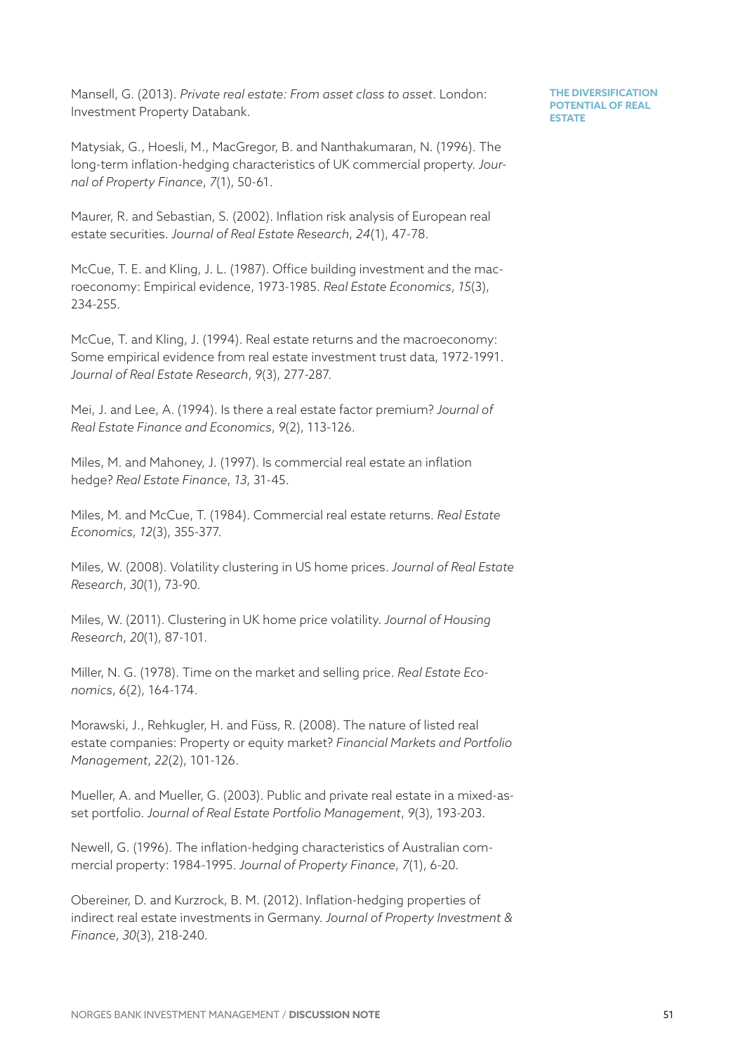Mansell, G. (2013). *Private real estate: From asset class to asset*. London: Investment Property Databank.

Matysiak, G., Hoesli, M., MacGregor, B. and Nanthakumaran, N. (1996). The long-term inflation-hedging characteristics of UK commercial property. *Journal of Property Finance*, *7*(1), 50-61.

Maurer, R. and Sebastian, S. (2002). Inflation risk analysis of European real estate securities. *Journal of Real Estate Research*, *24*(1), 47-78.

McCue, T. E. and Kling, J. L. (1987). Office building investment and the macroeconomy: Empirical evidence, 1973-1985. *Real Estate Economics*, *15*(3), 234-255.

McCue, T. and Kling, J. (1994). Real estate returns and the macroeconomy: Some empirical evidence from real estate investment trust data, 1972-1991. *Journal of Real Estate Research*, *9*(3), 277-287.

Mei, J. and Lee, A. (1994). Is there a real estate factor premium? *Journal of Real Estate Finance and Economics*, *9*(2), 113-126.

Miles, M. and Mahoney, J. (1997). Is commercial real estate an inflation hedge? *Real Estate Finance*, *13*, 31-45.

Miles, M. and McCue, T. (1984). Commercial real estate returns. *Real Estate Economics*, *12*(3), 355-377.

Miles, W. (2008). Volatility clustering in US home prices. *Journal of Real Estate Research*, *30*(1), 73-90.

Miles, W. (2011). Clustering in UK home price volatility. *Journal of Housing Research*, *20*(1), 87-101.

Miller, N. G. (1978). Time on the market and selling price. *Real Estate Economics*, *6*(2), 164-174.

Morawski, J., Rehkugler, H. and Füss, R. (2008). The nature of listed real estate companies: Property or equity market? *Financial Markets and Portfolio Management*, *22*(2), 101-126.

Mueller, A. and Mueller, G. (2003). Public and private real estate in a mixed-asset portfolio. *Journal of Real Estate Portfolio Management*, *9*(3), 193-203.

Newell, G. (1996). The inflation-hedging characteristics of Australian commercial property: 1984-1995. *Journal of Property Finance*, *7*(1), 6-20.

Obereiner, D. and Kurzrock, B. M. (2012). Inflation-hedging properties of indirect real estate investments in Germany. *Journal of Property Investment & Finance*, *30*(3), 218-240.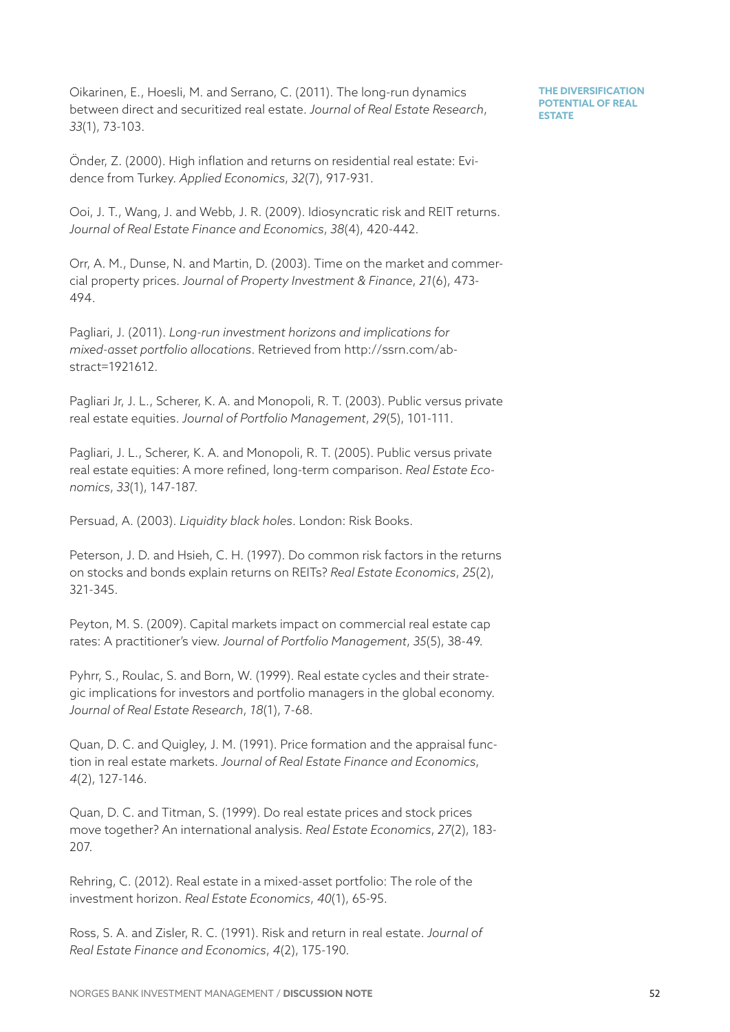Oikarinen, E., Hoesli, M. and Serrano, C. (2011). The long-run dynamics between direct and securitized real estate. *Journal of Real Estate Research*, *33*(1), 73-103.

Önder, Z. (2000). High inflation and returns on residential real estate: Evidence from Turkey. *Applied Economics*, *32*(7), 917-931.

Ooi, J. T., Wang, J. and Webb, J. R. (2009). Idiosyncratic risk and REIT returns. *Journal of Real Estate Finance and Economics*, *38*(4), 420-442.

Orr, A. M., Dunse, N. and Martin, D. (2003). Time on the market and commercial property prices. *Journal of Property Investment & Finance*, *21*(6), 473-494.

Pagliari, J. (2011). *Long-run investment horizons and implications for mixed-asset portfolio allocations*. Retrieved from http://ssrn.com/abstract=1921612.

Pagliari Jr, J. L., Scherer, K. A. and Monopoli, R. T. (2003). Public versus private real estate equities. *Journal of Portfolio Management*, *29*(5), 101-111.

Pagliari, J. L., Scherer, K. A. and Monopoli, R. T. (2005). Public versus private real estate equities: A more refined, long-term comparison. *Real Estate Economics*, *33*(1), 147-187.

Persuad, A. (2003). *Liquidity black holes*. London: Risk Books.

Peterson, J. D. and Hsieh, C. H. (1997). Do common risk factors in the returns on stocks and bonds explain returns on REITs? *Real Estate Economics*, *25*(2), 321-345.

Peyton, M. S. (2009). Capital markets impact on commercial real estate cap rates: A practitioner's view. *Journal of Portfolio Management*, *35*(5), 38-49.

Pyhrr, S., Roulac, S. and Born, W. (1999). Real estate cycles and their strategic implications for investors and portfolio managers in the global economy. *Journal of Real Estate Research*, *18*(1), 7-68.

Quan, D. C. and Quigley, J. M. (1991). Price formation and the appraisal function in real estate markets. *Journal of Real Estate Finance and Economics*, *4*(2), 127-146.

Quan, D. C. and Titman, S. (1999). Do real estate prices and stock prices move together? An international analysis. *Real Estate Economics*, *27*(2), 183-207.

Rehring, C. (2012). Real estate in a mixed-asset portfolio: The role of the investment horizon. *Real Estate Economics*, *40*(1), 65-95.

Ross, S. A. and Zisler, R. C. (1991). Risk and return in real estate. *Journal of Real Estate Finance and Economics*, *4*(2), 175-190.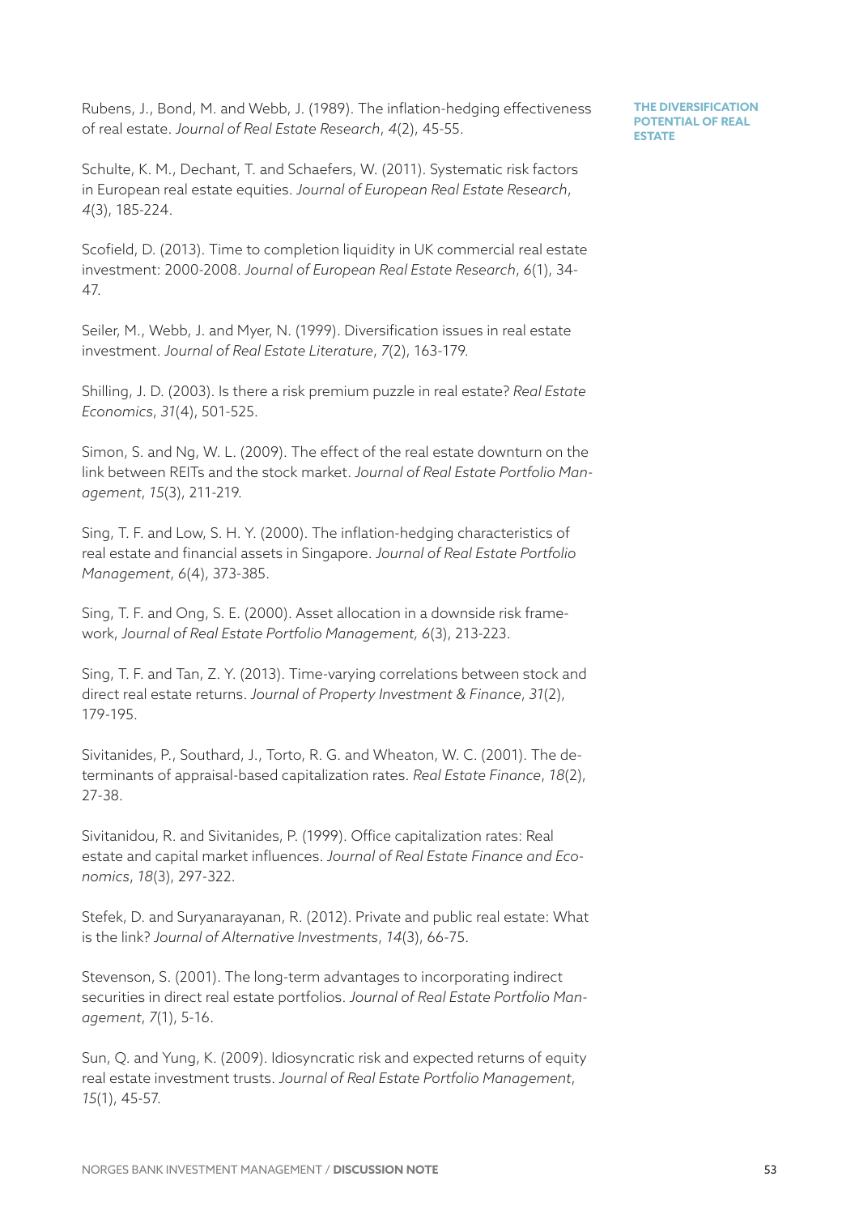Rubens, J., Bond, M. and Webb, J. (1989). The inflation-hedging effectiveness of real estate. *Journal of Real Estate Research*, *4*(2), 45-55.

Schulte, K. M., Dechant, T. and Schaefers, W. (2011). Systematic risk factors in European real estate equities. *Journal of European Real Estate Research*, *4*(3), 185-224.

Scofield, D. (2013). Time to completion liquidity in UK commercial real estate investment: 2000-2008. *Journal of European Real Estate Research*, *6*(1), 34-47.

Seiler, M., Webb, J. and Myer, N. (1999). Diversification issues in real estate investment. *Journal of Real Estate Literature*, *7*(2), 163-179.

Shilling, J. D. (2003). Is there a risk premium puzzle in real estate? *Real Estate Economics*, *31*(4), 501-525.

Simon, S. and Ng, W. L. (2009). The effect of the real estate downturn on the link between REITs and the stock market. *Journal of Real Estate Portfolio Management*, *15*(3), 211-219.

Sing, T. F. and Low, S. H. Y. (2000). The inflation-hedging characteristics of real estate and financial assets in Singapore. *Journal of Real Estate Portfolio Management*, *6*(4), 373-385.

Sing, T. F. and Ong, S. E. (2000). Asset allocation in a downside risk framework, *Journal of Real Estate Portfolio Management, 6*(3), 213-223.

Sing, T. F. and Tan, Z. Y. (2013). Time-varying correlations between stock and direct real estate returns. *Journal of Property Investment & Finance*, *31*(2), 179-195.

Sivitanides, P., Southard, J., Torto, R. G. and Wheaton, W. C. (2001). The determinants of appraisal-based capitalization rates. *Real Estate Finance*, *18*(2), 27-38.

Sivitanidou, R. and Sivitanides, P. (1999). Office capitalization rates: Real estate and capital market influences. *Journal of Real Estate Finance and Economics*, *18*(3), 297-322.

Stefek, D. and Suryanarayanan, R. (2012). Private and public real estate: What is the link? *Journal of Alternative Investments*, *14*(3), 66-75.

Stevenson, S. (2001). The long-term advantages to incorporating indirect securities in direct real estate portfolios. *Journal of Real Estate Portfolio Management*, *7*(1), 5-16.

Sun, Q. and Yung, K. (2009). Idiosyncratic risk and expected returns of equity real estate investment trusts. *Journal of Real Estate Portfolio Management*, *15*(1), 45-57.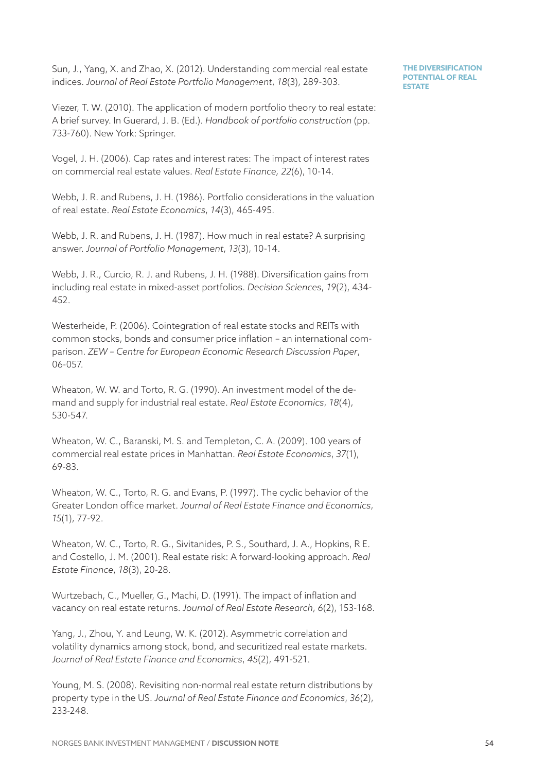Sun, J., Yang, X. and Zhao, X. (2012). Understanding commercial real estate indices. *Journal of Real Estate Portfolio Management*, *18*(3), 289-303.

Viezer, T. W. (2010). The application of modern portfolio theory to real estate: A brief survey. In Guerard, J. B. (Ed.). *Handbook of portfolio construction* (pp. 733-760). New York: Springer.

Vogel, J. H. (2006). Cap rates and interest rates: The impact of interest rates on commercial real estate values. *Real Estate Finance, 22*(6), 10-14.

Webb, J. R. and Rubens, J. H. (1986). Portfolio considerations in the valuation of real estate. *Real Estate Economics*, *14*(3), 465-495.

Webb, J. R. and Rubens, J. H. (1987). How much in real estate? A surprising answer. *Journal of Portfolio Management*, *13*(3), 10-14.

Webb, J. R., Curcio, R. J. and Rubens, J. H. (1988). Diversification gains from including real estate in mixed-asset portfolios. *Decision Sciences*, *19*(2), 434-452.

Westerheide, P. (2006). Cointegration of real estate stocks and REITs with common stocks, bonds and consumer price inflation – an international comparison. *ZEW – Centre for European Economic Research Discussion Paper*, 06-057.

Wheaton, W. W. and Torto, R. G. (1990). An investment model of the demand and supply for industrial real estate. *Real Estate Economics*, *18*(4), 530-547.

Wheaton, W. C., Baranski, M. S. and Templeton, C. A. (2009). 100 years of commercial real estate prices in Manhattan. *Real Estate Economics*, *37*(1), 69-83.

Wheaton, W. C., Torto, R. G. and Evans, P. (1997). The cyclic behavior of the Greater London office market. *Journal of Real Estate Finance and Economics*, *15*(1), 77-92.

Wheaton, W. C., Torto, R. G., Sivitanides, P. S., Southard, J. A., Hopkins, R E. and Costello, J. M. (2001). Real estate risk: A forward-looking approach. *Real Estate Finance*, *18*(3), 20-28.

Wurtzebach, C., Mueller, G., Machi, D. (1991). The impact of inflation and vacancy on real estate returns. *Journal of Real Estate Research*, *6*(2), 153-168.

Yang, J., Zhou, Y. and Leung, W. K. (2012). Asymmetric correlation and volatility dynamics among stock, bond, and securitized real estate markets. *Journal of Real Estate Finance and Economics*, *45*(2), 491-521.

Young, M. S. (2008). Revisiting non-normal real estate return distributions by property type in the US. *Journal of Real Estate Finance and Economics*, *36*(2), 233-248.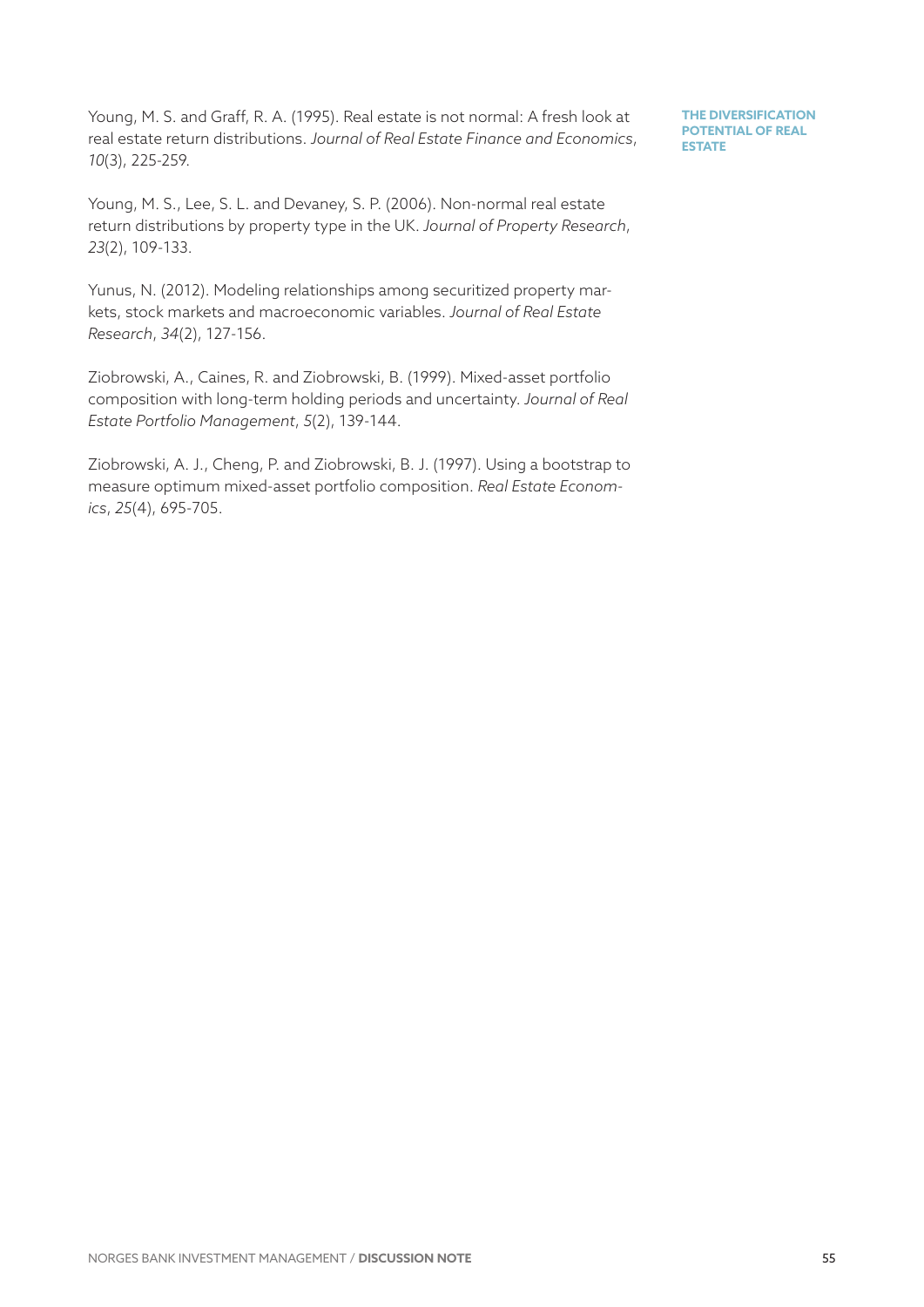Young, M. S. and Graff, R. A. (1995). Real estate is not normal: A fresh look at real estate return distributions. *Journal of Real Estate Finance and Economics*, *10*(3), 225-259.

Young, M. S., Lee, S. L. and Devaney, S. P. (2006). Non-normal real estate return distributions by property type in the UK. *Journal of Property Research*, *23*(2), 109-133.

Yunus, N. (2012). Modeling relationships among securitized property markets, stock markets and macroeconomic variables. *Journal of Real Estate Research*, *34*(2), 127-156.

Ziobrowski, A., Caines, R. and Ziobrowski, B. (1999). Mixed-asset portfolio composition with long-term holding periods and uncertainty. *Journal of Real Estate Portfolio Management*, *5*(2), 139-144.

Ziobrowski, A. J., Cheng, P. and Ziobrowski, B. J. (1997). Using a bootstrap to measure optimum mixed-asset portfolio composition. *Real Estate Economics*, *25*(4), 695-705.